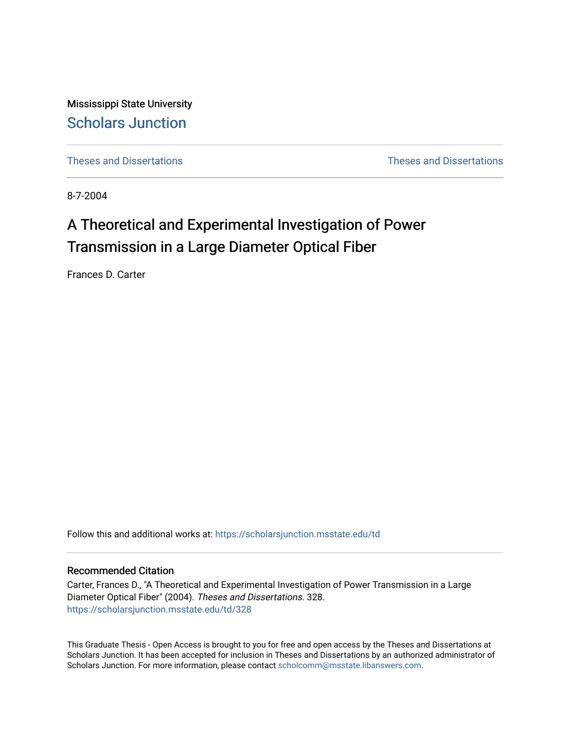Mississippi State University

# Scholars Junction

Theses and Dissertations

Theses and Dissertations

8-7-2004

# A Theoretical and Experimental Investigation of Power Transmission in a Large Diameter Optical Fiber

Frances D. Carter

Follow this and additional works at: https://scholarsjunction.msstate.edu/td

## Recommended Citation

Carter, Frances D., "A Theoretical and Experimental Investigation of Power Transmission in a Large Diameter Optical Fiber" (2004). *Theses and Dissertations*. 328.
https://scholarsjunction.msstate.edu/td/328

This Graduate Thesis - Open Access is brought to you for free and open access by the Theses and Dissertations at Scholars Junction. It has been accepted for inclusion in Theses and Dissertations by an authorized administrator of Scholars Junction. For more information, please contact scholcomm@msstate.libanswers.com.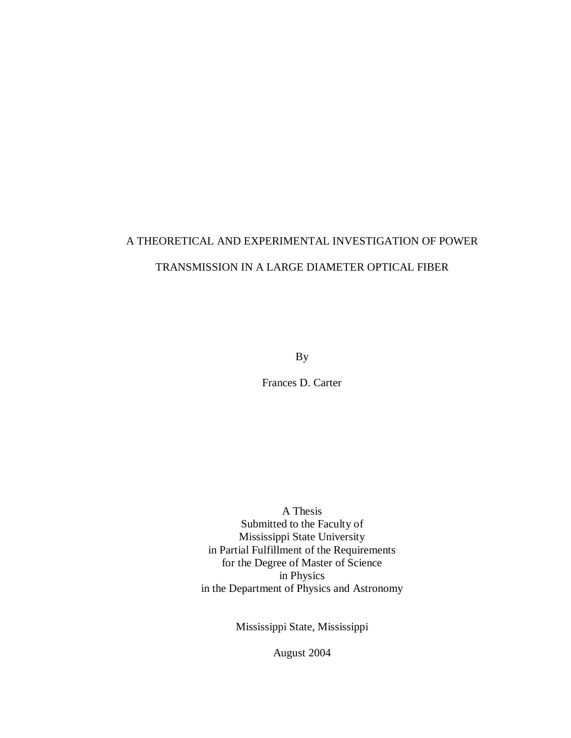# A THEORETICAL AND EXPERIMENTAL INVESTIGATION OF POWER TRANSMISSION IN A LARGE DIAMETER OPTICAL FIBER

By

Frances D. Carter

A Thesis
Submitted to the Faculty of
Mississippi State University
in Partial Fulfillment of the Requirements
for the Degree of Master of Science
in Physics
in the Department of Physics and Astronomy

Mississippi State, Mississippi

August 2004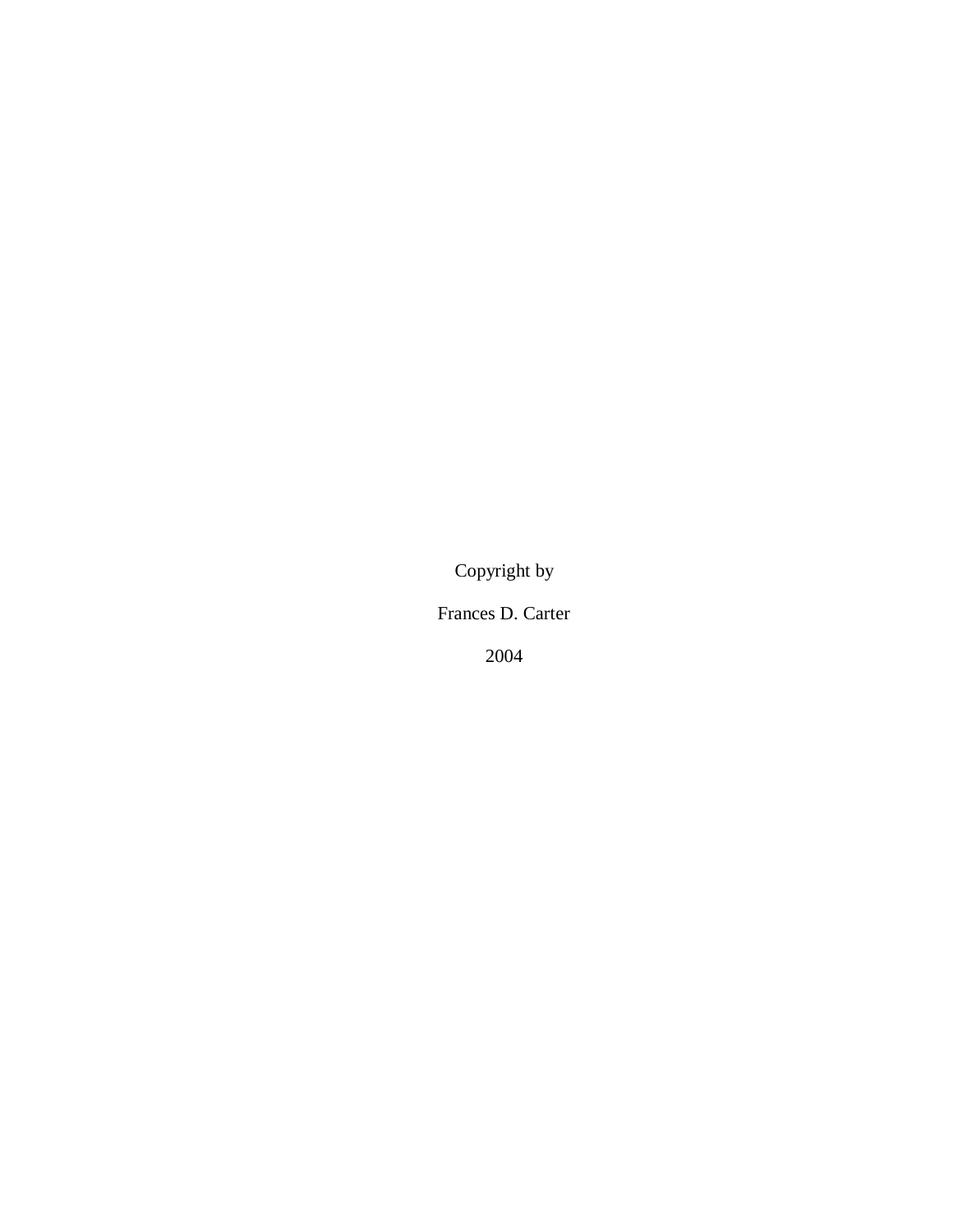Copyright by

Frances D. Carter

2004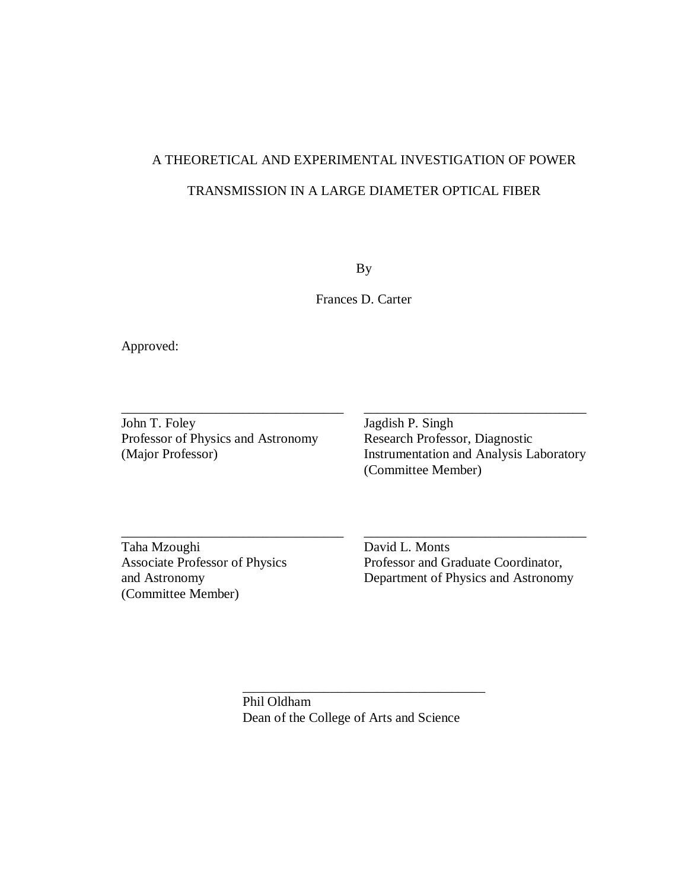A THEORETICAL AND EXPERIMENTAL INVESTIGATION OF POWER

TRANSMISSION IN A LARGE DIAMETER OPTICAL FIBER

By

Frances D. Carter

Approved:

\_\_\_\_\_\_\_\_\_\_\_\_\_\_\_\_\_\_\_\_\_\_\_\_\_\_\_\_\_\_\_\_
John T. Foley
Professor of Physics and Astronomy
(Major Professor)

\_\_\_\_\_\_\_\_\_\_\_\_\_\_\_\_\_\_\_\_\_\_\_\_\_\_\_\_\_\_\_\_
Jagdish P. Singh
Research Professor, Diagnostic Instrumentation and Analysis Laboratory
(Committee Member)

\_\_\_\_\_\_\_\_\_\_\_\_\_\_\_\_\_\_\_\_\_\_\_\_\_\_\_\_\_\_\_\_
Taha Mzoughi
Associate Professor of Physics and Astronomy
(Committee Member)

\_\_\_\_\_\_\_\_\_\_\_\_\_\_\_\_\_\_\_\_\_\_\_\_\_\_\_\_\_\_\_\_
David L. Monts
Professor and Graduate Coordinator, Department of Physics and Astronomy

\_\_\_\_\_\_\_\_\_\_\_\_\_\_\_\_\_\_\_\_\_\_\_\_\_\_\_\_\_\_\_\_
Phil Oldham
Dean of the College of Arts and Science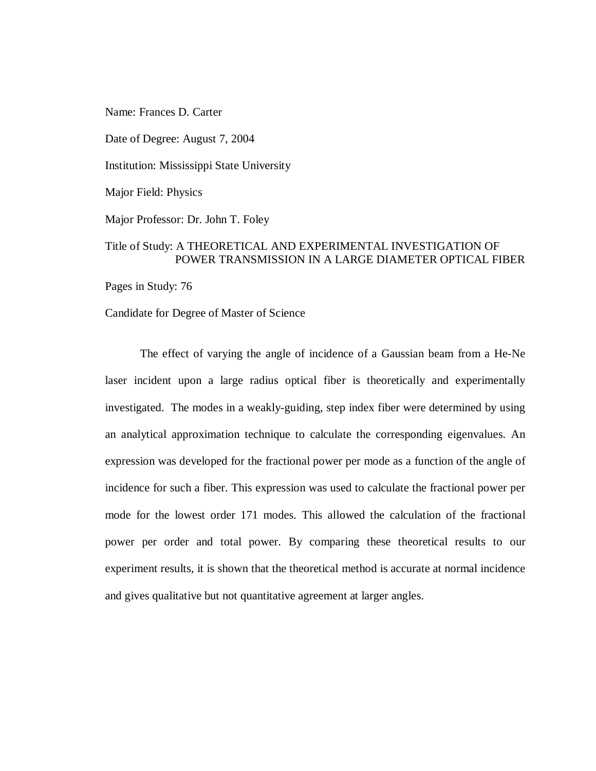Name: Frances D. Carter

Date of Degree: August 7, 2004

Institution: Mississippi State University

Major Field: Physics

Major Professor: Dr. John T. Foley

Title of Study: A THEORETICAL AND EXPERIMENTAL INVESTIGATION OF POWER TRANSMISSION IN A LARGE DIAMETER OPTICAL FIBER

Pages in Study: 76

Candidate for Degree of Master of Science

The effect of varying the angle of incidence of a Gaussian beam from a He-Ne laser incident upon a large radius optical fiber is theoretically and experimentally investigated. The modes in a weakly-guiding, step index fiber were determined by using an analytical approximation technique to calculate the corresponding eigenvalues. An expression was developed for the fractional power per mode as a function of the angle of incidence for such a fiber. This expression was used to calculate the fractional power per mode for the lowest order 171 modes. This allowed the calculation of the fractional power per order and total power. By comparing these theoretical results to our experiment results, it is shown that the theoretical method is accurate at normal incidence and gives qualitative but not quantitative agreement at larger angles.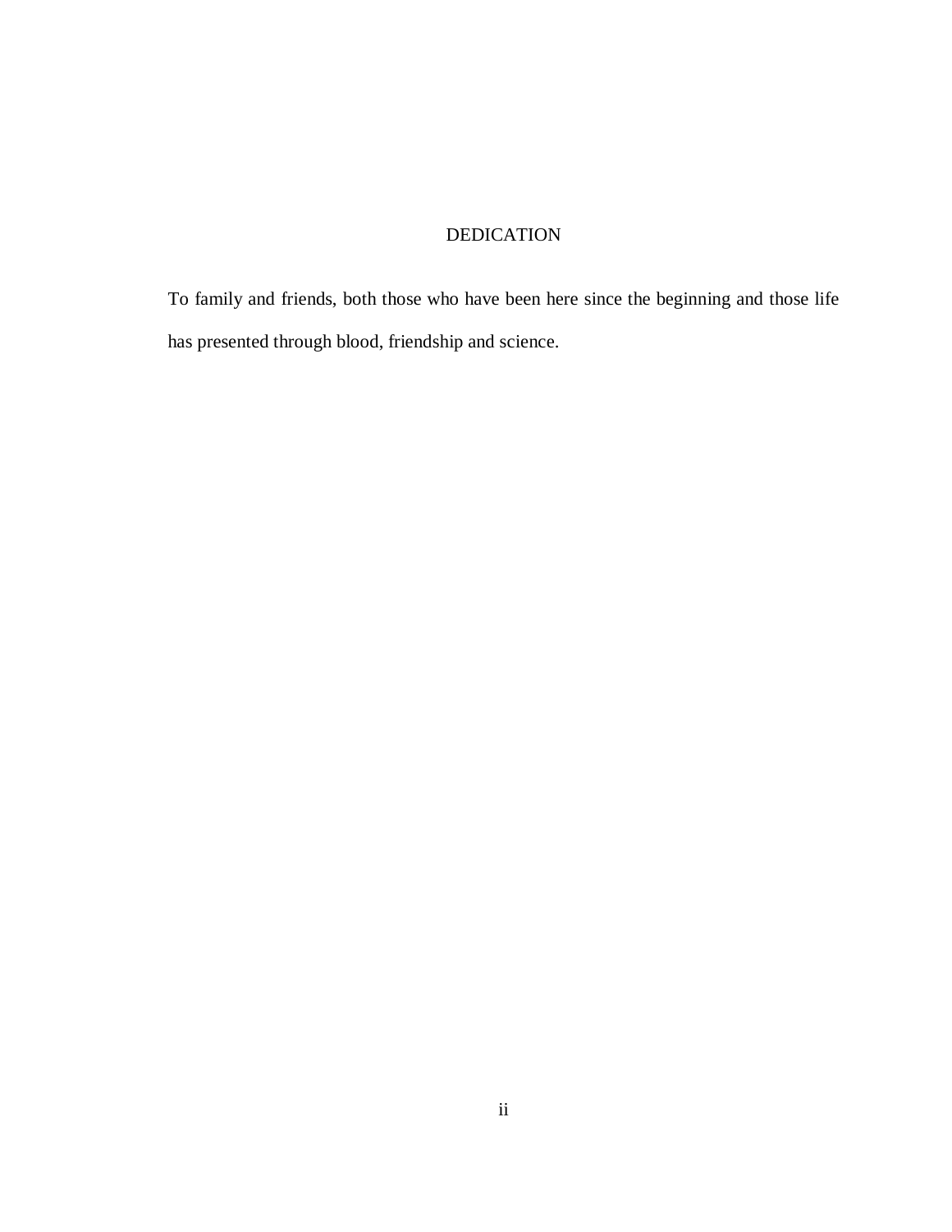# DEDICATION

To family and friends, both those who have been here since the beginning and those life has presented through blood, friendship and science.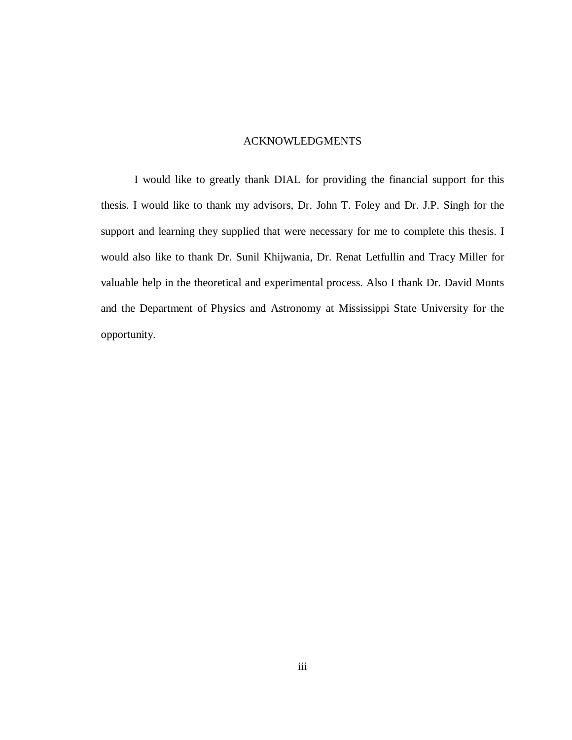# ACKNOWLEDGMENTS

I would like to greatly thank DIAL for providing the financial support for this thesis. I would like to thank my advisors, Dr. John T. Foley and Dr. J.P. Singh for the support and learning they supplied that were necessary for me to complete this thesis. I would also like to thank Dr. Sunil Khijwania, Dr. Renat Letfullin and Tracy Miller for valuable help in the theoretical and experimental process. Also I thank Dr. David Monts and the Department of Physics and Astronomy at Mississippi State University for the opportunity.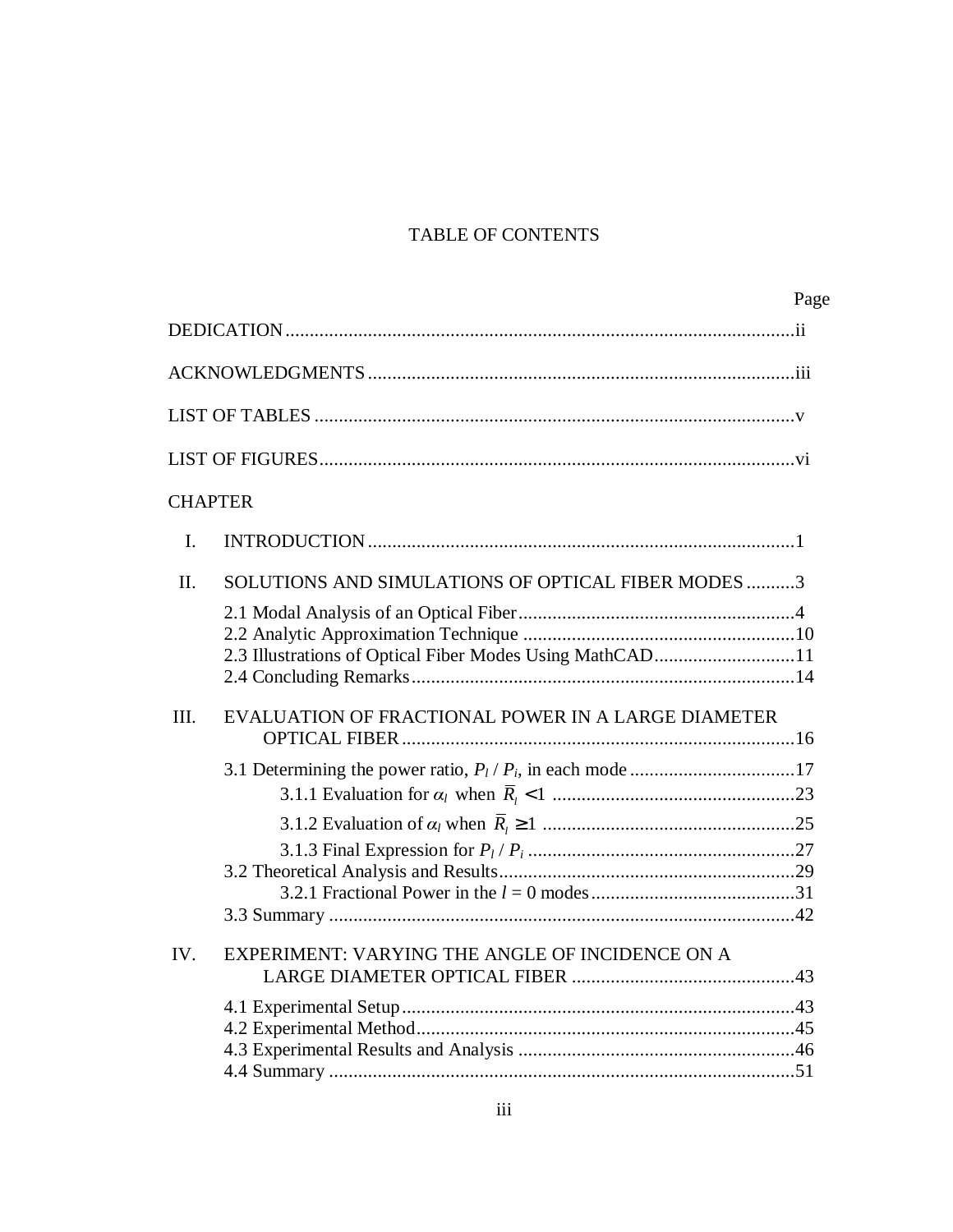# TABLE OF CONTENTS

| | Page |
|---|---|
| DEDICATION | ii |
| ACKNOWLEDGMENTS | iii |
| LIST OF TABLES | v |
| LIST OF FIGURES | vi |

CHAPTER

| | | Page |
|---|---|---|
| I. | INTRODUCTION | 1 |
| II. | SOLUTIONS AND SIMULATIONS OF OPTICAL FIBER MODES | 3 |
| | 2.1 Modal Analysis of an Optical Fiber | 4 |
| | 2.2 Analytic Approximation Technique | 10 |
| | 2.3 Illustrations of Optical Fiber Modes Using MathCAD | 11 |
| | 2.4 Concluding Remarks | 14 |
| III. | EVALUATION OF FRACTIONAL POWER IN A LARGE DIAMETER OPTICAL FIBER | 16 |
| | 3.1 Determining the power ratio, $P_l / P_i$, in each mode | 17 |
| | 3.1.1 Evaluation for $\alpha_l$ when $\bar{R}_l < 1$ | 23 |
| | 3.1.2 Evaluation of $\alpha_l$ when $\bar{R}_l \geq 1$ | 25 |
| | 3.1.3 Final Expression for $P_l / P_i$ | 27 |
| | 3.2 Theoretical Analysis and Results | 29 |
| | 3.2.1 Fractional Power in the $l = 0$ modes | 31 |
| | 3.3 Summary | 42 |
| IV. | EXPERIMENT: VARYING THE ANGLE OF INCIDENCE ON A LARGE DIAMETER OPTICAL FIBER | 43 |
| | 4.1 Experimental Setup | 43 |
| | 4.2 Experimental Method | 45 |
| | 4.3 Experimental Results and Analysis | 46 |
| | 4.4 Summary | 51 |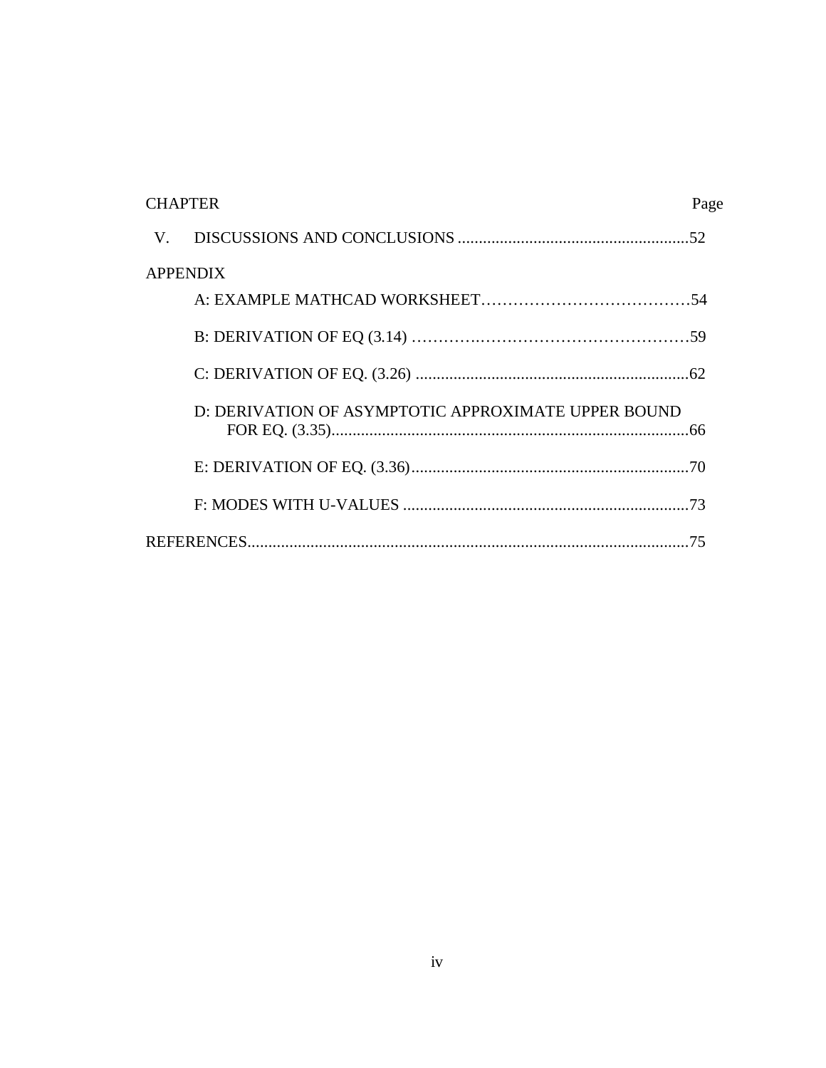| CHAPTER | Page |
| --- | --- |
| V. DISCUSSIONS AND CONCLUSIONS | 52 |
| APPENDIX | |
| A: EXAMPLE MATHCAD WORKSHEET | 54 |
| B: DERIVATION OF EQ (3.14) | 59 |
| C: DERIVATION OF EQ. (3.26) | 62 |
| D: DERIVATION OF ASYMPTOTIC APPROXIMATE UPPER BOUND FOR EQ. (3.35) | 66 |
| E: DERIVATION OF EQ. (3.36) | 70 |
| F: MODES WITH U-VALUES | 73 |
| REFERENCES | 75 |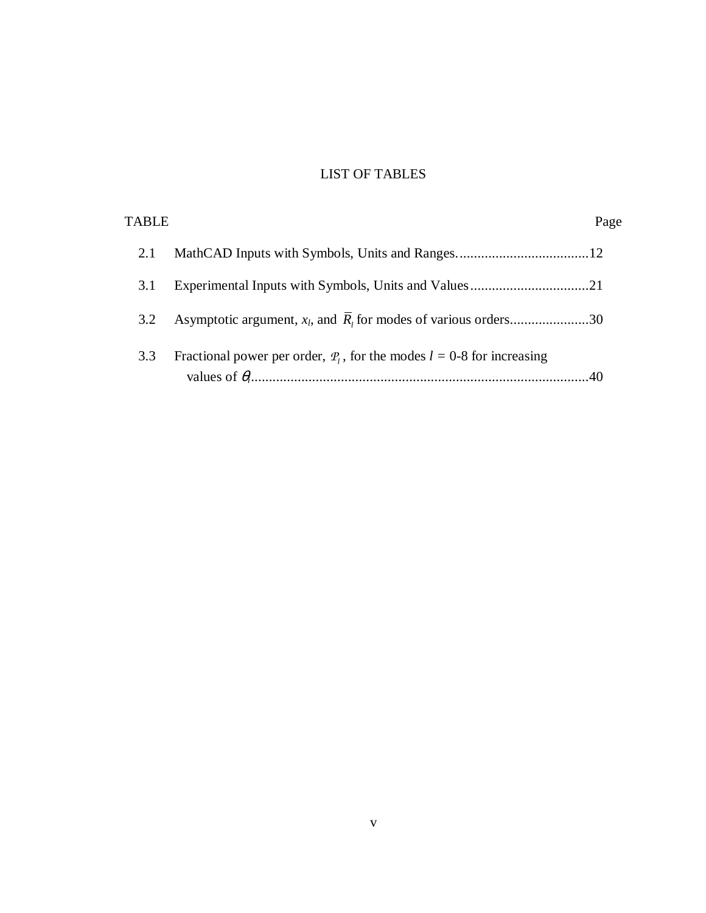# LIST OF TABLES

| TABLE | | Page |
|---|---|---|
| 2.1 | MathCAD Inputs with Symbols, Units and Ranges | 12 |
| 3.1 | Experimental Inputs with Symbols, Units and Values | 21 |
| 3.2 | Asymptotic argument, $x_l$, and $\bar{R}_l$ for modes of various orders | 30 |
| 3.3 | Fractional power per order, $\mathcal{P}_l$, for the modes $l$ = 0-8 for increasing values of $\theta$ | 40 |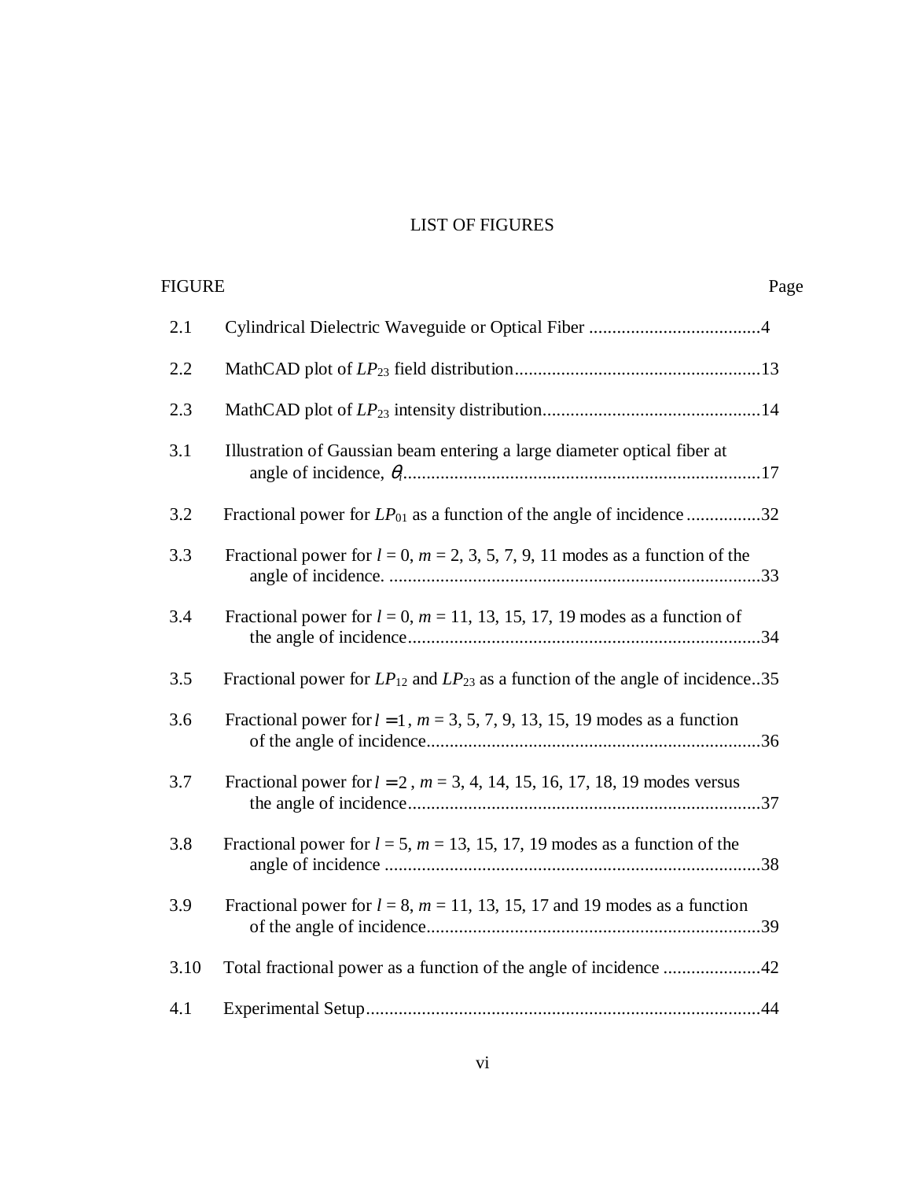# LIST OF FIGURES

| FIGURE | | Page |
|---|---|---|
| 2.1 | Cylindrical Dielectric Waveguide or Optical Fiber | 4 |
| 2.2 | MathCAD plot of $LP_{23}$ field distribution | 13 |
| 2.3 | MathCAD plot of $LP_{23}$ intensity distribution | 14 |
| 3.1 | Illustration of Gaussian beam entering a large diameter optical fiber at angle of incidence, $\theta_i$ | 17 |
| 3.2 | Fractional power for $LP_{01}$ as a function of the angle of incidence | 32 |
| 3.3 | Fractional power for $l = 0$, $m = 2, 3, 5, 7, 9, 11$ modes as a function of the angle of incidence. | 33 |
| 3.4 | Fractional power for $l = 0$, $m = 11, 13, 15, 17, 19$ modes as a function of the angle of incidence | 34 |
| 3.5 | Fractional power for $LP_{12}$ and $LP_{23}$ as a function of the angle of incidence | 35 |
| 3.6 | Fractional power for $l = 1$, $m = 3, 5, 7, 9, 13, 15, 19$ modes as a function of the angle of incidence | 36 |
| 3.7 | Fractional power for $l = 2$, $m = 3, 4, 14, 15, 16, 17, 18, 19$ modes versus the angle of incidence | 37 |
| 3.8 | Fractional power for $l = 5$, $m = 13, 15, 17, 19$ modes as a function of the angle of incidence | 38 |
| 3.9 | Fractional power for $l = 8$, $m = 11, 13, 15, 17$ and $19$ modes as a function of the angle of incidence | 39 |
| 3.10 | Total fractional power as a function of the angle of incidence | 42 |
| 4.1 | Experimental Setup | 44 |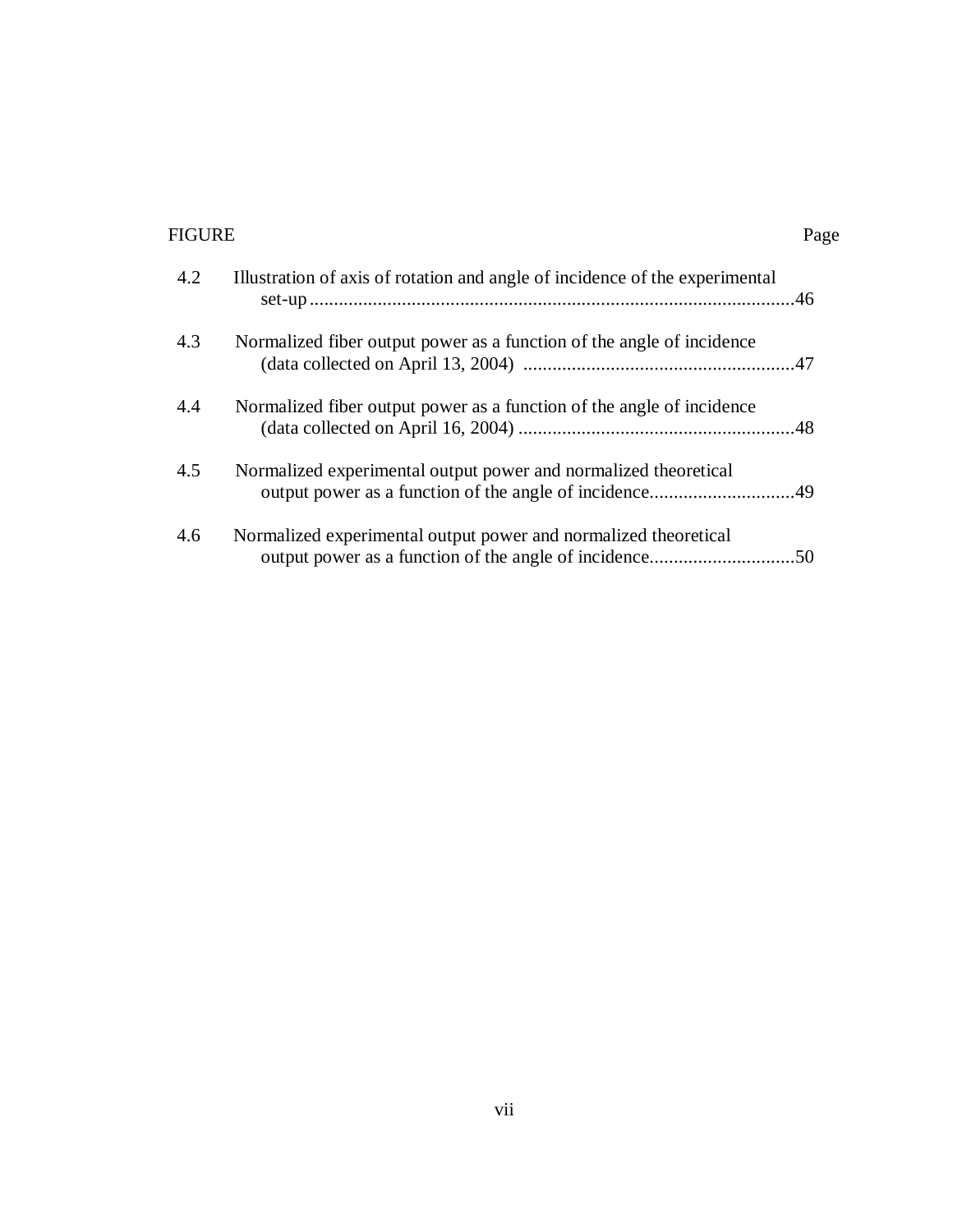| FIGURE | | Page |
|---|---|---|
| 4.2 | Illustration of axis of rotation and angle of incidence of the experimental set-up | 46 |
| 4.3 | Normalized fiber output power as a function of the angle of incidence (data collected on April 13, 2004) | 47 |
| 4.4 | Normalized fiber output power as a function of the angle of incidence (data collected on April 16, 2004) | 48 |
| 4.5 | Normalized experimental output power and normalized theoretical output power as a function of the angle of incidence | 49 |
| 4.6 | Normalized experimental output power and normalized theoretical output power as a function of the angle of incidence | 50 |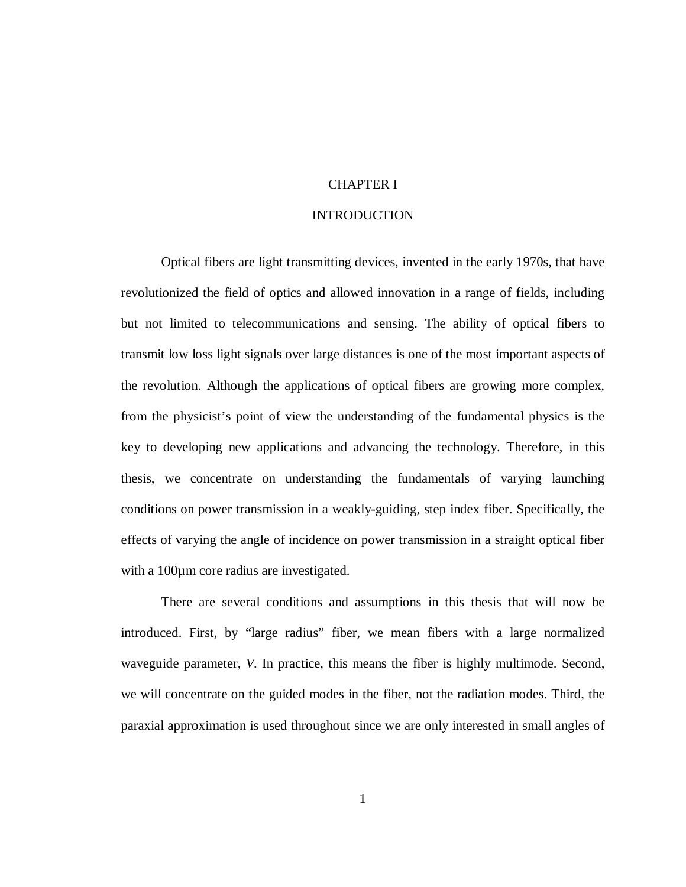# CHAPTER I

# INTRODUCTION

Optical fibers are light transmitting devices, invented in the early 1970s, that have revolutionized the field of optics and allowed innovation in a range of fields, including but not limited to telecommunications and sensing. The ability of optical fibers to transmit low loss light signals over large distances is one of the most important aspects of the revolution. Although the applications of optical fibers are growing more complex, from the physicist's point of view the understanding of the fundamental physics is the key to developing new applications and advancing the technology. Therefore, in this thesis, we concentrate on understanding the fundamentals of varying launching conditions on power transmission in a weakly-guiding, step index fiber. Specifically, the effects of varying the angle of incidence on power transmission in a straight optical fiber with a 100µm core radius are investigated.

There are several conditions and assumptions in this thesis that will now be introduced. First, by "large radius" fiber, we mean fibers with a large normalized waveguide parameter, $V$. In practice, this means the fiber is highly multimode. Second, we will concentrate on the guided modes in the fiber, not the radiation modes. Third, the paraxial approximation is used throughout since we are only interested in small angles of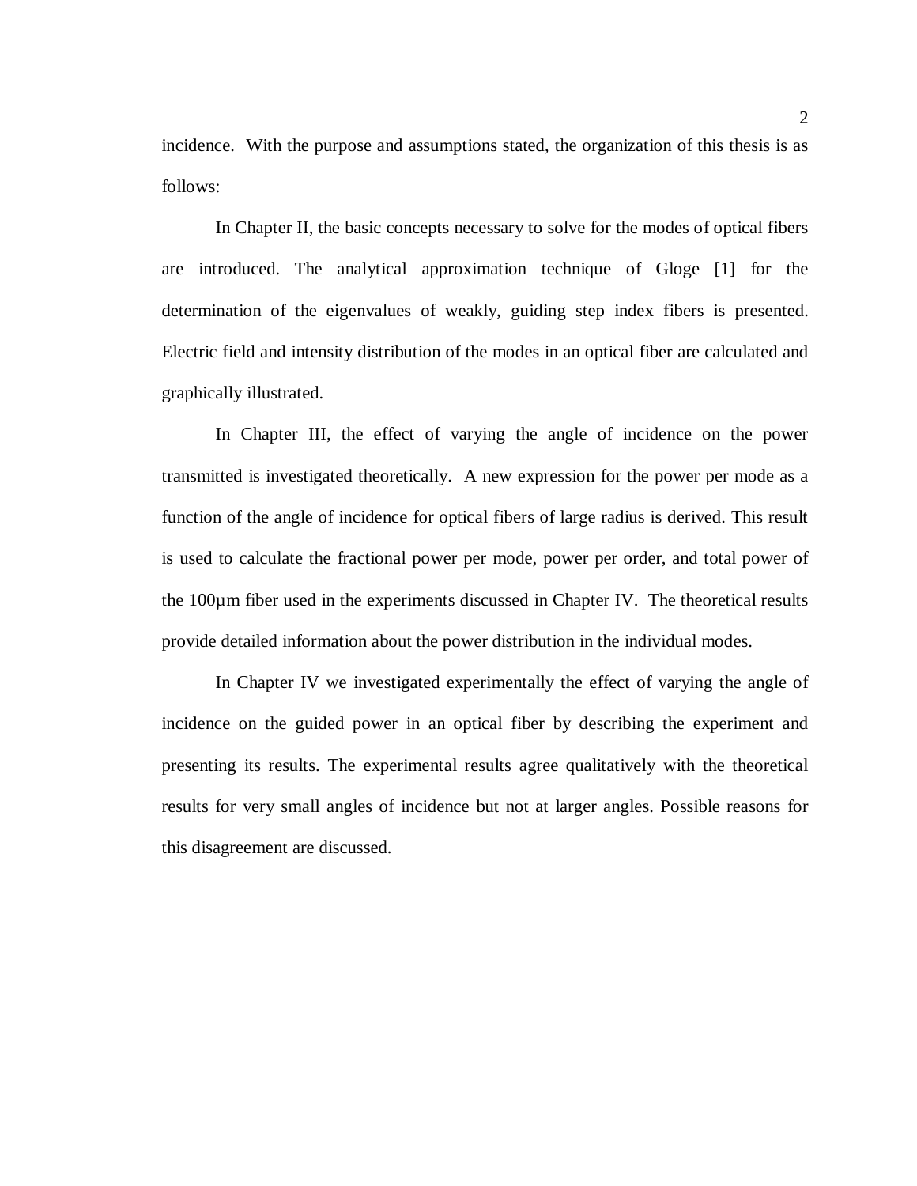incidence. With the purpose and assumptions stated, the organization of this thesis is as follows:

In Chapter II, the basic concepts necessary to solve for the modes of optical fibers are introduced. The analytical approximation technique of Gloge [1] for the determination of the eigenvalues of weakly, guiding step index fibers is presented. Electric field and intensity distribution of the modes in an optical fiber are calculated and graphically illustrated.

In Chapter III, the effect of varying the angle of incidence on the power transmitted is investigated theoretically. A new expression for the power per mode as a function of the angle of incidence for optical fibers of large radius is derived. This result is used to calculate the fractional power per mode, power per order, and total power of the 100µm fiber used in the experiments discussed in Chapter IV. The theoretical results provide detailed information about the power distribution in the individual modes.

In Chapter IV we investigated experimentally the effect of varying the angle of incidence on the guided power in an optical fiber by describing the experiment and presenting its results. The experimental results agree qualitatively with the theoretical results for very small angles of incidence but not at larger angles. Possible reasons for this disagreement are discussed.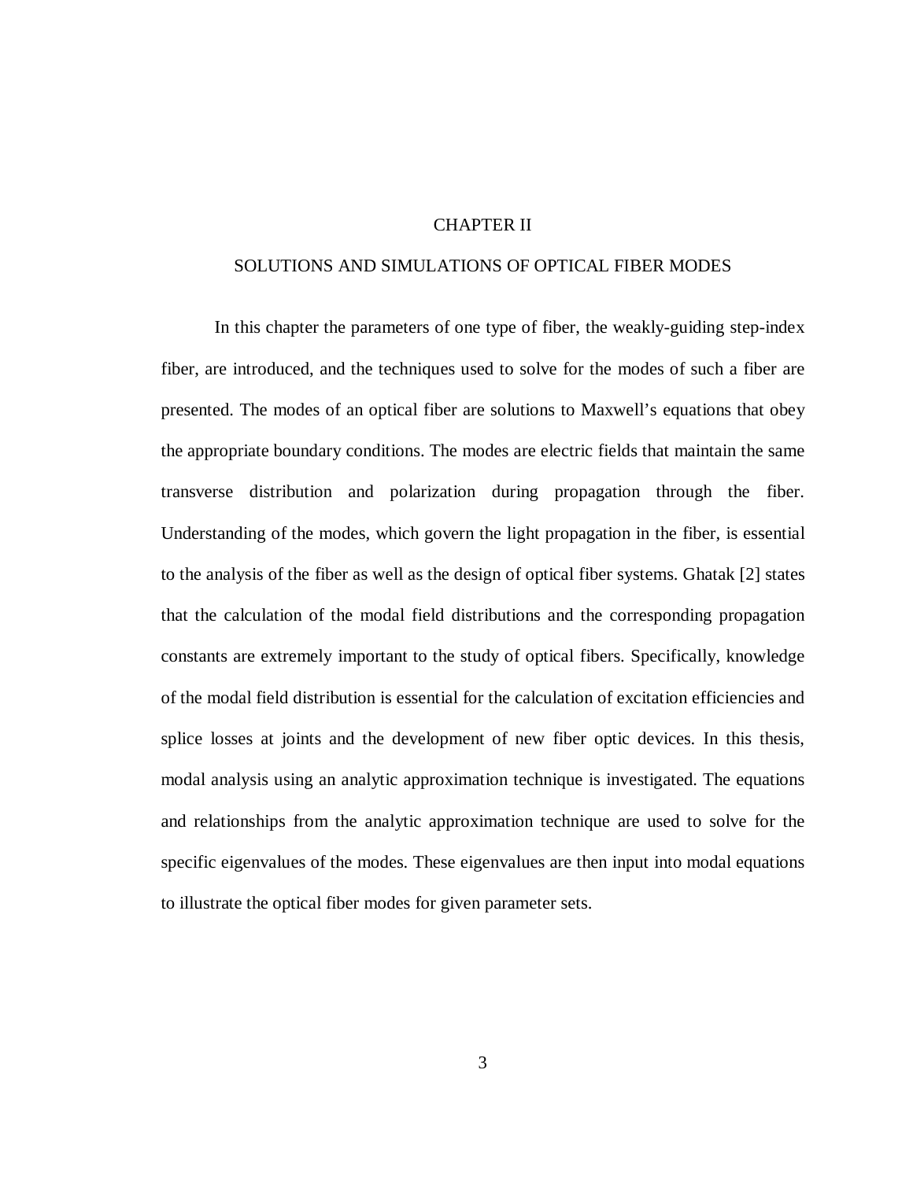# CHAPTER II

## SOLUTIONS AND SIMULATIONS OF OPTICAL FIBER MODES

In this chapter the parameters of one type of fiber, the weakly-guiding step-index fiber, are introduced, and the techniques used to solve for the modes of such a fiber are presented. The modes of an optical fiber are solutions to Maxwell's equations that obey the appropriate boundary conditions. The modes are electric fields that maintain the same transverse distribution and polarization during propagation through the fiber. Understanding of the modes, which govern the light propagation in the fiber, is essential to the analysis of the fiber as well as the design of optical fiber systems. Ghatak [2] states that the calculation of the modal field distributions and the corresponding propagation constants are extremely important to the study of optical fibers. Specifically, knowledge of the modal field distribution is essential for the calculation of excitation efficiencies and splice losses at joints and the development of new fiber optic devices. In this thesis, modal analysis using an analytic approximation technique is investigated. The equations and relationships from the analytic approximation technique are used to solve for the specific eigenvalues of the modes. These eigenvalues are then input into modal equations to illustrate the optical fiber modes for given parameter sets.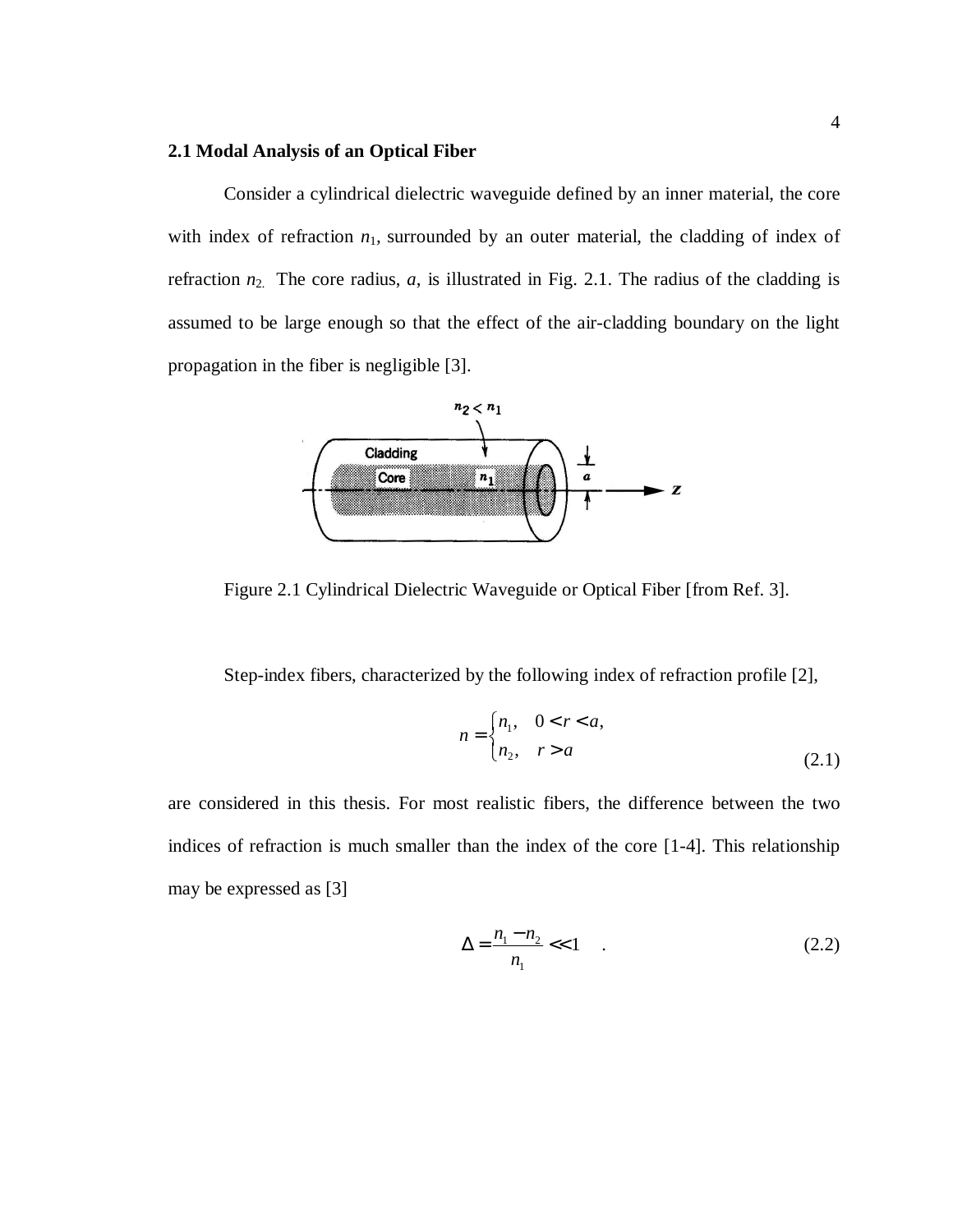## 2.1 Modal Analysis of an Optical Fiber

Consider a cylindrical dielectric waveguide defined by an inner material, the core with index of refraction $n_1$, surrounded by an outer material, the cladding of index of refraction $n_2$. The core radius, $a$, is illustrated in Fig. 2.1. The radius of the cladding is assumed to be large enough so that the effect of the air-cladding boundary on the light propagation in the fiber is negligible [3].

Figure 2.1 Cylindrical Dielectric Waveguide or Optical Fiber [from Ref. 3].

Step-index fibers, characterized by the following index of refraction profile [2],

$$n = \begin{cases} n_1, & 0 < r < a, \\ n_2, & r > a \end{cases} \tag{2.1}$$

are considered in this thesis. For most realistic fibers, the difference between the two indices of refraction is much smaller than the index of the core [1-4]. This relationship may be expressed as [3]

$$\Delta = \frac{n_1 - n_2}{n_1} << 1 \quad . \tag{2.2}$$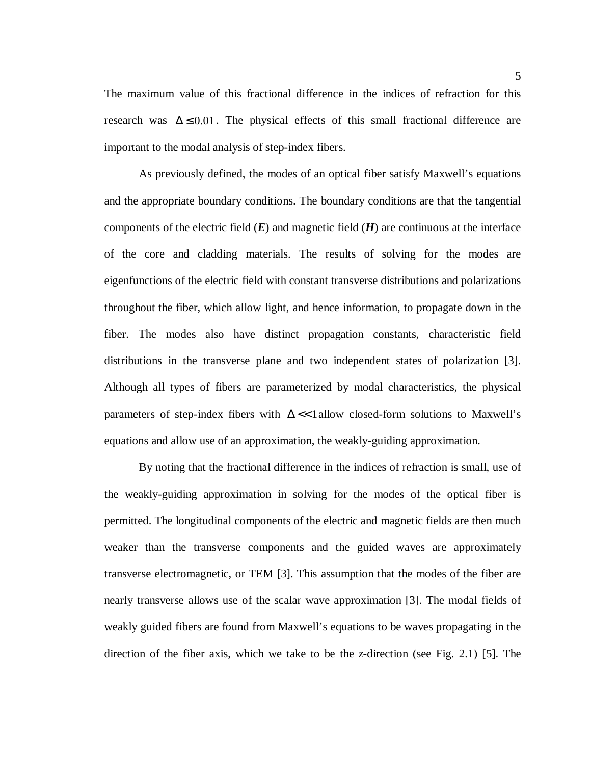The maximum value of this fractional difference in the indices of refraction for this research was $\Delta \leq 0.01$. The physical effects of this small fractional difference are important to the modal analysis of step-index fibers.

As previously defined, the modes of an optical fiber satisfy Maxwell's equations and the appropriate boundary conditions. The boundary conditions are that the tangential components of the electric field (***E***) and magnetic field (***H***) are continuous at the interface of the core and cladding materials. The results of solving for the modes are eigenfunctions of the electric field with constant transverse distributions and polarizations throughout the fiber, which allow light, and hence information, to propagate down in the fiber. The modes also have distinct propagation constants, characteristic field distributions in the transverse plane and two independent states of polarization [3]. Although all types of fibers are parameterized by modal characteristics, the physical parameters of step-index fibers with $\Delta << 1$ allow closed-form solutions to Maxwell's equations and allow use of an approximation, the weakly-guiding approximation.

By noting that the fractional difference in the indices of refraction is small, use of the weakly-guiding approximation in solving for the modes of the optical fiber is permitted. The longitudinal components of the electric and magnetic fields are then much weaker than the transverse components and the guided waves are approximately transverse electromagnetic, or TEM [3]. This assumption that the modes of the fiber are nearly transverse allows use of the scalar wave approximation [3]. The modal fields of weakly guided fibers are found from Maxwell's equations to be waves propagating in the direction of the fiber axis, which we take to be the *z*-direction (see Fig. 2.1) [5]. The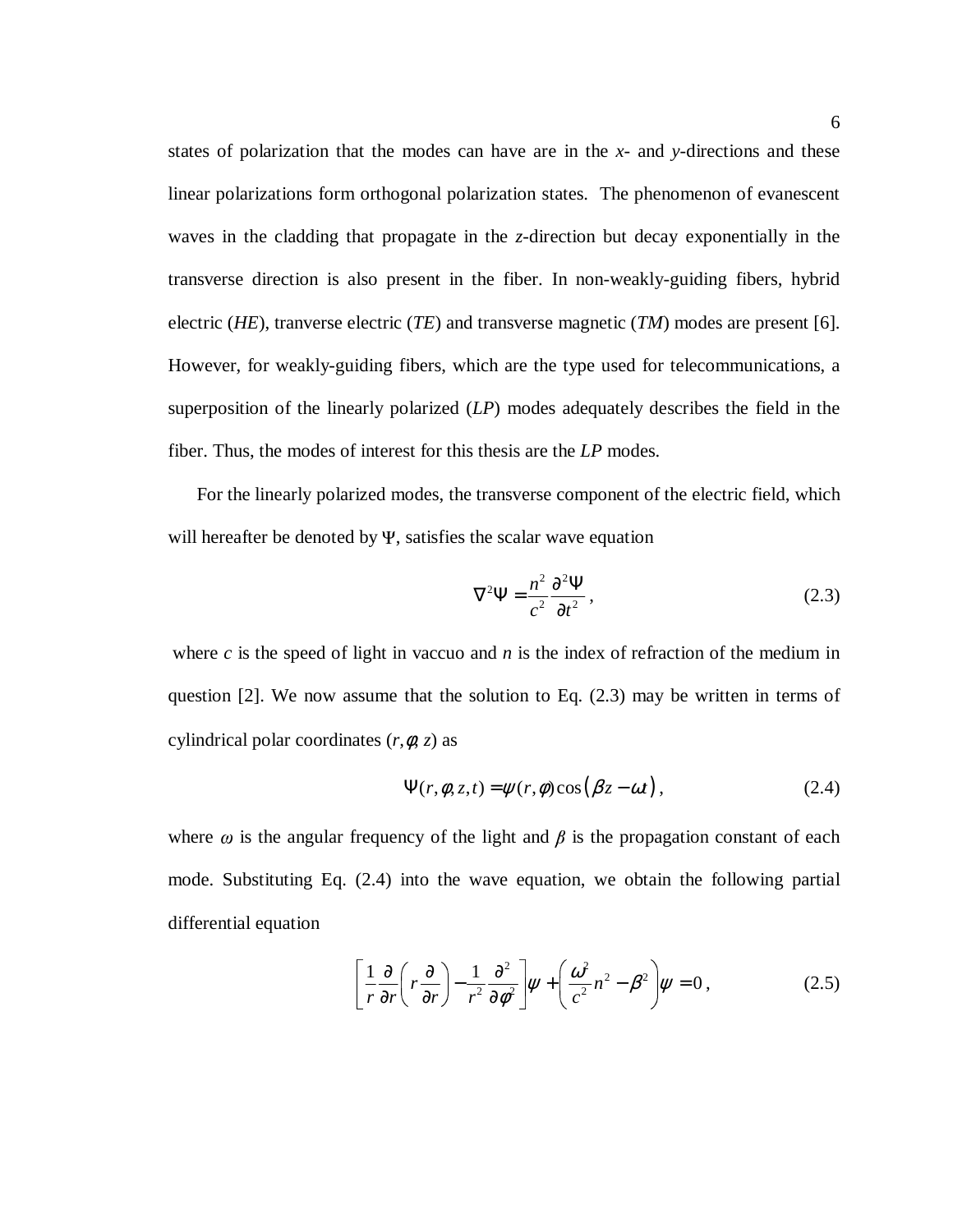states of polarization that the modes can have are in the *x*- and *y*-directions and these linear polarizations form orthogonal polarization states. The phenomenon of evanescent waves in the cladding that propagate in the *z*-direction but decay exponentially in the transverse direction is also present in the fiber. In non-weakly-guiding fibers, hybrid electric (*HE*), tranverse electric (*TE*) and transverse magnetic (*TM*) modes are present [6]. However, for weakly-guiding fibers, which are the type used for telecommunications, a superposition of the linearly polarized (*LP*) modes adequately describes the field in the fiber. Thus, the modes of interest for this thesis are the *LP* modes.

For the linearly polarized modes, the transverse component of the electric field, which will hereafter be denoted by $\Psi$, satisfies the scalar wave equation

$$\nabla^2 \Psi = \frac{n^2}{c^2}\frac{\partial^2 \Psi}{\partial t^2}\,, \tag{2.3}$$

where $c$ is the speed of light in vaccuo and $n$ is the index of refraction of the medium in question [2]. We now assume that the solution to Eq. (2.3) may be written in terms of cylindrical polar coordinates $(r, \phi, z)$ as

$$\Psi(r,\phi,z,t) = \psi(r,\phi)\cos\left(\beta z - \omega t\right), \tag{2.4}$$

where $\omega$ is the angular frequency of the light and $\beta$ is the propagation constant of each mode. Substituting Eq. (2.4) into the wave equation, we obtain the following partial differential equation

$$\left[\frac{1}{r}\frac{\partial}{\partial r}\left(r\frac{\partial}{\partial r}\right) - \frac{1}{r^2}\frac{\partial^2}{\partial \phi^2}\right]\psi + \left(\frac{\omega^2}{c^2}n^2 - \beta^2\right)\psi = 0\,, \tag{2.5}$$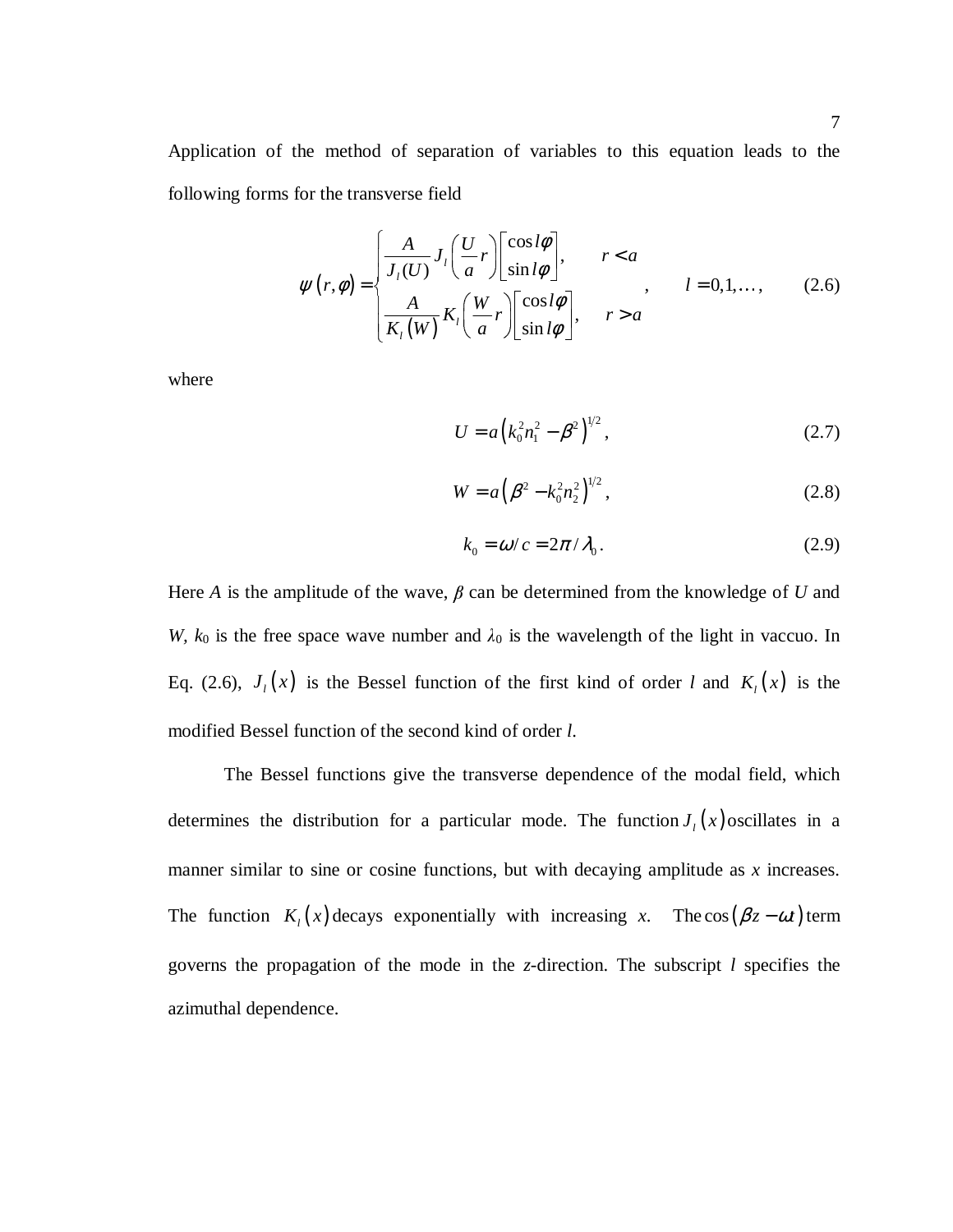Application of the method of separation of variables to this equation leads to the following forms for the transverse field

$$\psi(r,\phi) = \begin{cases} \dfrac{A}{J_l(U)} J_l\left(\dfrac{U}{a}r\right)\begin{bmatrix}\cos l\phi \\ \sin l\phi\end{bmatrix}, & r < a \\ \dfrac{A}{K_l(W)} K_l\left(\dfrac{W}{a}r\right)\begin{bmatrix}\cos l\phi \\ \sin l\phi\end{bmatrix}, & r > a \end{cases}, \qquad l = 0,1,\ldots, \tag{2.6}$$

where

$$U = a\left(k_0^2 n_1^2 - \beta^2\right)^{1/2}, \tag{2.7}$$

$$W = a\left(\beta^2 - k_0^2 n_2^2\right)^{1/2}, \tag{2.8}$$

$$k_0 = \omega / c = 2\pi / \lambda_0 . \tag{2.9}$$

Here $A$ is the amplitude of the wave, $\beta$ can be determined from the knowledge of $U$ and $W$, $k_0$ is the free space wave number and $\lambda_0$ is the wavelength of the light in vaccuo. In Eq. (2.6), $J_l(x)$ is the Bessel function of the first kind of order $l$ and $K_l(x)$ is the modified Bessel function of the second kind of order $l$.

The Bessel functions give the transverse dependence of the modal field, which determines the distribution for a particular mode. The function $J_l(x)$ oscillates in a manner similar to sine or cosine functions, but with decaying amplitude as $x$ increases. The function $K_l(x)$ decays exponentially with increasing $x$. The $\cos(\beta z - \omega t)$ term governs the propagation of the mode in the $z$-direction. The subscript $l$ specifies the azimuthal dependence.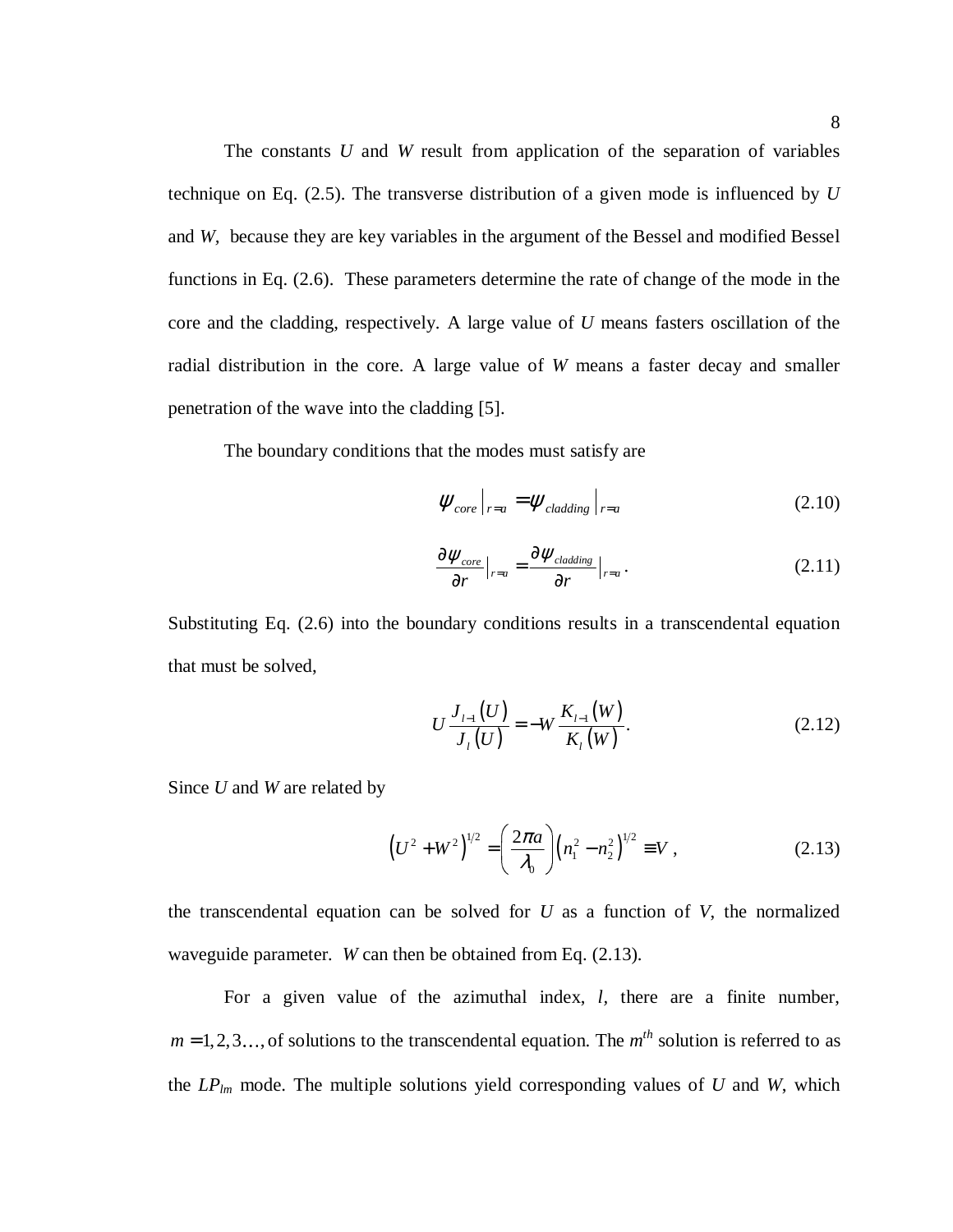The constants $U$ and $W$ result from application of the separation of variables technique on Eq. (2.5). The transverse distribution of a given mode is influenced by $U$ and $W$, because they are key variables in the argument of the Bessel and modified Bessel functions in Eq. (2.6). These parameters determine the rate of change of the mode in the core and the cladding, respectively. A large value of $U$ means fasters oscillation of the radial distribution in the core. A large value of $W$ means a faster decay and smaller penetration of the wave into the cladding [5].

The boundary conditions that the modes must satisfy are

$$\psi_{core}\Big|_{r=a} = \psi_{cladding}\Big|_{r=a} \tag{2.10}$$

$$\frac{\partial \psi_{core}}{\partial r}\Big|_{r=a} = \frac{\partial \psi_{cladding}}{\partial r}\Big|_{r=a}. \tag{2.11}$$

Substituting Eq. (2.6) into the boundary conditions results in a transcendental equation that must be solved,

$$U\frac{J_{l-1}(U)}{J_l(U)} = -W\frac{K_{l-1}(W)}{K_l(W)}. \tag{2.12}$$

Since $U$ and $W$ are related by

$$\left(U^2 + W^2\right)^{1/2} = \left(\frac{2\pi a}{\lambda_0}\right)\left(n_1^2 - n_2^2\right)^{1/2} \equiv V, \tag{2.13}$$

the transcendental equation can be solved for $U$ as a function of $V$, the normalized waveguide parameter. $W$ can then be obtained from Eq. (2.13).

For a given value of the azimuthal index, $l$, there are a finite number, $m = 1, 2, 3\ldots$, of solutions to the transcendental equation. The $m^{th}$ solution is referred to as the $LP_{lm}$ mode. The multiple solutions yield corresponding values of $U$ and $W$, which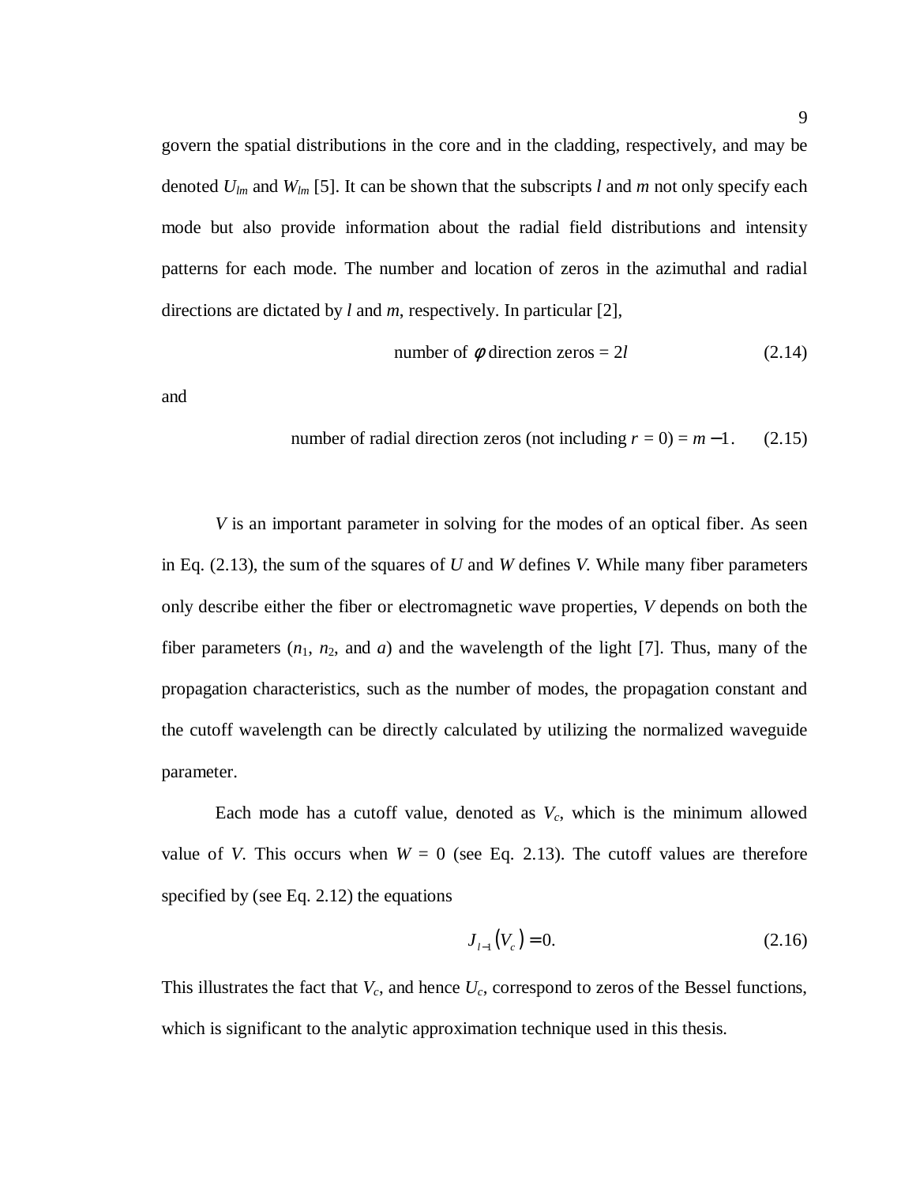govern the spatial distributions in the core and in the cladding, respectively, and may be denoted $U_{lm}$ and $W_{lm}$ [5]. It can be shown that the subscripts $l$ and $m$ not only specify each mode but also provide information about the radial field distributions and intensity patterns for each mode. The number and location of zeros in the azimuthal and radial directions are dictated by $l$ and $m$, respectively. In particular [2],

$$\text{number of } \phi \text{ direction zeros} = 2l \tag{2.14}$$

and

$$\text{number of radial direction zeros (not including } r = 0) = m - 1. \tag{2.15}$$

$V$ is an important parameter in solving for the modes of an optical fiber. As seen in Eq. (2.13), the sum of the squares of $U$ and $W$ defines $V$. While many fiber parameters only describe either the fiber or electromagnetic wave properties, $V$ depends on both the fiber parameters ($n_1$, $n_2$, and $a$) and the wavelength of the light [7]. Thus, many of the propagation characteristics, such as the number of modes, the propagation constant and the cutoff wavelength can be directly calculated by utilizing the normalized waveguide parameter.

Each mode has a cutoff value, denoted as $V_c$, which is the minimum allowed value of $V$. This occurs when $W = 0$ (see Eq. 2.13). The cutoff values are therefore specified by (see Eq. 2.12) the equations

$$J_{l-1}(V_c) = 0. \tag{2.16}$$

This illustrates the fact that $V_c$, and hence $U_c$, correspond to zeros of the Bessel functions, which is significant to the analytic approximation technique used in this thesis.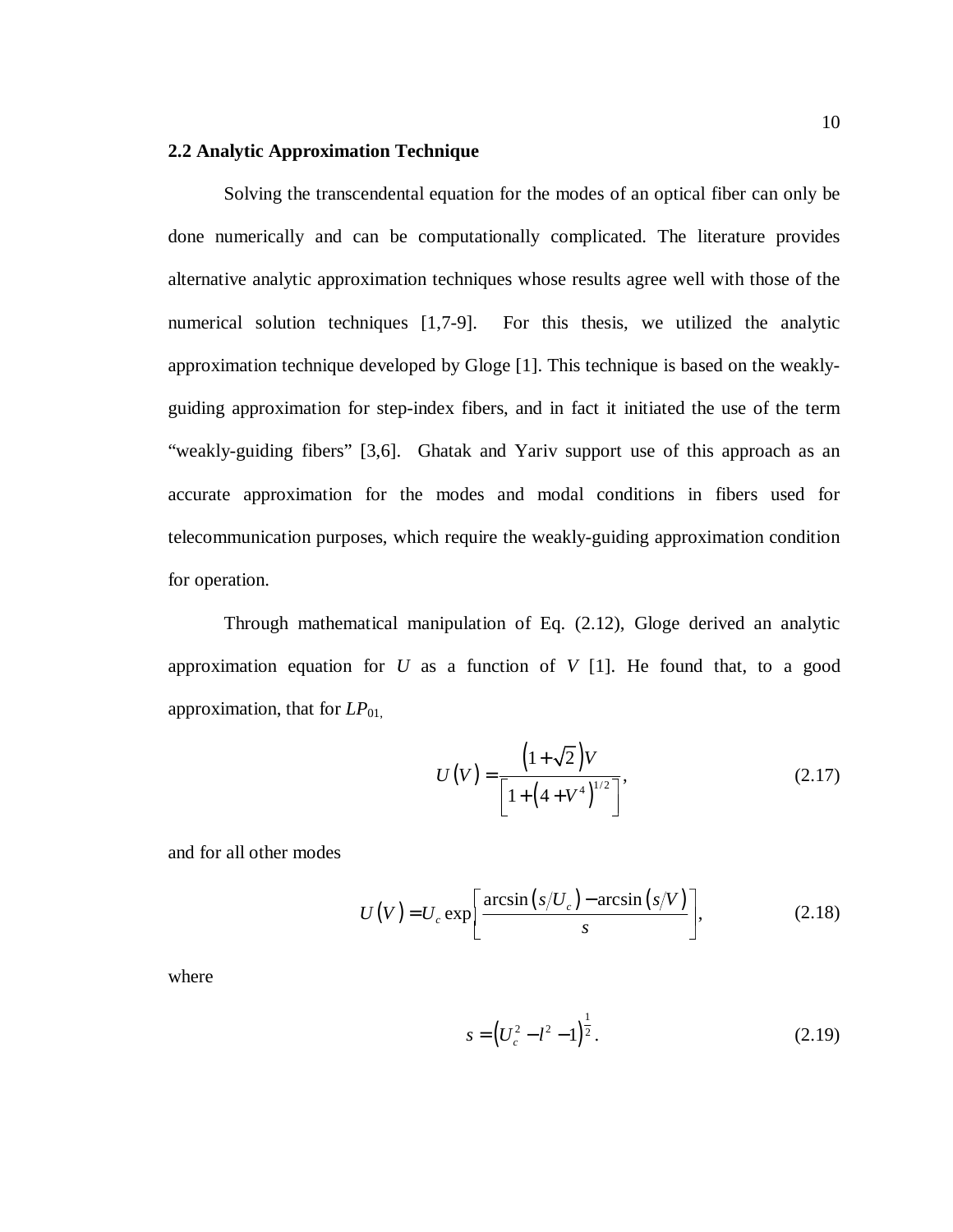## 2.2 Analytic Approximation Technique

Solving the transcendental equation for the modes of an optical fiber can only be done numerically and can be computationally complicated. The literature provides alternative analytic approximation techniques whose results agree well with those of the numerical solution techniques [1,7-9]. For this thesis, we utilized the analytic approximation technique developed by Gloge [1]. This technique is based on the weakly-guiding approximation for step-index fibers, and in fact it initiated the use of the term "weakly-guiding fibers" [3,6]. Ghatak and Yariv support use of this approach as an accurate approximation for the modes and modal conditions in fibers used for telecommunication purposes, which require the weakly-guiding approximation condition for operation.

Through mathematical manipulation of Eq. (2.12), Gloge derived an analytic approximation equation for $U$ as a function of $V$ [1]. He found that, to a good approximation, that for $LP_{01,}$

$$U(V) = \frac{\left(1+\sqrt{2}\right)V}{\left[1+\left(4+V^4\right)^{1/2}\right]}, \tag{2.17}$$

and for all other modes

$$U(V) = U_c \exp\left[\frac{\arcsin\left(s/U_c\right) - \arcsin\left(s/V\right)}{s}\right], \tag{2.18}$$

where

$$s = \left(U_c^2 - l^2 - 1\right)^{\frac{1}{2}}. \tag{2.19}$$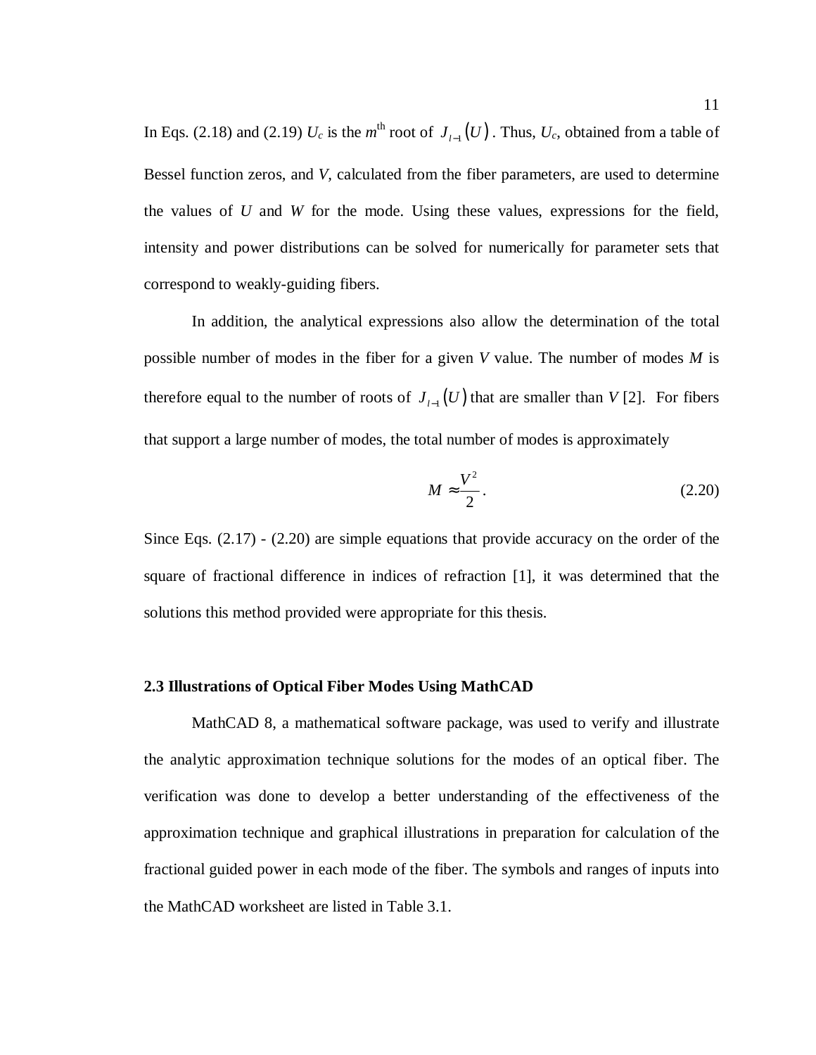In Eqs. (2.18) and (2.19) $U_c$ is the $m^{\text{th}}$ root of $J_{l-1}(U)$. Thus, $U_c$, obtained from a table of Bessel function zeros, and *V*, calculated from the fiber parameters, are used to determine the values of *U* and *W* for the mode. Using these values, expressions for the field, intensity and power distributions can be solved for numerically for parameter sets that correspond to weakly-guiding fibers.

In addition, the analytical expressions also allow the determination of the total possible number of modes in the fiber for a given *V* value. The number of modes *M* is therefore equal to the number of roots of $J_{l-1}(U)$ that are smaller than *V* [2]. For fibers that support a large number of modes, the total number of modes is approximately

$$M \approx \frac{V^2}{2}. \tag{2.20}$$

Since Eqs. (2.17) - (2.20) are simple equations that provide accuracy on the order of the square of fractional difference in indices of refraction [1], it was determined that the solutions this method provided were appropriate for this thesis.

### 2.3 Illustrations of Optical Fiber Modes Using MathCAD

MathCAD 8, a mathematical software package, was used to verify and illustrate the analytic approximation technique solutions for the modes of an optical fiber. The verification was done to develop a better understanding of the effectiveness of the approximation technique and graphical illustrations in preparation for calculation of the fractional guided power in each mode of the fiber. The symbols and ranges of inputs into the MathCAD worksheet are listed in Table 3.1.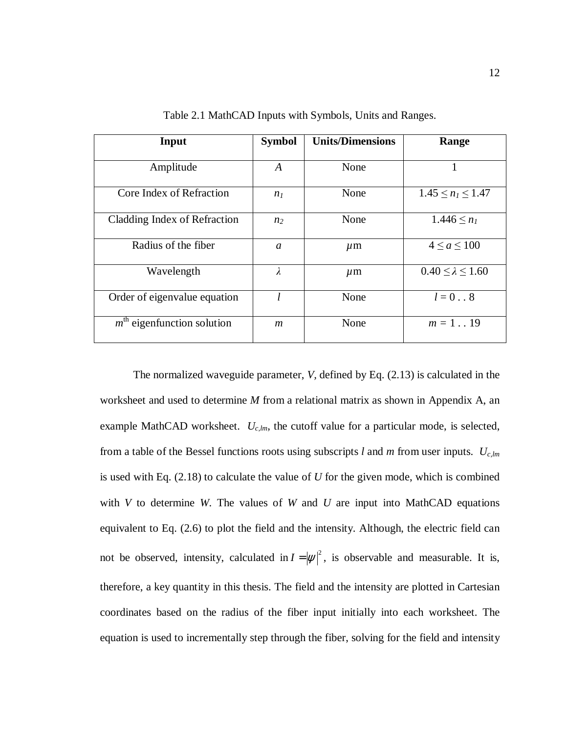Table 2.1 MathCAD Inputs with Symbols, Units and Ranges.

| **Input** | **Symbol** | **Units/Dimensions** | **Range** |
| --- | --- | --- | --- |
| Amplitude | $A$ | None | 1 |
| Core Index of Refraction | $n_1$ | None | $1.45 \leq n_1 \leq 1.47$ |
| Cladding Index of Refraction | $n_2$ | None | $1.446 \leq n_1$ |
| Radius of the fiber | $a$ | $\mu$m | $4 \leq a \leq 100$ |
| Wavelength | $\lambda$ | $\mu$m | $0.40 \leq \lambda \leq 1.60$ |
| Order of eigenvalue equation | $l$ | None | $l = 0 \,..\, 8$ |
| $m^{\text{th}}$ eigenfunction solution | $m$ | None | $m = 1 \,..\, 19$ |

The normalized waveguide parameter, $V$, defined by Eq. (2.13) is calculated in the worksheet and used to determine $M$ from a relational matrix as shown in Appendix A, an example MathCAD worksheet. $U_{c,lm}$, the cutoff value for a particular mode, is selected, from a table of the Bessel functions roots using subscripts $l$ and $m$ from user inputs. $U_{c,lm}$ is used with Eq. (2.18) to calculate the value of $U$ for the given mode, which is combined with $V$ to determine $W$. The values of $W$ and $U$ are input into MathCAD equations equivalent to Eq. (2.6) to plot the field and the intensity. Although, the electric field can not be observed, intensity, calculated in $I = |\psi|^2$, is observable and measurable. It is, therefore, a key quantity in this thesis. The field and the intensity are plotted in Cartesian coordinates based on the radius of the fiber input initially into each worksheet. The equation is used to incrementally step through the fiber, solving for the field and intensity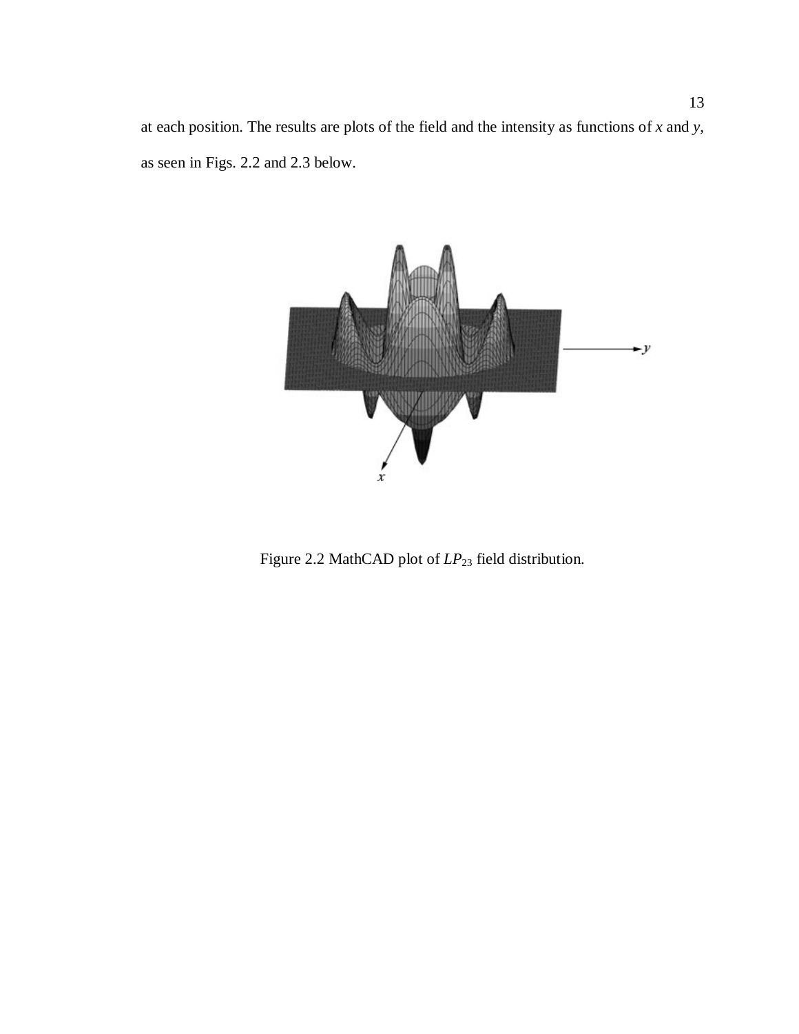at each position. The results are plots of the field and the intensity as functions of *x* and *y*, as seen in Figs. 2.2 and 2.3 below.

Figure 2.2 MathCAD plot of $LP_{23}$ field distribution.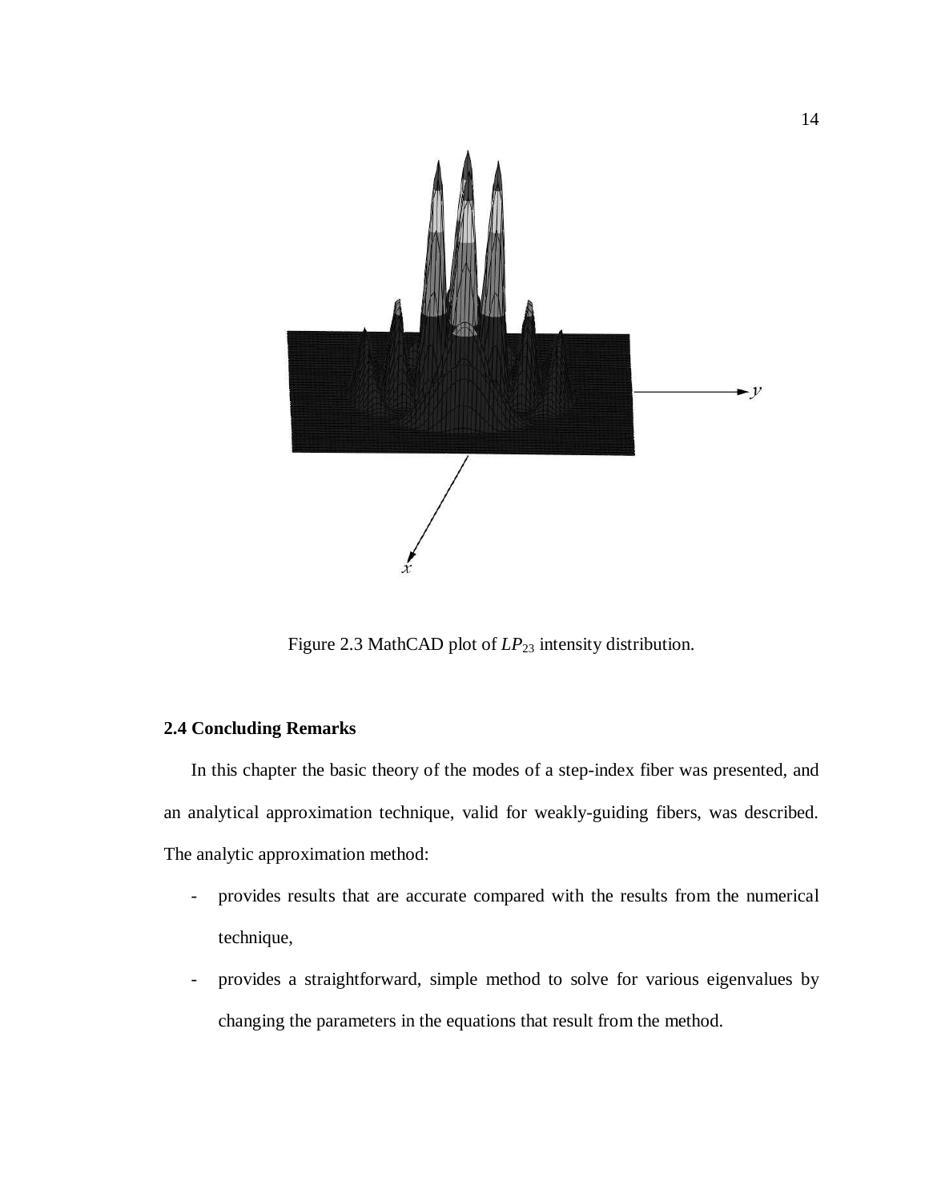Figure 2.3 MathCAD plot of $LP_{23}$ intensity distribution.

### 2.4 Concluding Remarks

In this chapter the basic theory of the modes of a step-index fiber was presented, and an analytical approximation technique, valid for weakly-guiding fibers, was described. The analytic approximation method:

- provides results that are accurate compared with the results from the numerical technique,
- provides a straightforward, simple method to solve for various eigenvalues by changing the parameters in the equations that result from the method.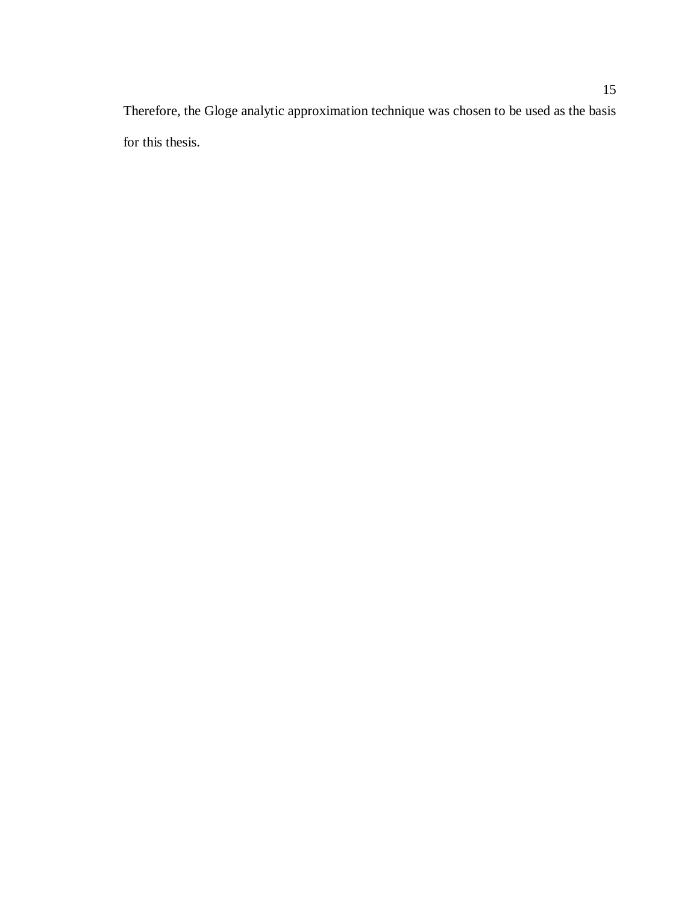Therefore, the Gloge analytic approximation technique was chosen to be used as the basis for this thesis.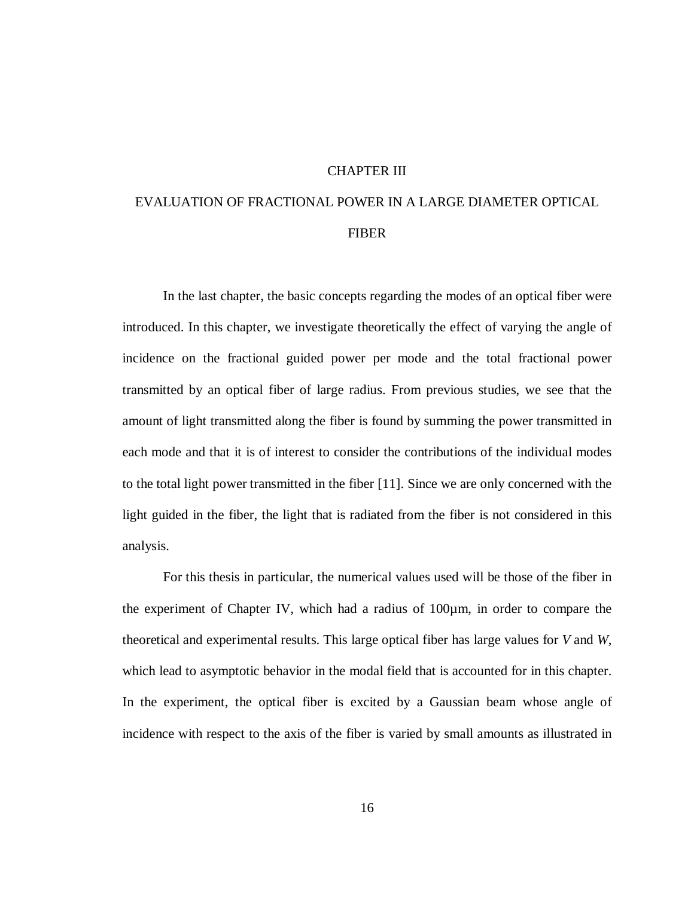# CHAPTER III

# EVALUATION OF FRACTIONAL POWER IN A LARGE DIAMETER OPTICAL FIBER

In the last chapter, the basic concepts regarding the modes of an optical fiber were introduced. In this chapter, we investigate theoretically the effect of varying the angle of incidence on the fractional guided power per mode and the total fractional power transmitted by an optical fiber of large radius. From previous studies, we see that the amount of light transmitted along the fiber is found by summing the power transmitted in each mode and that it is of interest to consider the contributions of the individual modes to the total light power transmitted in the fiber [11]. Since we are only concerned with the light guided in the fiber, the light that is radiated from the fiber is not considered in this analysis.

For this thesis in particular, the numerical values used will be those of the fiber in the experiment of Chapter IV, which had a radius of 100µm, in order to compare the theoretical and experimental results. This large optical fiber has large values for $V$ and $W$, which lead to asymptotic behavior in the modal field that is accounted for in this chapter. In the experiment, the optical fiber is excited by a Gaussian beam whose angle of incidence with respect to the axis of the fiber is varied by small amounts as illustrated in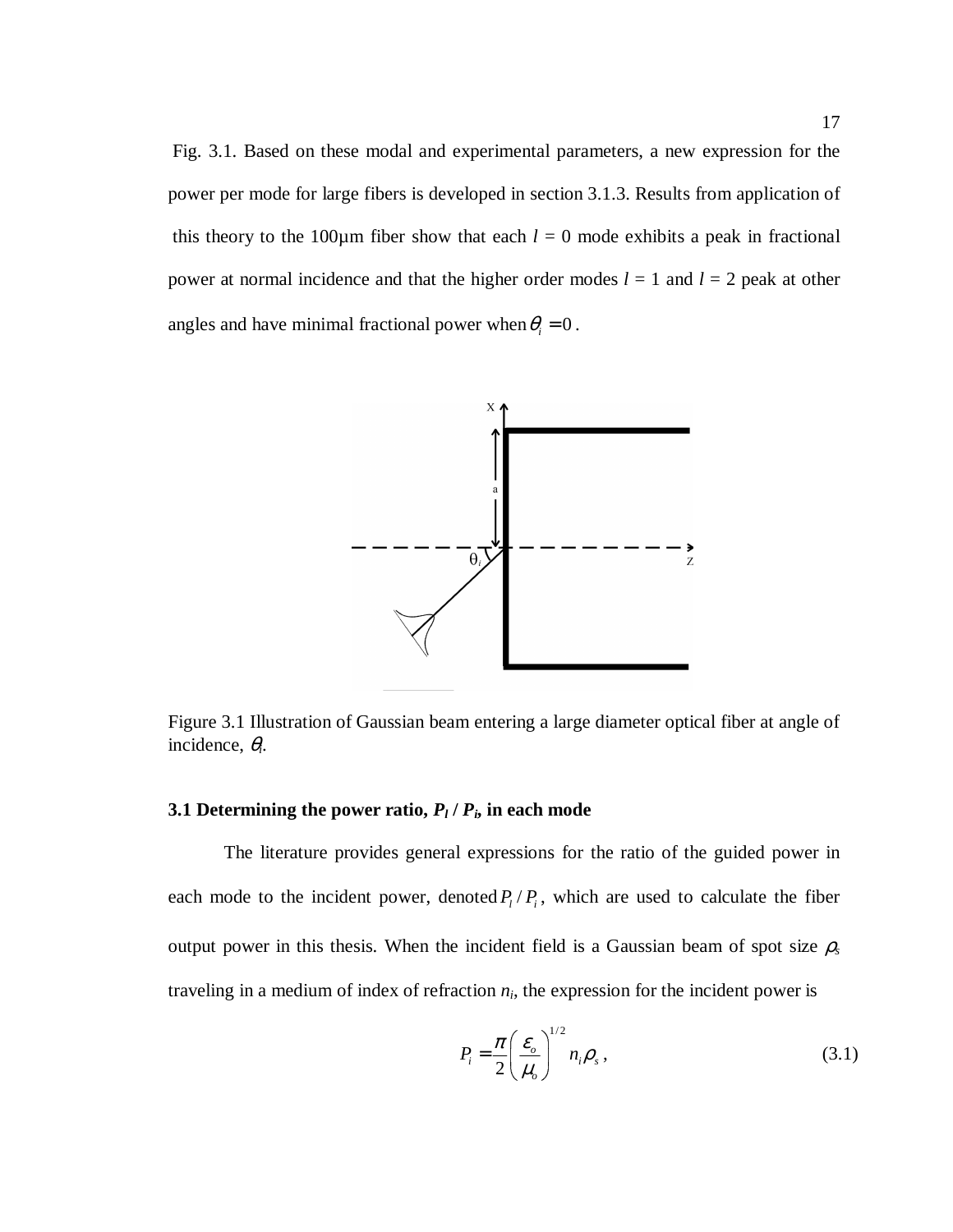Fig. 3.1. Based on these modal and experimental parameters, a new expression for the power per mode for large fibers is developed in section 3.1.3. Results from application of this theory to the 100μm fiber show that each $l$ = 0 mode exhibits a peak in fractional power at normal incidence and that the higher order modes $l$ = 1 and $l$ = 2 peak at other angles and have minimal fractional power when $\theta_i = 0$.

Figure 3.1 Illustration of Gaussian beam entering a large diameter optical fiber at angle of incidence, $\theta_i$.

### 3.1 Determining the power ratio, $P_l$ / $P_i$, in each mode

The literature provides general expressions for the ratio of the guided power in each mode to the incident power, denoted $P_l / P_i$, which are used to calculate the fiber output power in this thesis. When the incident field is a Gaussian beam of spot size $\rho_s$ traveling in a medium of index of refraction $n_i$, the expression for the incident power is

$$P_i = \frac{\pi}{2}\left(\frac{\varepsilon_o}{\mu_o}\right)^{1/2} n_i \rho_s , \tag{3.1}$$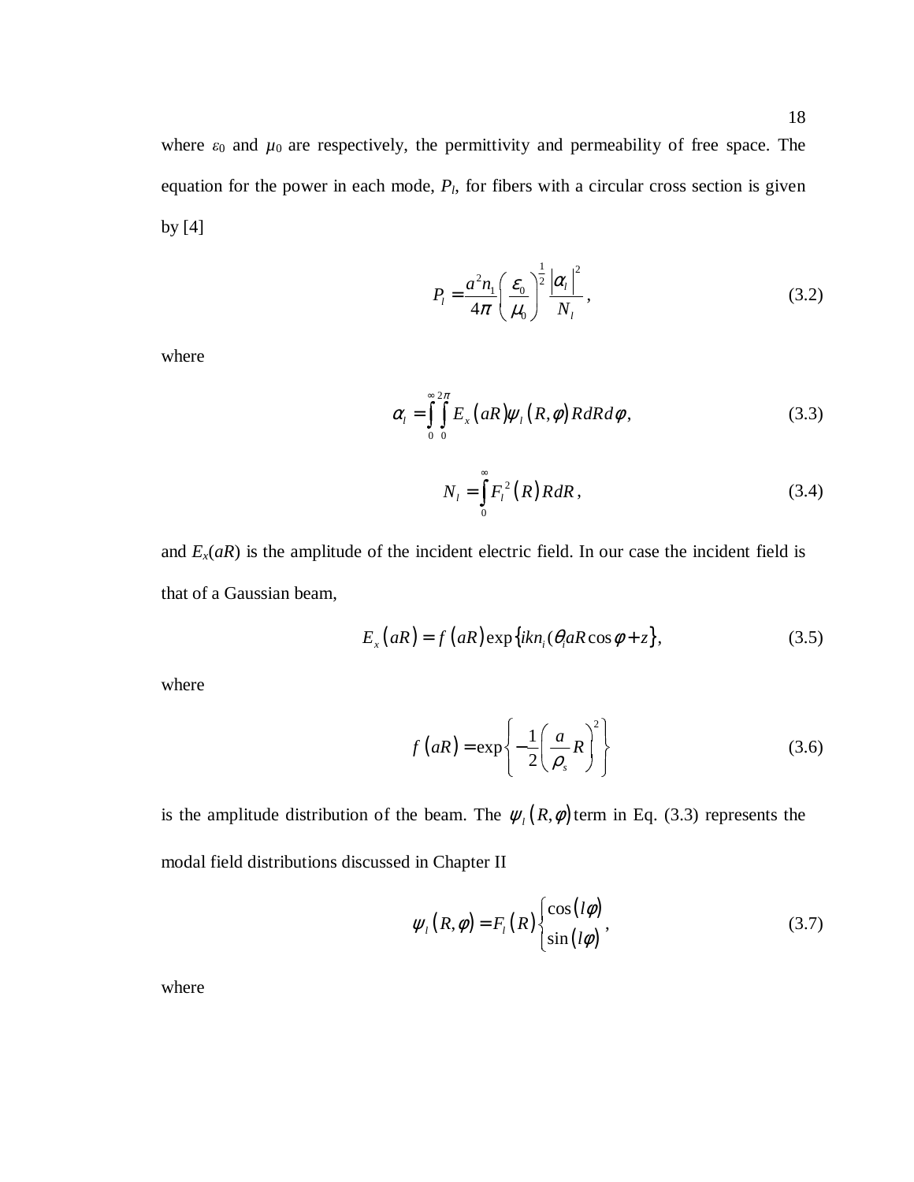where $\varepsilon_0$ and $\mu_0$ are respectively, the permittivity and permeability of free space. The equation for the power in each mode, $P_l$, for fibers with a circular cross section is given by [4]

$$P_l = \frac{a^2 n_1}{4\pi} \left( \frac{\varepsilon_0}{\mu_0} \right)^{\frac{1}{2}} \frac{|\alpha_l|^2}{N_l}, \tag{3.2}$$

where

$$\alpha_l = \int_0^{\infty} \int_0^{2\pi} E_x(aR) \psi_l(R, \phi) R dR d\phi, \tag{3.3}$$

$$N_l = \int_0^{\infty} F_l^2(R) R dR, \tag{3.4}$$

and $E_x(aR)$ is the amplitude of the incident electric field. In our case the incident field is that of a Gaussian beam,

$$E_x(aR) = f(aR) \exp\{ikn_i(\theta_i aR \cos\phi + z\}, \tag{3.5}$$

where

$$f(aR) = \exp\left\{ -\frac{1}{2} \left( \frac{a}{\rho_s} R \right)^2 \right\} \tag{3.6}$$

is the amplitude distribution of the beam. The $\psi_l(R, \phi)$ term in Eq. (3.3) represents the modal field distributions discussed in Chapter II

$$\psi_l(R, \phi) = F_l(R) \begin{Bmatrix} \cos(l\phi) \\ \sin(l\phi) \end{Bmatrix}, \tag{3.7}$$

where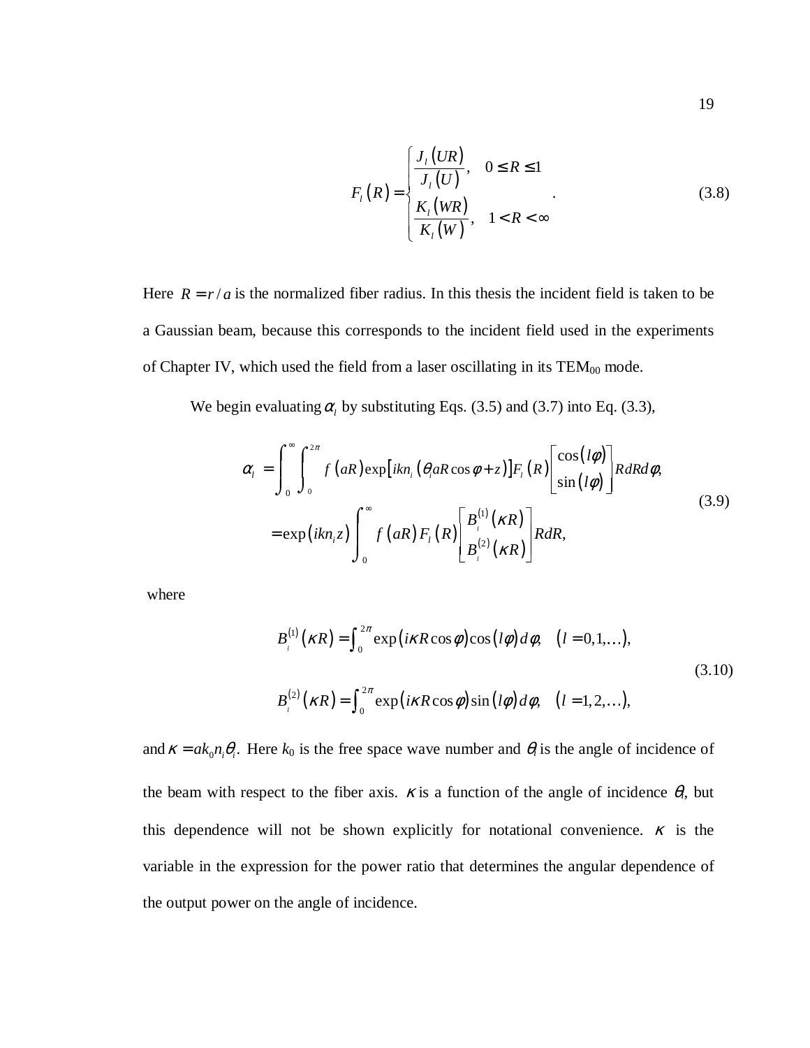$$F_l(R) = \begin{cases} \dfrac{J_l(UR)}{J_l(U)}, & 0 \le R \le 1 \\ \dfrac{K_l(WR)}{K_l(W)}, & 1 < R < \infty \end{cases}. \tag{3.8}$$

Here $R = r/a$ is the normalized fiber radius. In this thesis the incident field is taken to be a Gaussian beam, because this corresponds to the incident field used in the experiments of Chapter IV, which used the field from a laser oscillating in its $TEM_{00}$ mode.

We begin evaluating $\alpha_l$ by substituting Eqs. (3.5) and (3.7) into Eq. (3.3),

$$\begin{aligned} \alpha_l &= \int_0^\infty \int_0^{2\pi} f(aR) \exp\left[ikn_i(\theta_i aR\cos\phi + z)\right] F_l(R) \begin{bmatrix} \cos(l\phi) \\ \sin(l\phi) \end{bmatrix} R dR d\phi, \\ &= \exp(ikn_i z) \int_0^\infty f(aR) F_l(R) \begin{bmatrix} B_l^{(1)}(\kappa R) \\ B_l^{(2)}(\kappa R) \end{bmatrix} R dR, \end{aligned} \tag{3.9}$$

where

$$\begin{aligned} B_l^{(1)}(\kappa R) &= \int_0^{2\pi} \exp(i\kappa R\cos\phi)\cos(l\phi)\, d\phi, \quad (l = 0,1,\ldots), \\ B_l^{(2)}(\kappa R) &= \int_0^{2\pi} \exp(i\kappa R\cos\phi)\sin(l\phi)\, d\phi, \quad (l = 1,2,\ldots), \end{aligned} \tag{3.10}$$

and $\kappa = ak_0 n_i \theta_i$. Here $k_0$ is the free space wave number and $\theta_i$ is the angle of incidence of the beam with respect to the fiber axis. $\kappa$ is a function of the angle of incidence $\theta_i$, but this dependence will not be shown explicitly for notational convenience. $\kappa$ is the variable in the expression for the power ratio that determines the angular dependence of the output power on the angle of incidence.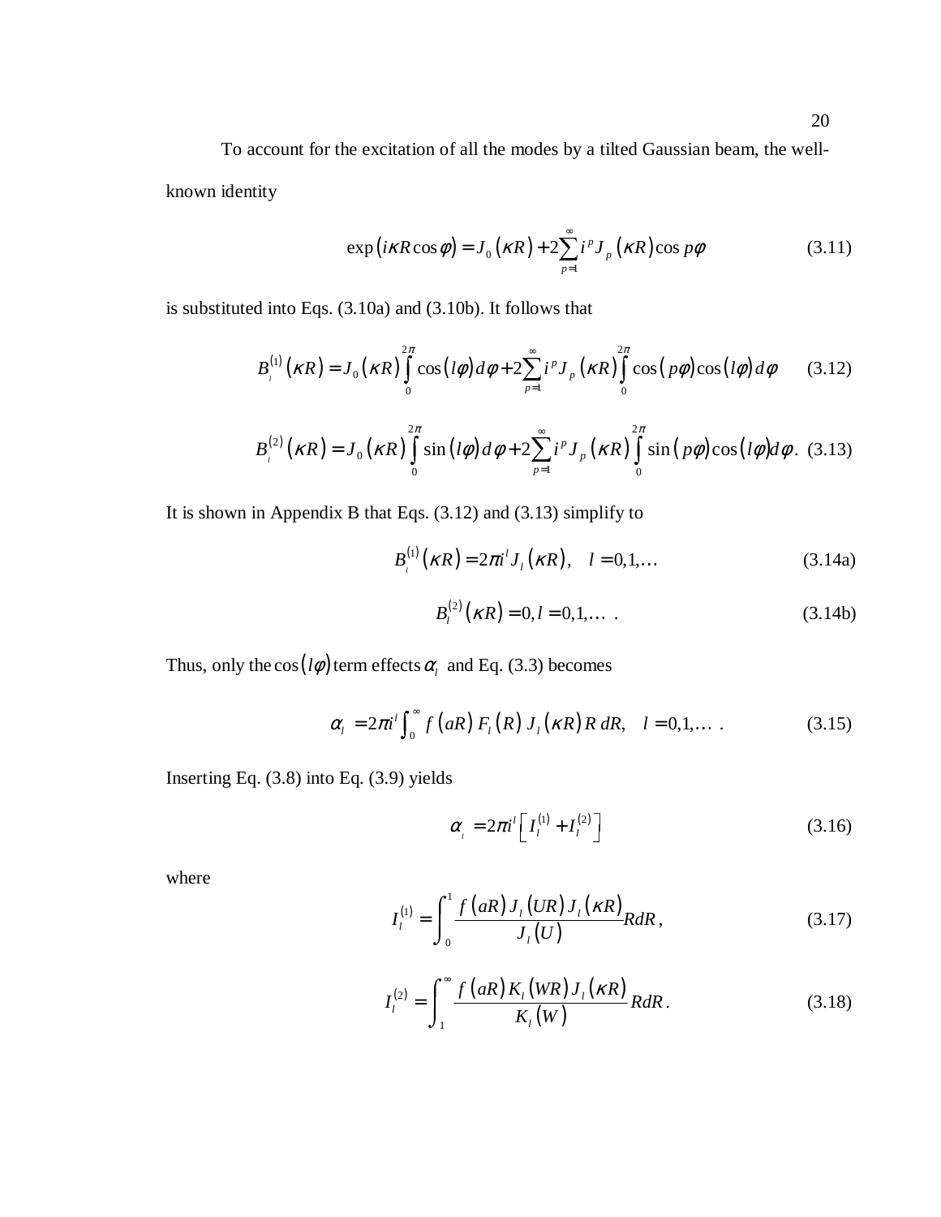To account for the excitation of all the modes by a tilted Gaussian beam, the well-known identity

$$\exp\left(i\kappa R\cos\phi\right) = J_0\left(\kappa R\right) + 2\sum_{p=1}^{\infty} i^p J_p\left(\kappa R\right)\cos p\phi \tag{3.11}$$

is substituted into Eqs. (3.10a) and (3.10b). It follows that

$$B_l^{(1)}\left(\kappa R\right) = J_0\left(\kappa R\right)\int_0^{2\pi}\cos\left(l\phi\right)d\phi + 2\sum_{p=1}^{\infty} i^p J_p\left(\kappa R\right)\int_0^{2\pi}\cos\left(p\phi\right)\cos\left(l\phi\right)d\phi \tag{3.12}$$

$$B_l^{(2)}\left(\kappa R\right) = J_0\left(\kappa R\right)\int_0^{2\pi}\sin\left(l\phi\right)d\phi + 2\sum_{p=1}^{\infty} i^p J_p\left(\kappa R\right)\int_0^{2\pi}\sin\left(p\phi\right)\cos\left(l\phi\right)d\phi. \tag{3.13}$$

It is shown in Appendix B that Eqs. (3.12) and (3.13) simplify to

$$B_l^{(1)}\left(\kappa R\right) = 2\pi i^l J_l\left(\kappa R\right), \quad l = 0,1,\ldots \tag{3.14a}$$

$$B_l^{(2)}\left(\kappa R\right) = 0, l = 0,1,\ldots \;. \tag{3.14b}$$

Thus, only the $\cos\left(l\phi\right)$ term effects $\alpha_l$ and Eq. (3.3) becomes

$$\alpha_l = 2\pi i^l \int_0^{\infty} f\left(aR\right) F_l\left(R\right) J_l\left(\kappa R\right) R\, dR, \quad l = 0,1,\ldots \;. \tag{3.15}$$

Inserting Eq. (3.8) into Eq. (3.9) yields

$$\alpha_l = 2\pi i^l \left[I_l^{(1)} + I_l^{(2)}\right] \tag{3.16}$$

where

$$I_l^{(1)} = \int_0^1 \frac{f\left(aR\right) J_l\left(UR\right) J_l\left(\kappa R\right)}{J_l\left(U\right)} R dR, \tag{3.17}$$

$$I_l^{(2)} = \int_1^{\infty} \frac{f\left(aR\right) K_l\left(WR\right) J_l\left(\kappa R\right)}{K_l\left(W\right)} R dR. \tag{3.18}$$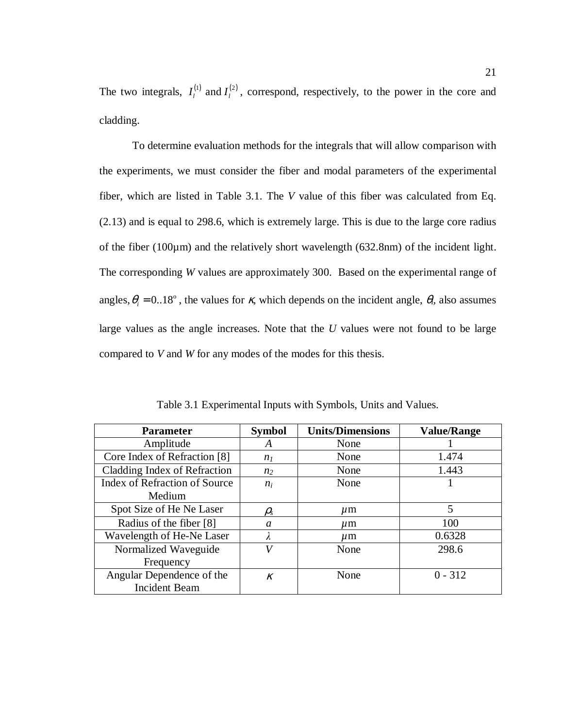The two integrals, $I_l^{(1)}$ and $I_l^{(2)}$, correspond, respectively, to the power in the core and cladding.

To determine evaluation methods for the integrals that will allow comparison with the experiments, we must consider the fiber and modal parameters of the experimental fiber, which are listed in Table 3.1. The *V* value of this fiber was calculated from Eq. (2.13) and is equal to 298.6, which is extremely large. This is due to the large core radius of the fiber (100µm) and the relatively short wavelength (632.8nm) of the incident light. The corresponding *W* values are approximately 300. Based on the experimental range of angles, $\theta_i = 0..18^{\circ}$, the values for $\kappa$, which depends on the incident angle, $\theta_i$, also assumes large values as the angle increases. Note that the *U* values were not found to be large compared to *V* and *W* for any modes of the modes for this thesis.

Table 3.1 Experimental Inputs with Symbols, Units and Values.

| **Parameter** | **Symbol** | **Units/Dimensions** | **Value/Range** |
|---|---|---|---|
| Amplitude | $A$ | None | 1 |
| Core Index of Refraction [8] | $n_1$ | None | 1.474 |
| Cladding Index of Refraction | $n_2$ | None | 1.443 |
| Index of Refraction of Source Medium | $n_i$ | None | 1 |
| Spot Size of He Ne Laser | $\rho_s$ | $\mu$m | 5 |
| Radius of the fiber [8] | $a$ | $\mu$m | 100 |
| Wavelength of He-Ne Laser | $\lambda$ | $\mu$m | 0.6328 |
| Normalized Waveguide Frequency | $V$ | None | 298.6 |
| Angular Dependence of the Incident Beam | $\kappa$ | None | 0 - 312 |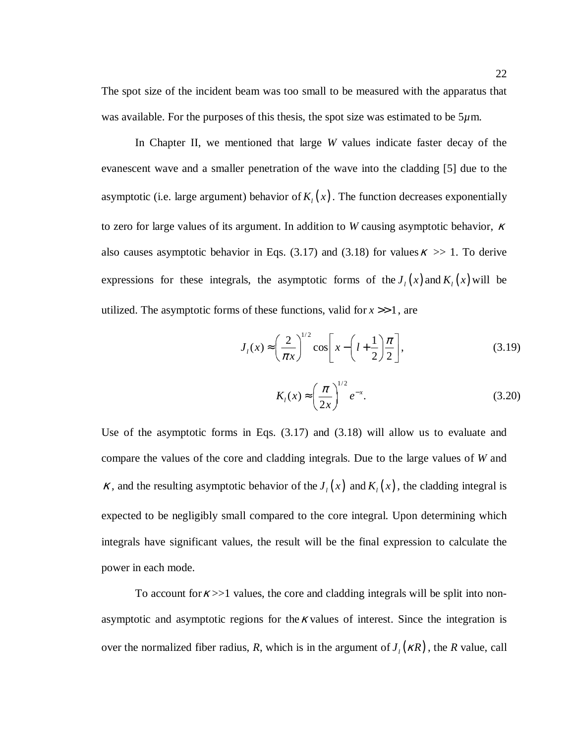The spot size of the incident beam was too small to be measured with the apparatus that was available. For the purposes of this thesis, the spot size was estimated to be 5$\mu$m.

In Chapter II, we mentioned that large $W$ values indicate faster decay of the evanescent wave and a smaller penetration of the wave into the cladding [5] due to the asymptotic (i.e. large argument) behavior of $K_l(x)$. The function decreases exponentially to zero for large values of its argument. In addition to $W$ causing asymptotic behavior, $\kappa$ also causes asymptotic behavior in Eqs. (3.17) and (3.18) for values $\kappa$ >> 1. To derive expressions for these integrals, the asymptotic forms of the $J_l(x)$ and $K_l(x)$ will be utilized. The asymptotic forms of these functions, valid for $x >> 1$, are

$$J_l(x) \approx \left(\frac{2}{\pi x}\right)^{1/2} \cos\left[x - \left(l + \frac{1}{2}\right)\frac{\pi}{2}\right], \tag{3.19}$$

$$K_l(x) \approx \left(\frac{\pi}{2x}\right)^{1/2} e^{-x}. \tag{3.20}$$

Use of the asymptotic forms in Eqs. (3.17) and (3.18) will allow us to evaluate and compare the values of the core and cladding integrals. Due to the large values of $W$ and $\kappa$, and the resulting asymptotic behavior of the $J_l(x)$ and $K_l(x)$, the cladding integral is expected to be negligibly small compared to the core integral. Upon determining which integrals have significant values, the result will be the final expression to calculate the power in each mode.

To account for $\kappa$ >>1 values, the core and cladding integrals will be split into non-asymptotic and asymptotic regions for the $\kappa$ values of interest. Since the integration is over the normalized fiber radius, $R$, which is in the argument of $J_l(\kappa R)$, the $R$ value, call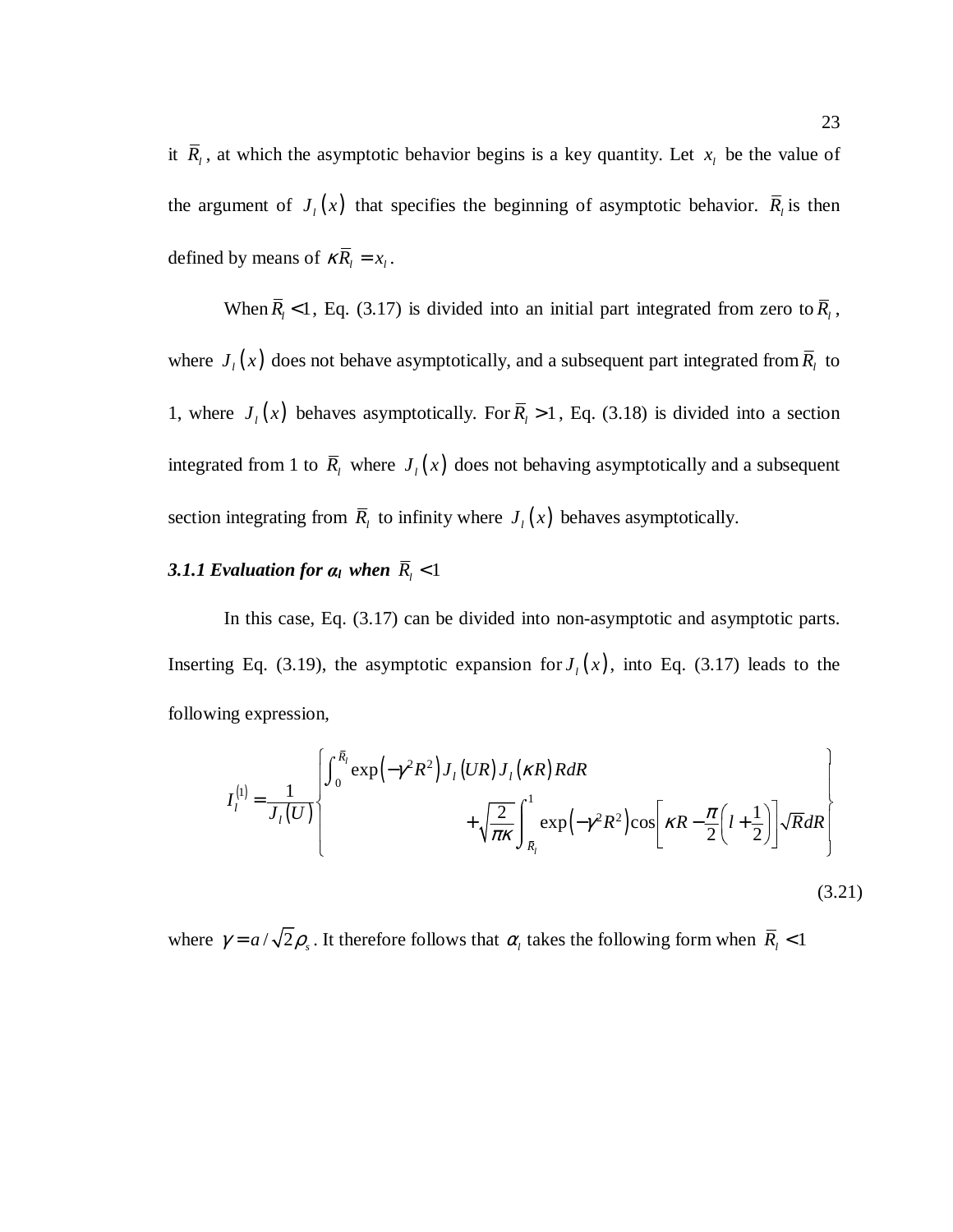it $\bar{R}_l$, at which the asymptotic behavior begins is a key quantity. Let $x_l$ be the value of the argument of $J_l(x)$ that specifies the beginning of asymptotic behavior. $\bar{R}_l$ is then defined by means of $\kappa\bar{R}_l = x_l$.

When $\bar{R}_l < 1$, Eq. (3.17) is divided into an initial part integrated from zero to $\bar{R}_l$, where $J_l(x)$ does not behave asymptotically, and a subsequent part integrated from $\bar{R}_l$ to 1, where $J_l(x)$ behaves asymptotically. For $\bar{R}_l > 1$, Eq. (3.18) is divided into a section integrated from 1 to $\bar{R}_l$ where $J_l(x)$ does not behaving asymptotically and a subsequent section integrating from $\bar{R}_l$ to infinity where $J_l(x)$ behaves asymptotically.

### *3.1.1 Evaluation for $\alpha_l$ when $\bar{R}_l < 1$*

In this case, Eq. (3.17) can be divided into non-asymptotic and asymptotic parts. Inserting Eq. (3.19), the asymptotic expansion for $J_l(x)$, into Eq. (3.17) leads to the following expression,

$$I_l^{(1)} = \frac{1}{J_l(U)} \left\{ \begin{aligned} &\int_0^{\bar{R}_l} \exp\left(-\gamma^2 R^2\right) J_l(UR) J_l(\kappa R) R dR \\ &\qquad + \sqrt{\frac{2}{\pi\kappa}} \int_{\bar{R}_l}^{1} \exp\left(-\gamma^2 R^2\right) \cos\left[\kappa R - \frac{\pi}{2}\left(l + \frac{1}{2}\right)\right] \sqrt{R} dR \end{aligned} \right\} \tag{3.21}$$

where $\gamma = a/\sqrt{2}\rho_s$. It therefore follows that $\alpha_l$ takes the following form when $\bar{R}_l < 1$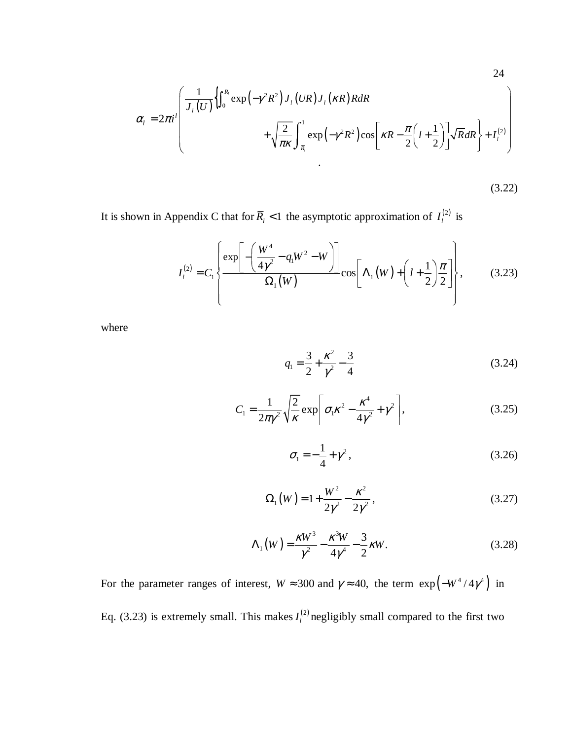$$\alpha_l = 2\pi i^l \left( \frac{1}{J_l(U)} \left\{ \int_0^{\bar{R}_l} \exp\left(-\gamma^2 R^2\right) J_l(UR) J_l(\kappa R) R dR + \sqrt{\frac{2}{\pi\kappa}} \int_{\bar{R}_l}^1 \exp\left(-\gamma^2 R^2\right) \cos\left[\kappa R - \frac{\pi}{2}\left(l + \frac{1}{2}\right)\right] \sqrt{R} dR \right\} + I_l^{(2)} \right)$$

$$. \tag{3.22}$$

It is shown in Appendix C that for $\bar{R}_l < 1$ the asymptotic approximation of $I_l^{(2)}$ is

$$I_l^{(2)} = C_1 \left\{ \frac{\exp\left[ -\left( \frac{W^4}{4\gamma^2} - q_1 W^2 - W \right) \right]}{\Omega_1(W)} \cos\left[ \Lambda_1(W) + \left( l + \frac{1}{2} \right) \frac{\pi}{2} \right] \right\}, \tag{3.23}$$

where

$$q_1 = \frac{3}{2} + \frac{\kappa^2}{\gamma^2} - \frac{3}{4} \tag{3.24}$$

$$C_1 = \frac{1}{2\pi\gamma^2} \sqrt{\frac{2}{\kappa}} \exp\left[ \sigma_1 \kappa^2 - \frac{\kappa^4}{4\gamma^2} + \gamma^2 \right], \tag{3.25}$$

$$\sigma_1 = -\frac{1}{4} + \gamma^2, \tag{3.26}$$

$$\Omega_1(W) = 1 + \frac{W^2}{2\gamma^2} - \frac{\kappa^2}{2\gamma^2}, \tag{3.27}$$

$$\Lambda_1(W) = \frac{\kappa W^3}{\gamma^2} - \frac{\kappa^3 W}{4\gamma^4} - \frac{3}{2}\kappa W. \tag{3.28}$$

For the parameter ranges of interest, $W \approx 300$ and $\gamma \approx 40$, the term $\exp\left(-W^4 / 4\gamma^4\right)$ in Eq. (3.23) is extremely small. This makes $I_l^{(2)}$ negligibly small compared to the first two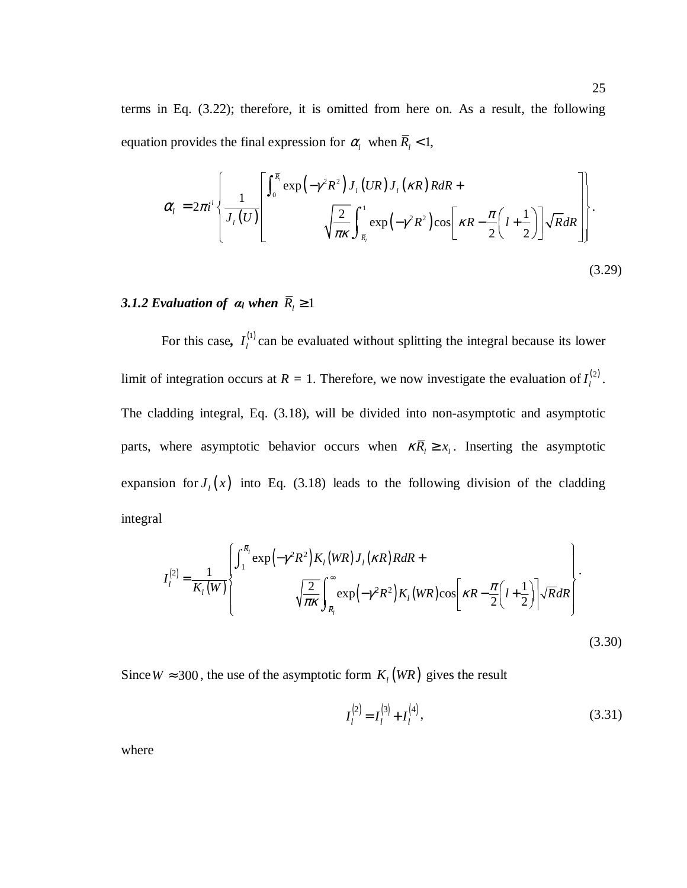terms in Eq. (3.22); therefore, it is omitted from here on. As a result, the following equation provides the final expression for $\alpha_l$ when $\bar{R}_l < 1$,

$$\alpha_l = 2\pi i^l \left\{ \frac{1}{J_l(U)} \left[ \begin{array}{l} \int_0^{\bar{R}_l} \exp\left(-\gamma^2 R^2\right) J_l(UR) J_l(\kappa R) R dR + \\ \qquad \sqrt{\frac{2}{\pi\kappa}} \int_{\bar{R}_l}^1 \exp\left(-\gamma^2 R^2\right) \cos\left[\kappa R - \frac{\pi}{2}\left(l + \frac{1}{2}\right)\right] \sqrt{R} dR \end{array} \right] \right\}. \tag{3.29}$$

### *3.1.2 Evaluation of $\alpha_l$ when $\bar{R}_l \geq 1$*

For this case, $I_l^{(1)}$ can be evaluated without splitting the integral because its lower limit of integration occurs at *R* = 1. Therefore, we now investigate the evaluation of $I_l^{(2)}$. The cladding integral, Eq. (3.18), will be divided into non-asymptotic and asymptotic parts, where asymptotic behavior occurs when $\kappa \bar{R}_l \geq x_l$. Inserting the asymptotic expansion for $J_l(x)$ into Eq. (3.18) leads to the following division of the cladding integral

$$I_l^{(2)} = \frac{1}{K_l(W)} \left\{ \begin{array}{l} \int_1^{\bar{R}_l} \exp\left(-\gamma^2 R^2\right) K_l(WR) J_l(\kappa R) R dR + \\ \qquad \sqrt{\frac{2}{\pi\kappa}} \int_{\bar{R}_l}^{\infty} \exp\left(-\gamma^2 R^2\right) K_l(WR) \cos\left[\kappa R - \frac{\pi}{2}\left(l + \frac{1}{2}\right)\right] \sqrt{R} dR \end{array} \right\}. \tag{3.30}$$

Since $W \approx 300$, the use of the asymptotic form $K_l(WR)$ gives the result

$$I_l^{(2)} = I_l^{(3)} + I_l^{(4)}, \tag{3.31}$$

where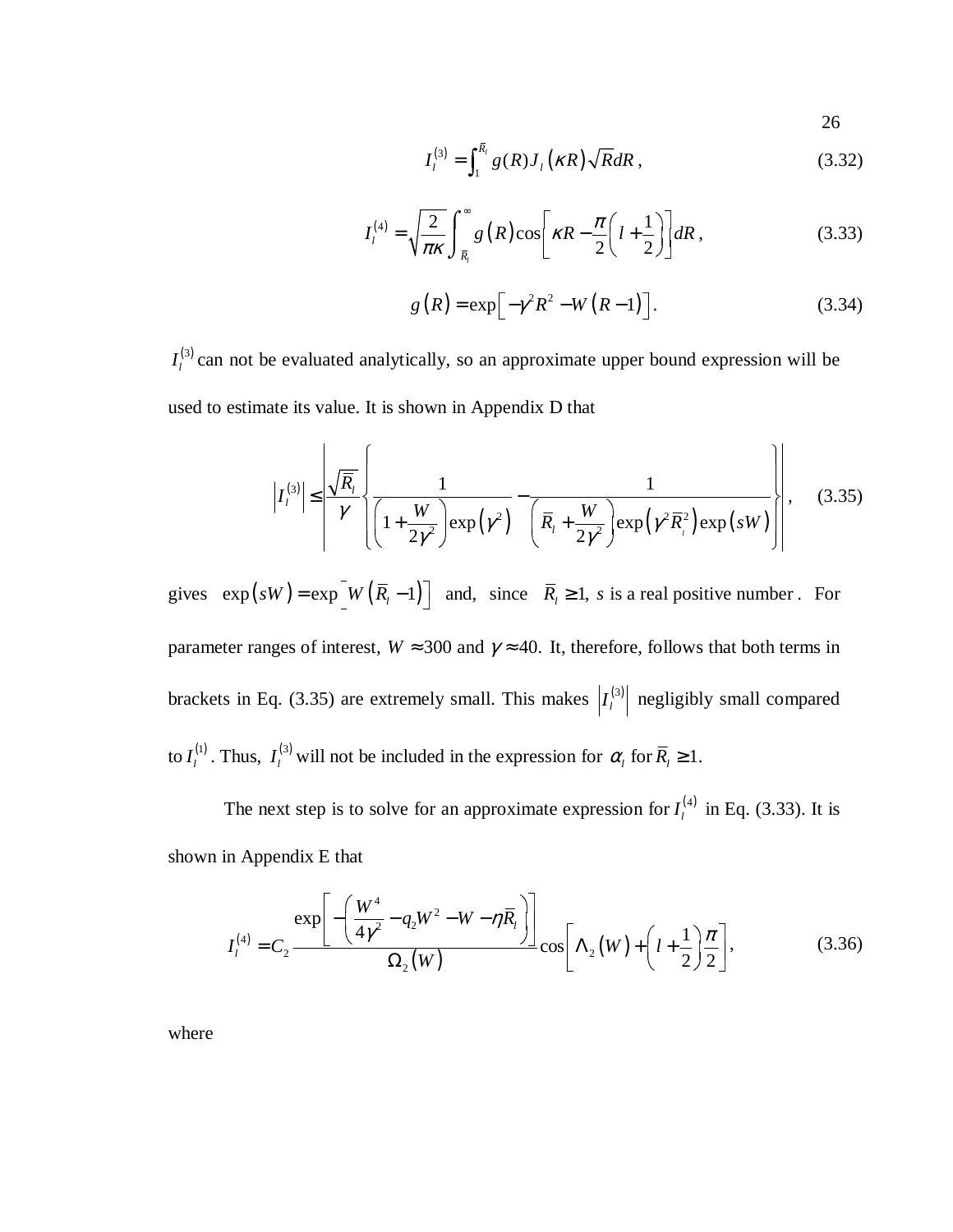$$I_l^{(3)} = \int_1^{\bar{R}_l} g(R) J_l(\kappa R) \sqrt{R} dR, \tag{3.32}$$

$$I_l^{(4)} = \sqrt{\frac{2}{\pi\kappa}} \int_{\bar{R}_l}^{\infty} g(R) \cos\left[\kappa R - \frac{\pi}{2}\left(l + \frac{1}{2}\right)\right] dR, \tag{3.33}$$

$$g(R) = \exp\left[-\gamma^2 R^2 - W(R-1)\right]. \tag{3.34}$$

$I_l^{(3)}$ can not be evaluated analytically, so an approximate upper bound expression will be used to estimate its value. It is shown in Appendix D that

$$\left|I_l^{(3)}\right| \leq \left|\frac{\sqrt{\bar{R}_l}}{\gamma}\left\{\frac{1}{\left(1+\frac{W}{2\gamma^2}\right)\exp\left(\gamma^2\right)} - \frac{1}{\left(\bar{R}_l + \frac{W}{2\gamma^2}\right)\exp\left(\gamma^2 \bar{R}_l^2\right)\exp(sW)}\right\}\right|, \tag{3.35}$$

gives $\exp(sW) = \exp\left[W\left(\bar{R}_l - 1\right)\right]$ and, since $\bar{R}_l \geq 1$, $s$ is a real positive number. For parameter ranges of interest, $W \approx 300$ and $\gamma \approx 40$. It, therefore, follows that both terms in brackets in Eq. (3.35) are extremely small. This makes $\left|I_l^{(3)}\right|$ negligibly small compared to $I_l^{(1)}$. Thus, $I_l^{(3)}$ will not be included in the expression for $\alpha_l$ for $\bar{R}_l \geq 1$.

The next step is to solve for an approximate expression for $I_l^{(4)}$ in Eq. (3.33). It is shown in Appendix E that

$$I_l^{(4)} = C_2 \frac{\exp\left[-\left(\frac{W^4}{4\gamma^2} - q_2 W^2 - W - \eta \bar{R}_l\right)\right]}{\Omega_2(W)} \cos\left[\Lambda_2(W) + \left(l + \frac{1}{2}\right)\frac{\pi}{2}\right], \tag{3.36}$$

where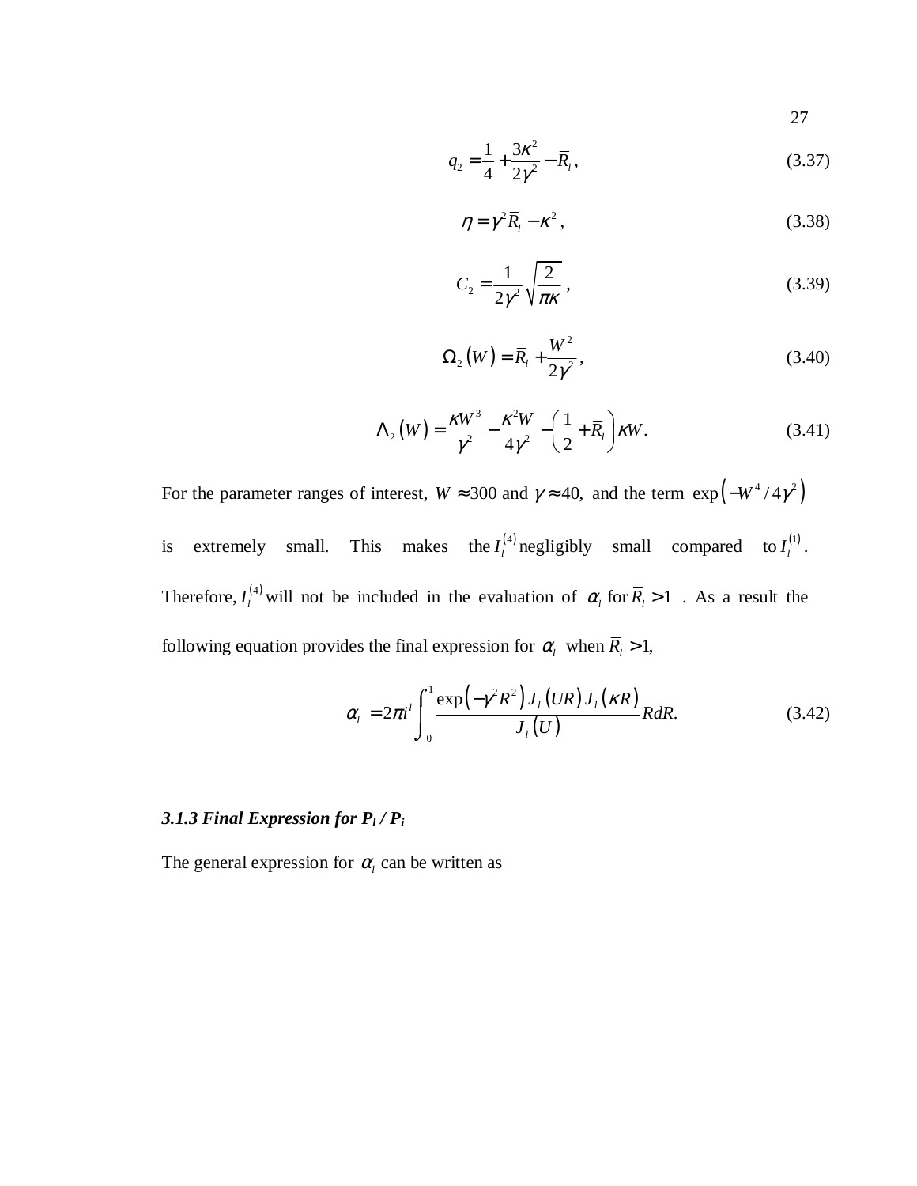$$q_2 = \frac{1}{4} + \frac{3\kappa^2}{2\gamma^2} - \bar{R}_l, \tag{3.37}$$

$$\eta = \gamma^2 \bar{R}_l - \kappa^2, \tag{3.38}$$

$$C_2 = \frac{1}{2\gamma^2}\sqrt{\frac{2}{\pi\kappa}}, \tag{3.39}$$

$$\Omega_2(W) = \bar{R}_l + \frac{W^2}{2\gamma^2}, \tag{3.40}$$

$$\Lambda_2(W) = \frac{\kappa W^3}{\gamma^2} - \frac{\kappa^2 W}{4\gamma^2} - \left(\frac{1}{2} + \bar{R}_l\right)\kappa W. \tag{3.41}$$

For the parameter ranges of interest, $W \approx 300$ and $\gamma \approx 40$, and the term $\exp\left(-W^4/4\gamma^2\right)$ is extremely small. This makes the $I_l^{(4)}$ negligibly small compared to $I_l^{(1)}$. Therefore, $I_l^{(4)}$ will not be included in the evaluation of $\alpha_l$ for $\bar{R}_l > 1$. As a result the following equation provides the final expression for $\alpha_l$ when $\bar{R}_l > 1$,

$$\alpha_l = 2\pi i^l \int_0^1 \frac{\exp\left(-\gamma^2 R^2\right) J_l(UR) J_l(\kappa R)}{J_l(U)} RdR. \tag{3.42}$$

### *3.1.3 Final Expression for $P_l / P_i$*

The general expression for $\alpha_l$ can be written as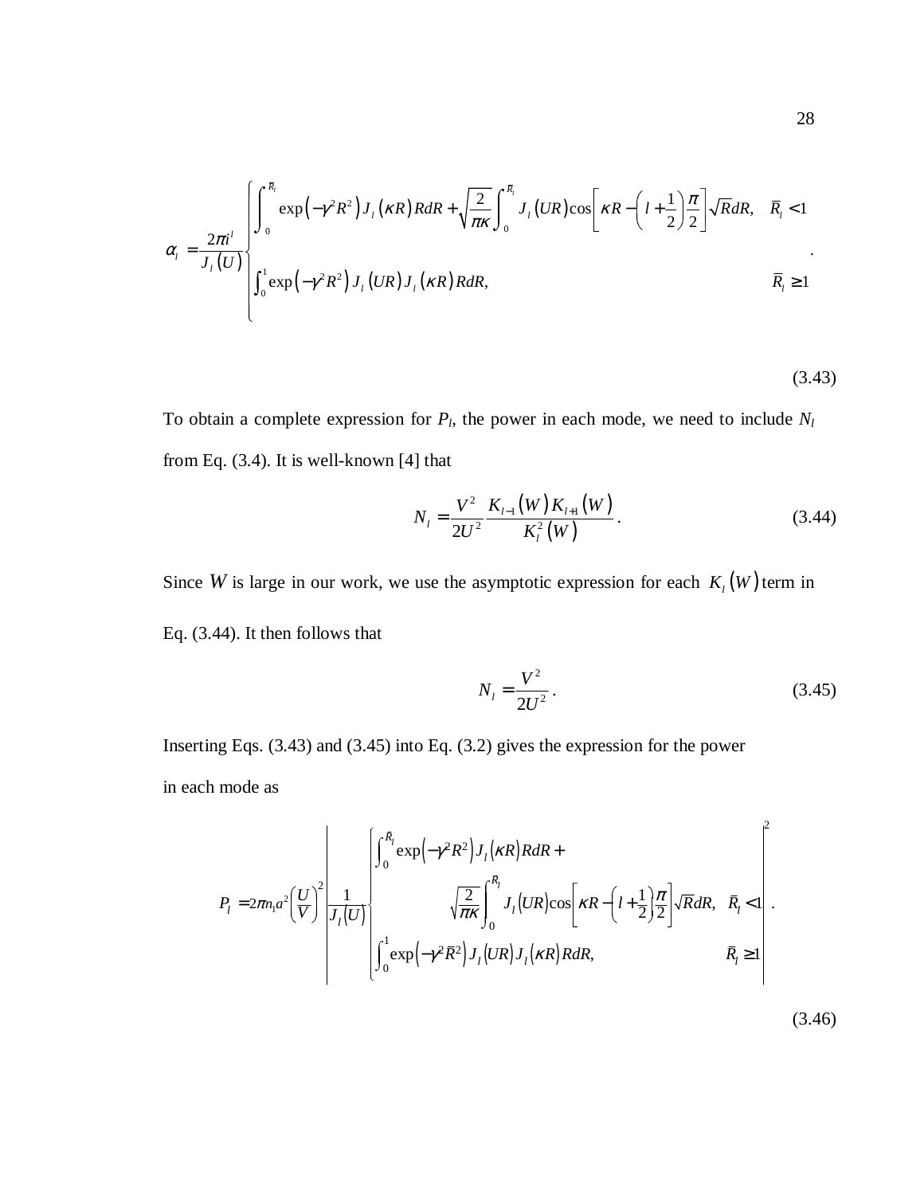$$\alpha_l = \frac{2\pi i^l}{J_l(U)} \begin{cases} \displaystyle\int_0^{\bar{R}_l} \exp\left(-\gamma^2 R^2\right) J_l(\kappa R) R dR + \sqrt{\frac{2}{\pi\kappa}} \int_0^{\bar{R}_l} J_l(UR) \cos\left[\kappa R - \left(l + \frac{1}{2}\right)\frac{\pi}{2}\right] \sqrt{R} dR, & \bar{R}_l < 1 \\ \displaystyle\int_0^1 \exp\left(-\gamma^2 R^2\right) J_l(UR) J_l(\kappa R) R dR, & \bar{R}_l \geq 1 \end{cases} . \tag{3.43}$$

To obtain a complete expression for $P_l$, the power in each mode, we need to include $N_l$ from Eq. (3.4). It is well-known [4] that

$$N_l = \frac{V^2}{2U^2} \frac{K_{l-1}(W) K_{l+1}(W)}{K_l^2(W)} . \tag{3.44}$$

Since $W$ is large in our work, we use the asymptotic expression for each $K_l(W)$ term in Eq. (3.44). It then follows that

$$N_l = \frac{V^2}{2U^2} . \tag{3.45}$$

Inserting Eqs. (3.43) and (3.45) into Eq. (3.2) gives the expression for the power in each mode as

$$P_l = 2\pi n_1 a^2 \left(\frac{U}{V}\right)^2 \left| \frac{1}{J_l(U)} \begin{cases} \displaystyle\int_0^{\bar{R}_l} \exp\left(-\gamma^2 R^2\right) J_l(\kappa R) R dR + \\ \qquad \displaystyle\sqrt{\frac{2}{\pi\kappa}} \int_0^{\bar{R}_l} J_l(UR) \cos\left[\kappa R - \left(l + \frac{1}{2}\right)\frac{\pi}{2}\right] \sqrt{R} dR, & \bar{R}_l < 1 \\ \displaystyle\int_0^1 \exp\left(-\gamma^2 \bar{R}^2\right) J_l(UR) J_l(\kappa R) R dR, & \bar{R}_l \geq 1 \end{cases} \right|^2 . \tag{3.46}$$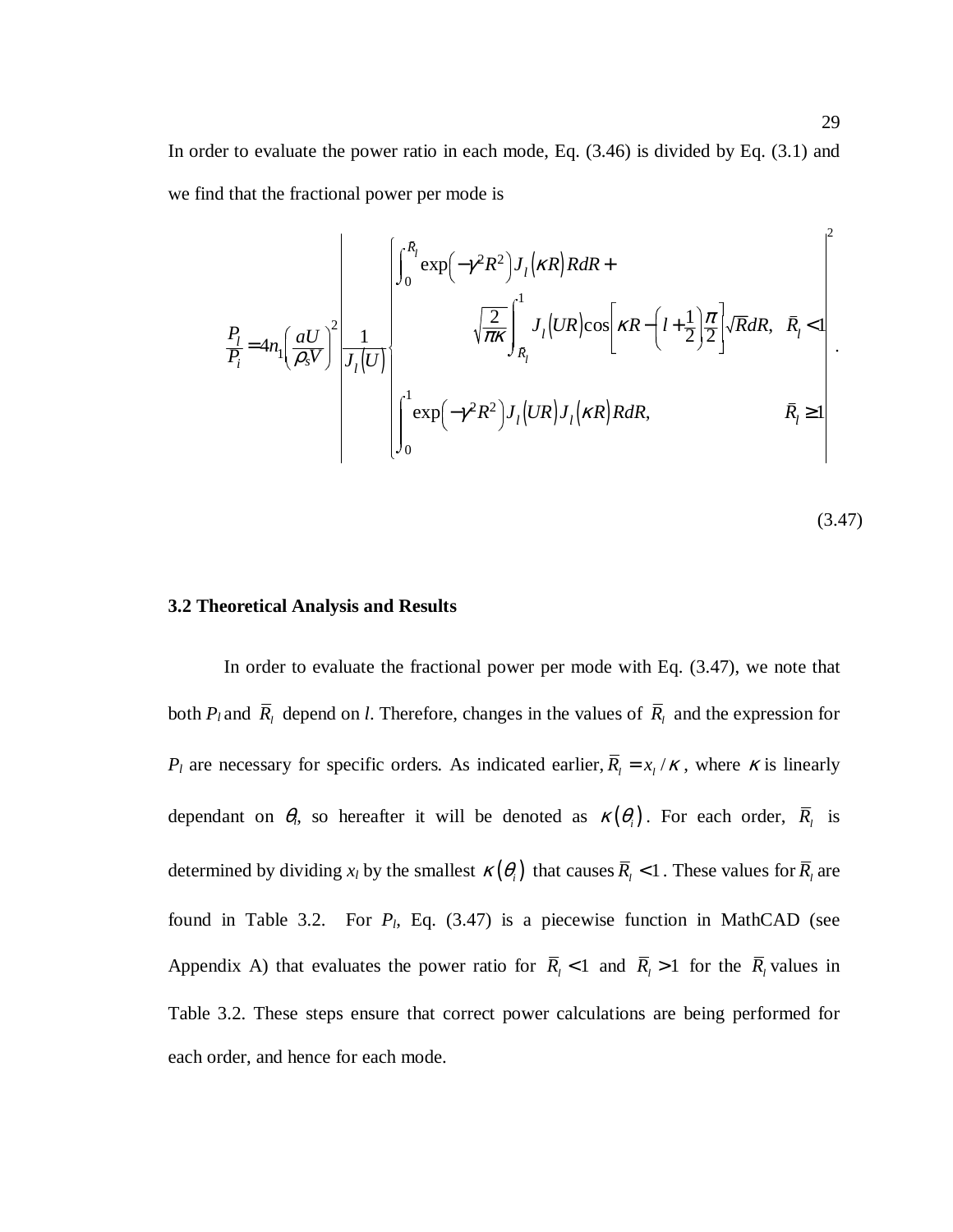In order to evaluate the power ratio in each mode, Eq. (3.46) is divided by Eq. (3.1) and we find that the fractional power per mode is

$$\frac{P_l}{P_i} = 4n_1\left(\frac{aU}{\rho_s V}\right)^2 \left| \frac{1}{J_l\left(U\right)} \begin{cases} \displaystyle\int_0^{\bar{R}_l} \exp\left(-\gamma^2 R^2\right) J_l\left(\kappa R\right) R dR + \\ \displaystyle\qquad \sqrt{\frac{2}{\pi\kappa}} \int_{\bar{R}_l}^{1} J_l\left(UR\right) \cos\left[\kappa R - \left(l + \frac{1}{2}\right)\frac{\pi}{2}\right] \sqrt{R} dR, & \bar{R}_l < 1 \\ \displaystyle\int_0^{1} \exp\left(-\gamma^2 R^2\right) J_l\left(UR\right) J_l\left(\kappa R\right) R dR, & \bar{R}_l \geq 1 \end{cases} \right|^2 . \tag{3.47}$$

### 3.2 Theoretical Analysis and Results

In order to evaluate the fractional power per mode with Eq. (3.47), we note that both $P_l$ and $\bar{R}_l$ depend on $l$. Therefore, changes in the values of $\bar{R}_l$ and the expression for $P_l$ are necessary for specific orders. As indicated earlier, $\bar{R}_l = x_l / \kappa$, where $\kappa$ is linearly dependant on $\theta_i$, so hereafter it will be denoted as $\kappa\left(\theta_i\right)$. For each order, $\bar{R}_l$ is determined by dividing $x_l$ by the smallest $\kappa\left(\theta_i\right)$ that causes $\bar{R}_l < 1$. These values for $\bar{R}_l$ are found in Table 3.2. For $P_l$, Eq. (3.47) is a piecewise function in MathCAD (see Appendix A) that evaluates the power ratio for $\bar{R}_l < 1$ and $\bar{R}_l > 1$ for the $\bar{R}_l$ values in Table 3.2. These steps ensure that correct power calculations are being performed for each order, and hence for each mode.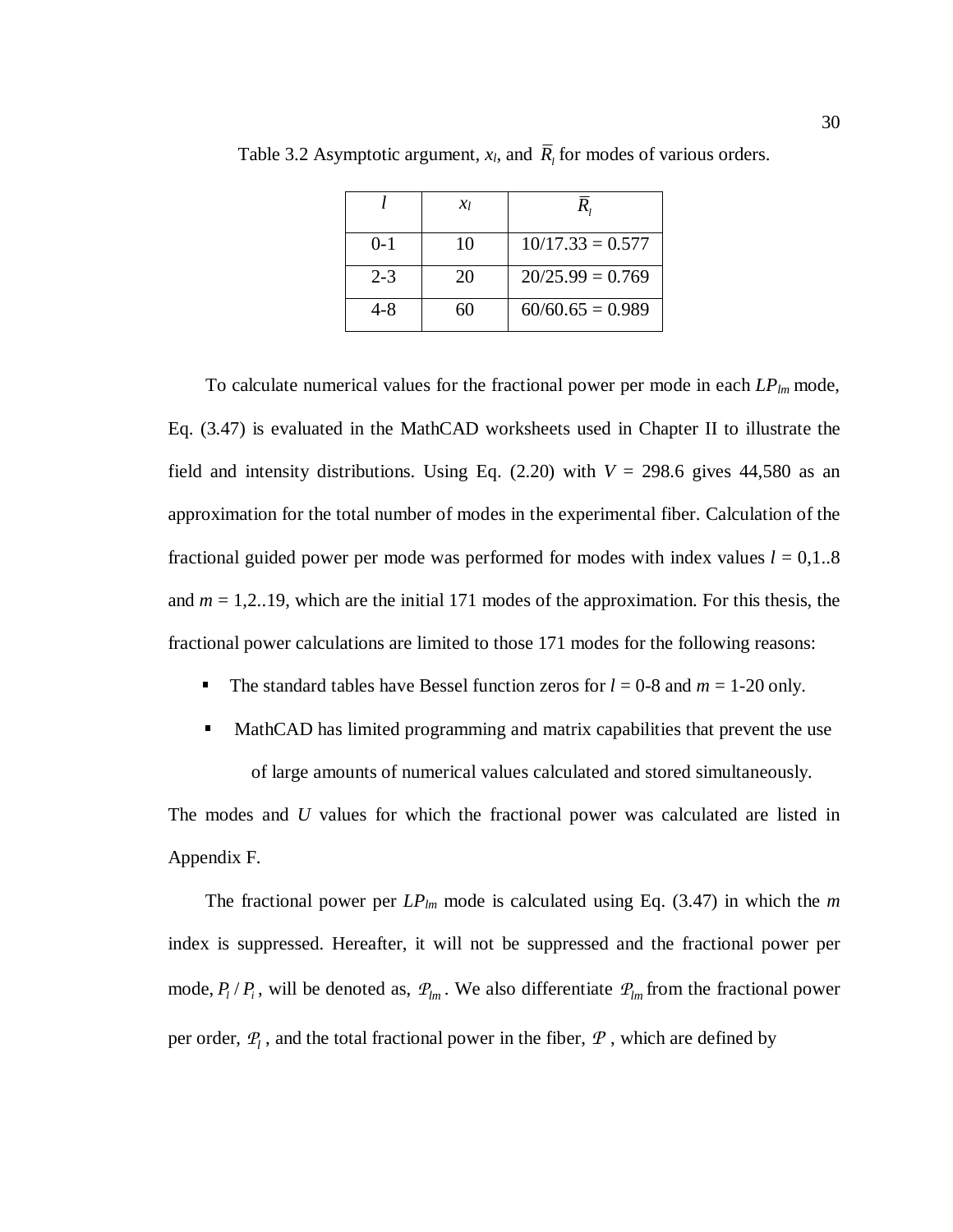Table 3.2 Asymptotic argument, $x_l$, and $\bar{R}_l$ for modes of various orders.

| $l$ | $x_l$ | $\bar{R}_l$ |
|---|---|---|
| 0-1 | 10 | 10/17.33 = 0.577 |
| 2-3 | 20 | 20/25.99 = 0.769 |
| 4-8 | 60 | 60/60.65 = 0.989 |

To calculate numerical values for the fractional power per mode in each $LP_{lm}$ mode, Eq. (3.47) is evaluated in the MathCAD worksheets used in Chapter II to illustrate the field and intensity distributions. Using Eq. (2.20) with $V$ = 298.6 gives 44,580 as an approximation for the total number of modes in the experimental fiber. Calculation of the fractional guided power per mode was performed for modes with index values $l$ = 0,1..8 and $m$ = 1,2..19, which are the initial 171 modes of the approximation. For this thesis, the fractional power calculations are limited to those 171 modes for the following reasons:

- The standard tables have Bessel function zeros for $l$ = 0-8 and $m$ = 1-20 only.
- MathCAD has limited programming and matrix capabilities that prevent the use of large amounts of numerical values calculated and stored simultaneously.

The modes and $U$ values for which the fractional power was calculated are listed in Appendix F.

The fractional power per $LP_{lm}$ mode is calculated using Eq. (3.47) in which the $m$ index is suppressed. Hereafter, it will not be suppressed and the fractional power per mode, $P_l / P_t$, will be denoted as, $\mathcal{P}_{lm}$. We also differentiate $\mathcal{P}_{lm}$ from the fractional power per order, $\mathcal{P}_l$, and the total fractional power in the fiber, $\mathcal{P}$, which are defined by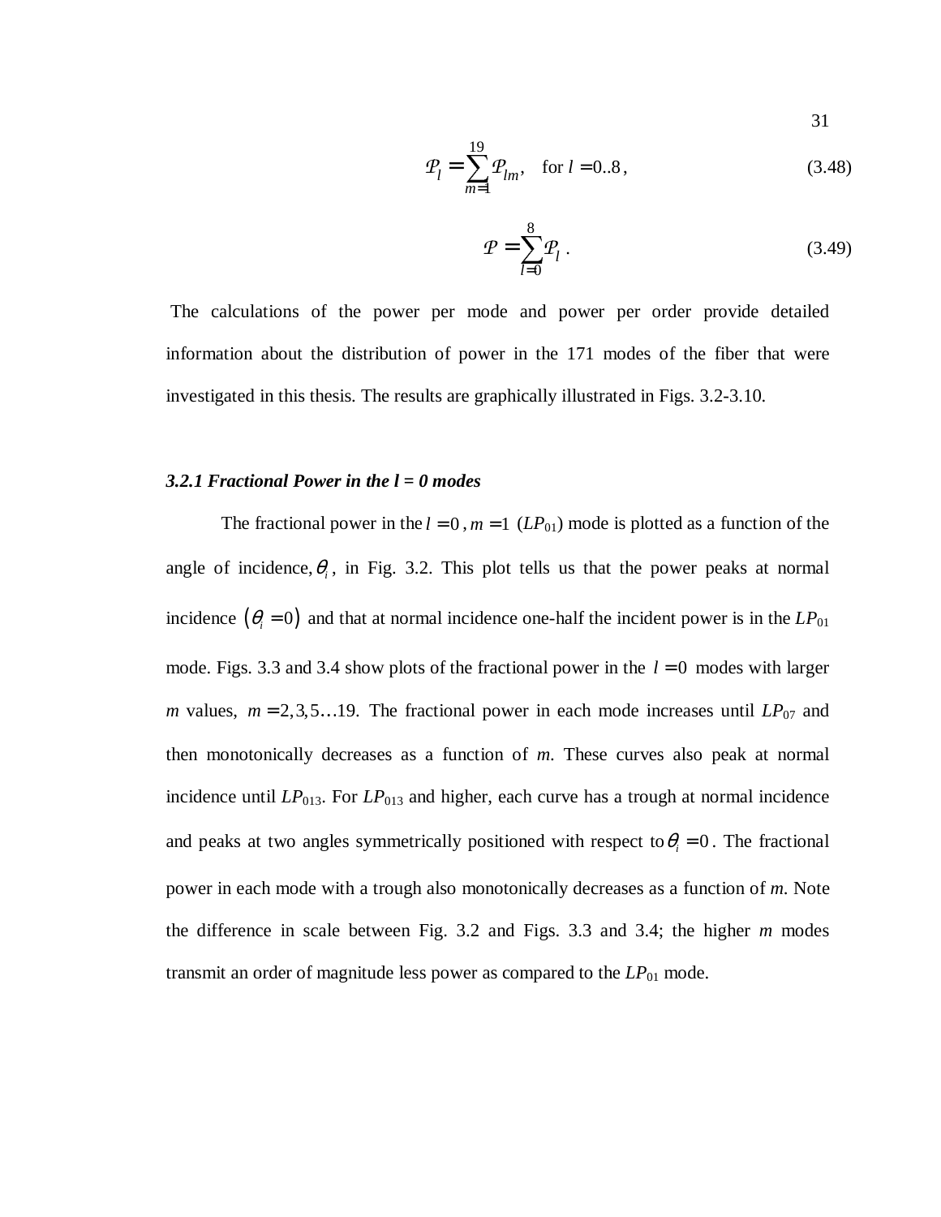$$\mathcal{P}_l = \sum_{m=1}^{19} \mathcal{P}_{lm}, \quad \text{for } l = 0..8, \tag{3.48}$$

$$\mathcal{P} = \sum_{l=0}^{8} \mathcal{P}_l \,. \tag{3.49}$$

The calculations of the power per mode and power per order provide detailed information about the distribution of power in the 171 modes of the fiber that were investigated in this thesis. The results are graphically illustrated in Figs. 3.2-3.10.

### *3.2.1 Fractional Power in the l = 0 modes*

The fractional power in the $l = 0$, $m = 1$ ($LP_{01}$) mode is plotted as a function of the angle of incidence, $\theta_i$, in Fig. 3.2. This plot tells us that the power peaks at normal incidence $(\theta_i = 0)$ and that at normal incidence one-half the incident power is in the $LP_{01}$ mode. Figs. 3.3 and 3.4 show plots of the fractional power in the $l = 0$ modes with larger *m* values, $m = 2,3,5\ldots19$. The fractional power in each mode increases until $LP_{07}$ and then monotonically decreases as a function of *m*. These curves also peak at normal incidence until $LP_{013}$. For $LP_{013}$ and higher, each curve has a trough at normal incidence and peaks at two angles symmetrically positioned with respect to $\theta_i = 0$. The fractional power in each mode with a trough also monotonically decreases as a function of *m*. Note the difference in scale between Fig. 3.2 and Figs. 3.3 and 3.4; the higher *m* modes transmit an order of magnitude less power as compared to the $LP_{01}$ mode.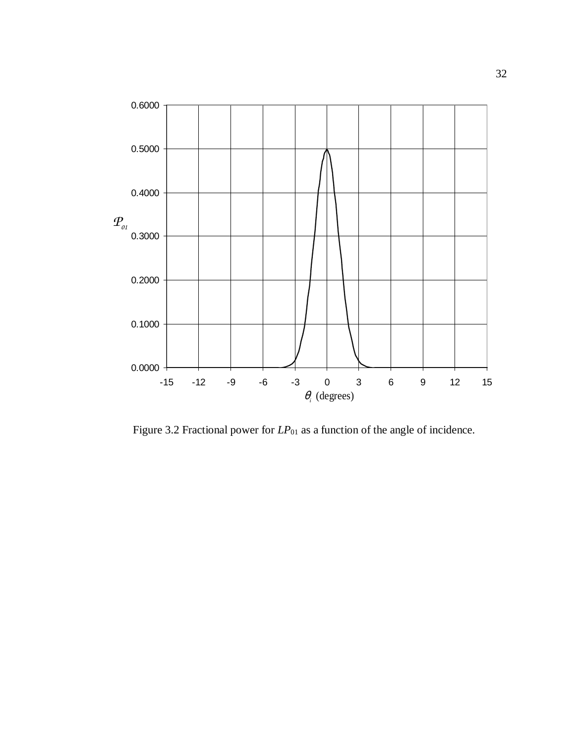Figure 3.2 Fractional power for $LP_{01}$ as a function of the angle of incidence.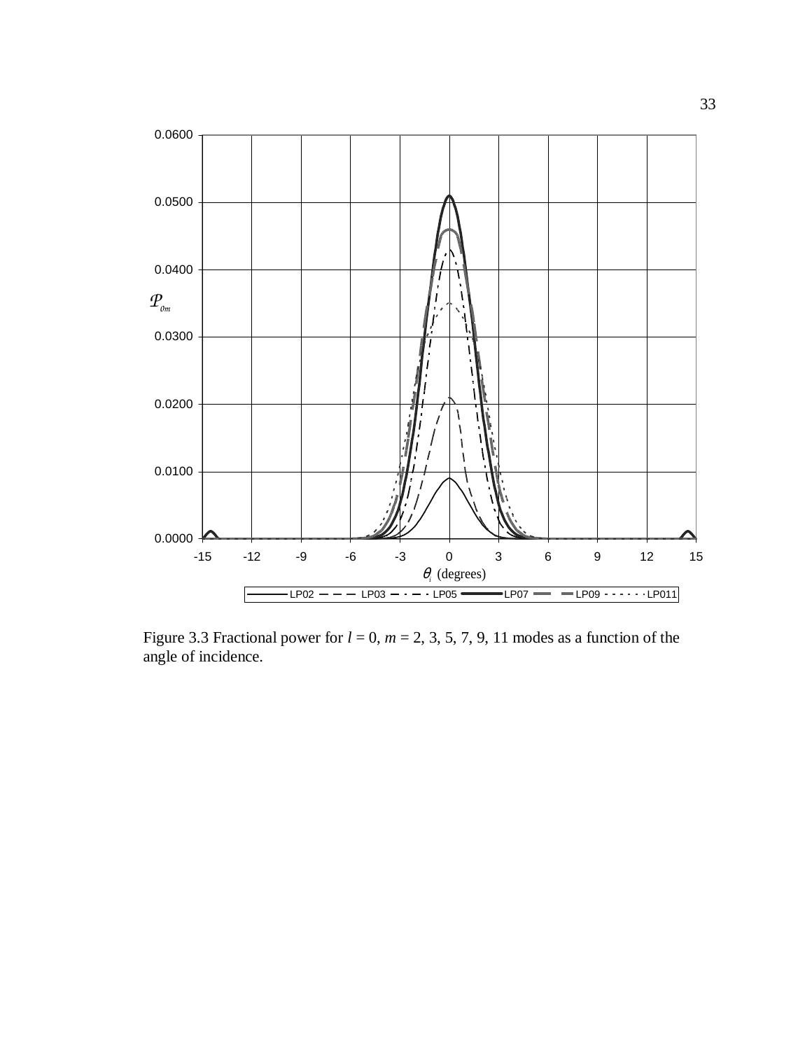Figure 3.3 Fractional power for $l = 0$, $m = 2, 3, 5, 7, 9, 11$ modes as a function of the angle of incidence.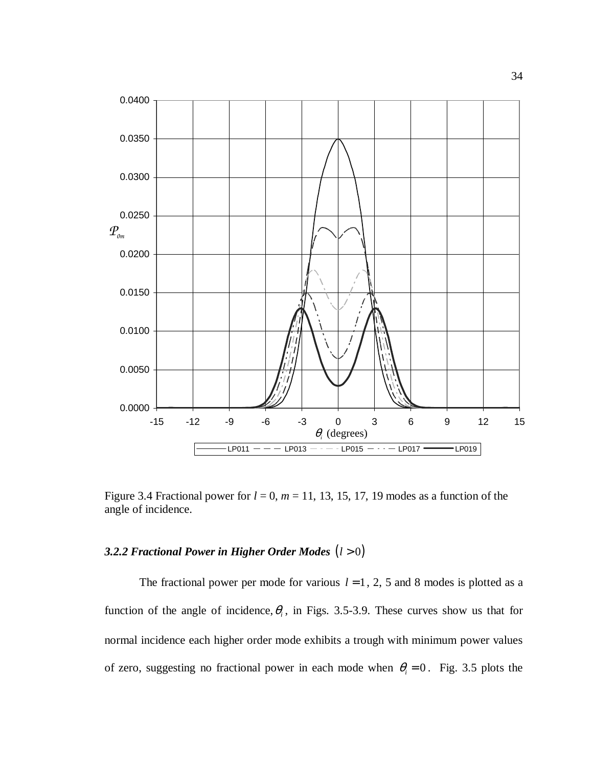Figure 3.4 Fractional power for $l = 0$, $m = 11, 13, 15, 17, 19$ modes as a function of the angle of incidence.

### *3.2.2 Fractional Power in Higher Order Modes* $(l > 0)$

The fractional power per mode for various $l = 1$, 2, 5 and 8 modes is plotted as a function of the angle of incidence, $\theta_i$, in Figs. 3.5-3.9. These curves show us that for normal incidence each higher order mode exhibits a trough with minimum power values of zero, suggesting no fractional power in each mode when $\theta_i = 0$. Fig. 3.5 plots the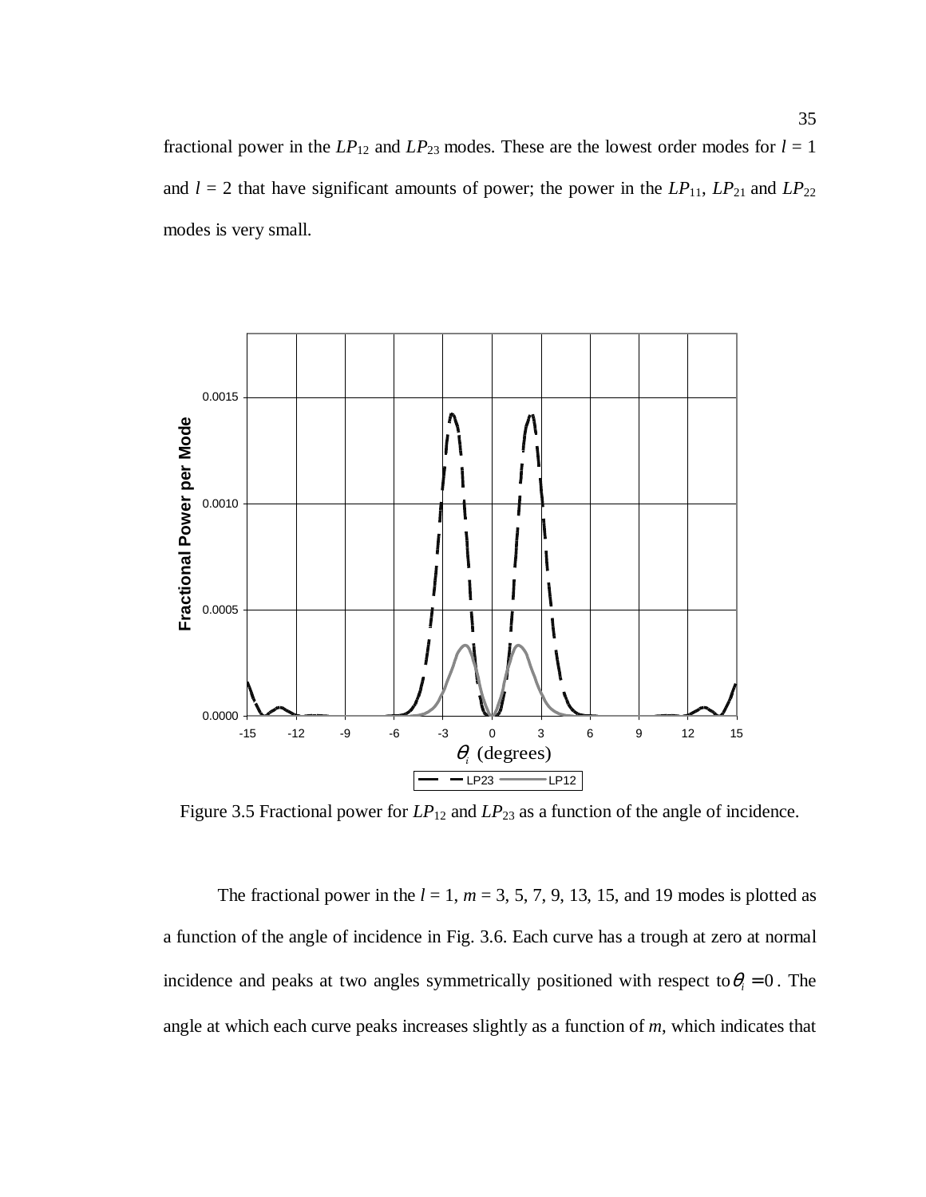fractional power in the $LP_{12}$ and $LP_{23}$ modes. These are the lowest order modes for $l$ = 1 and $l$ = 2 that have significant amounts of power; the power in the $LP_{11}$, $LP_{21}$ and $LP_{22}$ modes is very small.

Figure 3.5 Fractional power for $LP_{12}$ and $LP_{23}$ as a function of the angle of incidence.

The fractional power in the $l$ = 1, $m$ = 3, 5, 7, 9, 13, 15, and 19 modes is plotted as a function of the angle of incidence in Fig. 3.6. Each curve has a trough at zero at normal incidence and peaks at two angles symmetrically positioned with respect to $\theta_i = 0$. The angle at which each curve peaks increases slightly as a function of $m$, which indicates that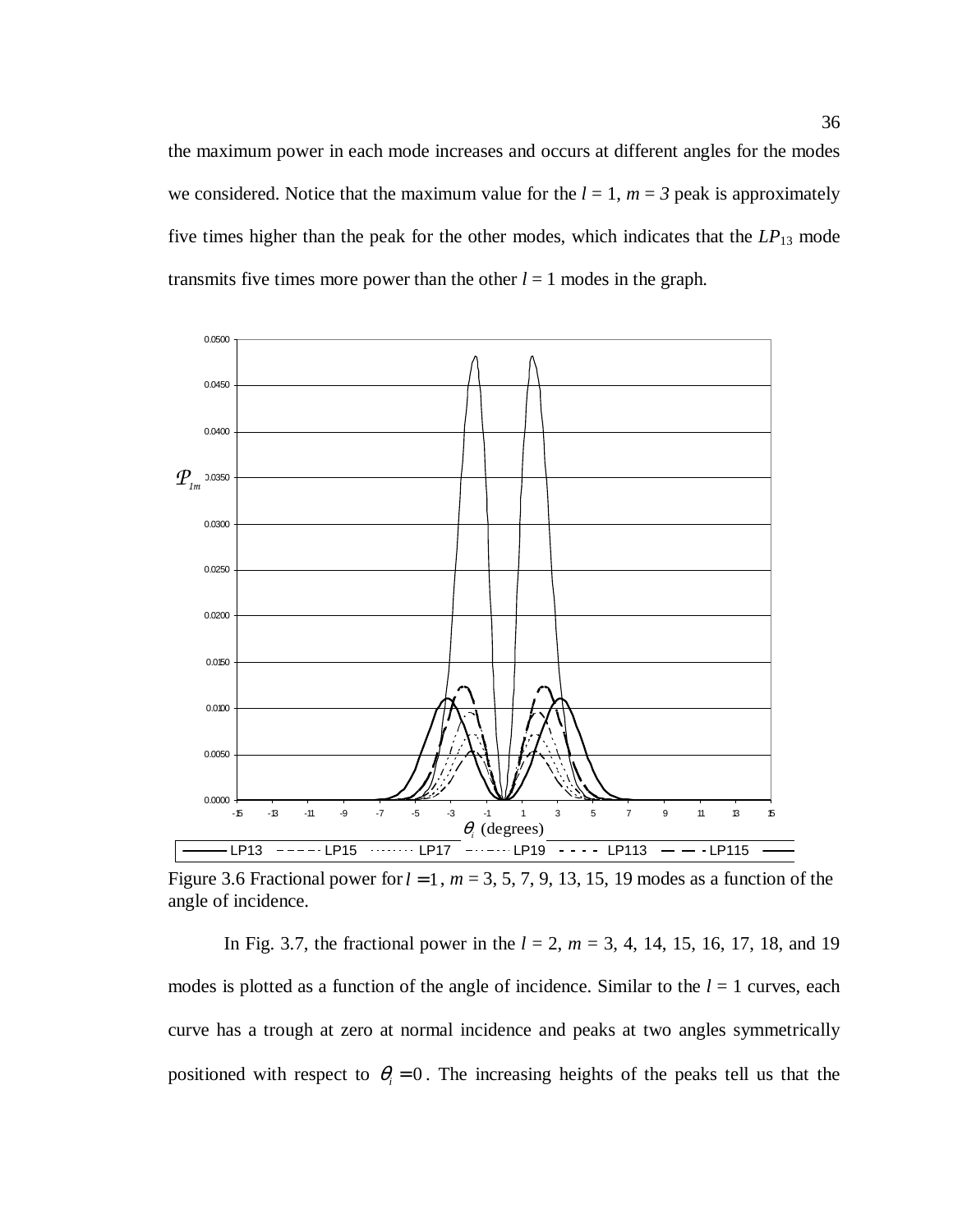the maximum power in each mode increases and occurs at different angles for the modes we considered. Notice that the maximum value for the $l$ = 1, $m$ = 3 peak is approximately five times higher than the peak for the other modes, which indicates that the $LP_{13}$ mode transmits five times more power than the other $l$ = 1 modes in the graph.

Figure 3.6 Fractional power for $l = 1$, $m$ = 3, 5, 7, 9, 13, 15, 19 modes as a function of the angle of incidence.

In Fig. 3.7, the fractional power in the $l$ = 2, $m$ = 3, 4, 14, 15, 16, 17, 18, and 19 modes is plotted as a function of the angle of incidence. Similar to the $l$ = 1 curves, each curve has a trough at zero at normal incidence and peaks at two angles symmetrically positioned with respect to $\theta_i = 0$. The increasing heights of the peaks tell us that the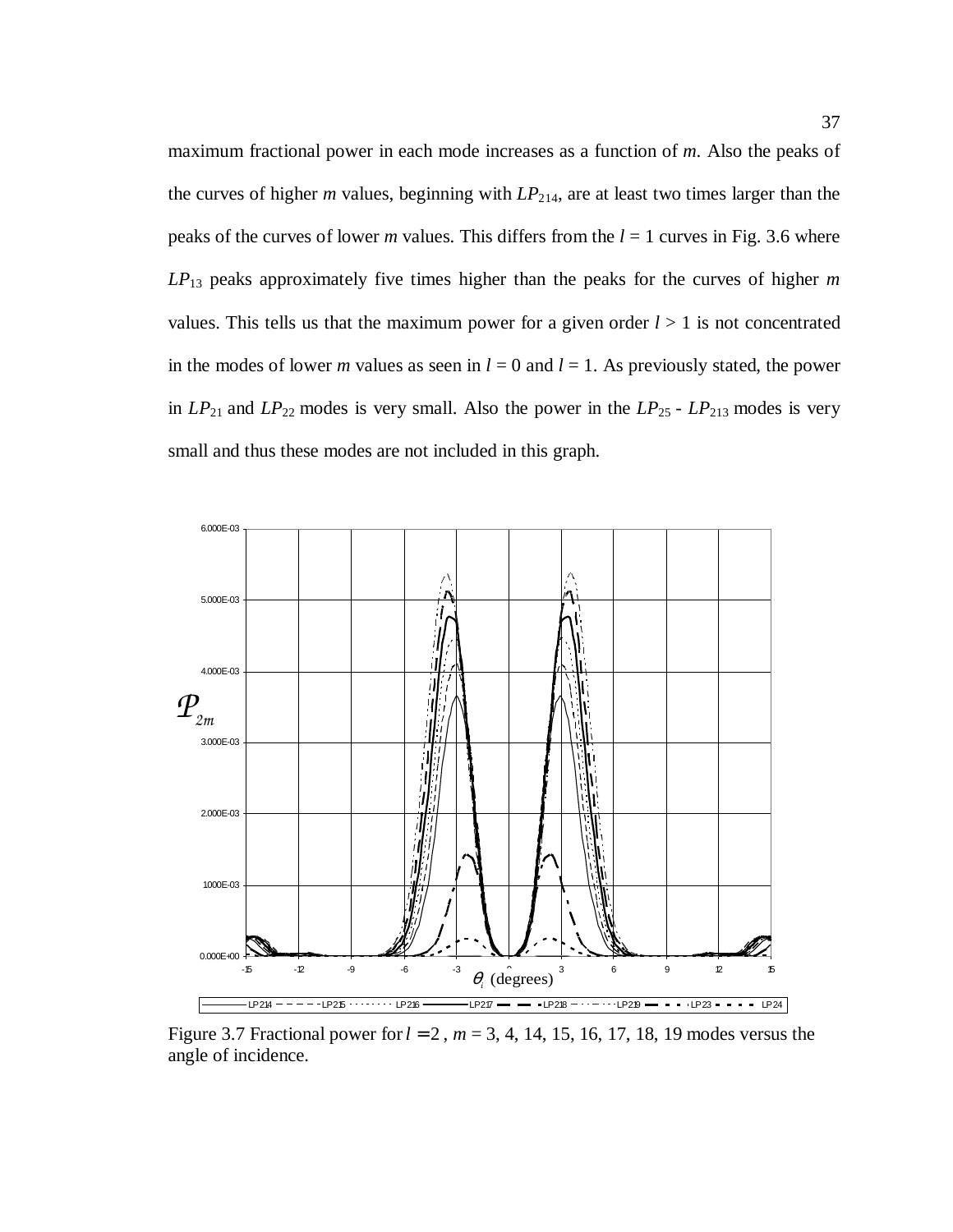maximum fractional power in each mode increases as a function of $m$. Also the peaks of the curves of higher $m$ values, beginning with $LP_{214}$, are at least two times larger than the peaks of the curves of lower $m$ values. This differs from the $l = 1$ curves in Fig. 3.6 where $LP_{13}$ peaks approximately five times higher than the peaks for the curves of higher $m$ values. This tells us that the maximum power for a given order $l > 1$ is not concentrated in the modes of lower $m$ values as seen in $l = 0$ and $l = 1$. As previously stated, the power in $LP_{21}$ and $LP_{22}$ modes is very small. Also the power in the $LP_{25}$ - $LP_{213}$ modes is very small and thus these modes are not included in this graph.

Figure 3.7 Fractional power for $l = 2$ , $m$ = 3, 4, 14, 15, 16, 17, 18, 19 modes versus the angle of incidence.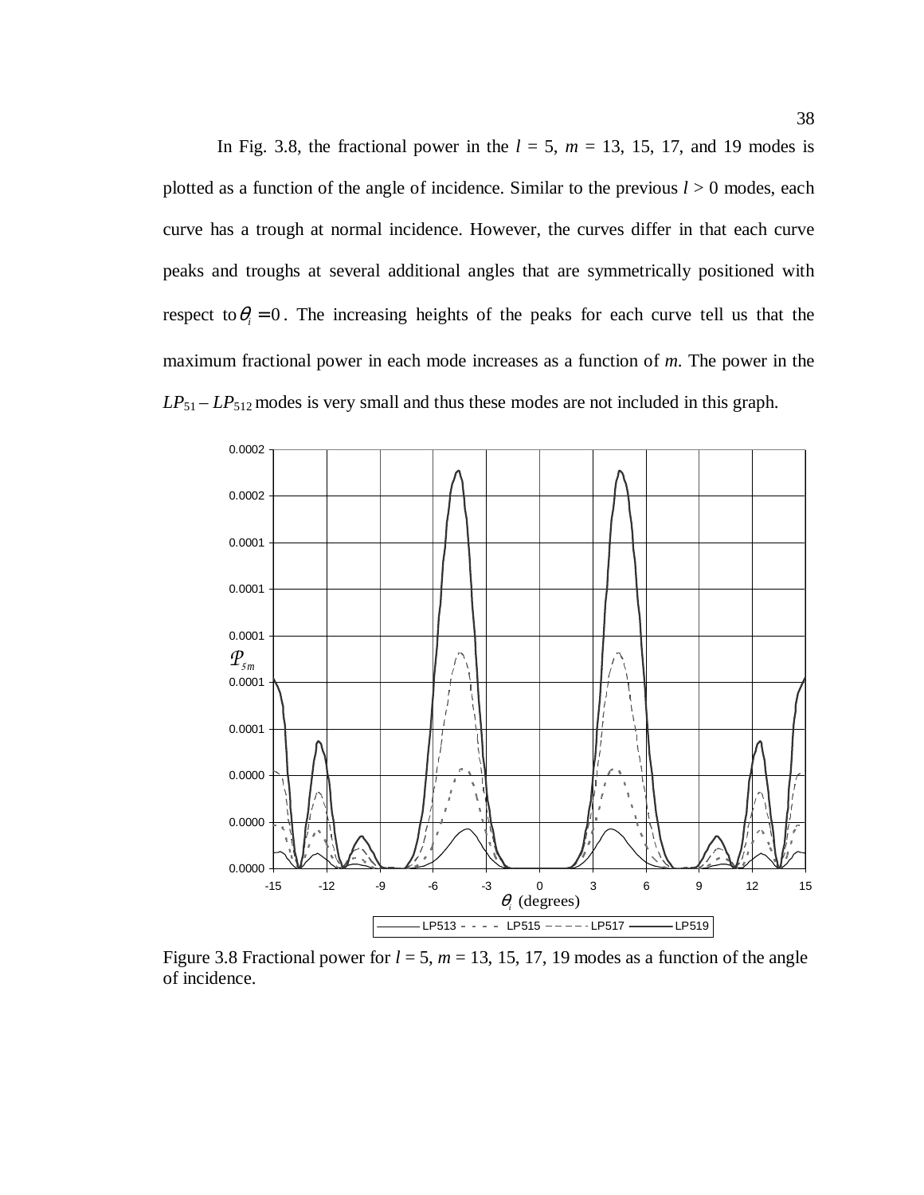In Fig. 3.8, the fractional power in the $l$ = 5, $m$ = 13, 15, 17, and 19 modes is plotted as a function of the angle of incidence. Similar to the previous $l > 0$ modes, each curve has a trough at normal incidence. However, the curves differ in that each curve peaks and troughs at several additional angles that are symmetrically positioned with respect to $\theta_i = 0$. The increasing heights of the peaks for each curve tell us that the maximum fractional power in each mode increases as a function of $m$. The power in the $LP_{51} – LP_{512}$ modes is very small and thus these modes are not included in this graph.

Figure 3.8 Fractional power for $l$ = 5, $m$ = 13, 15, 17, 19 modes as a function of the angle of incidence.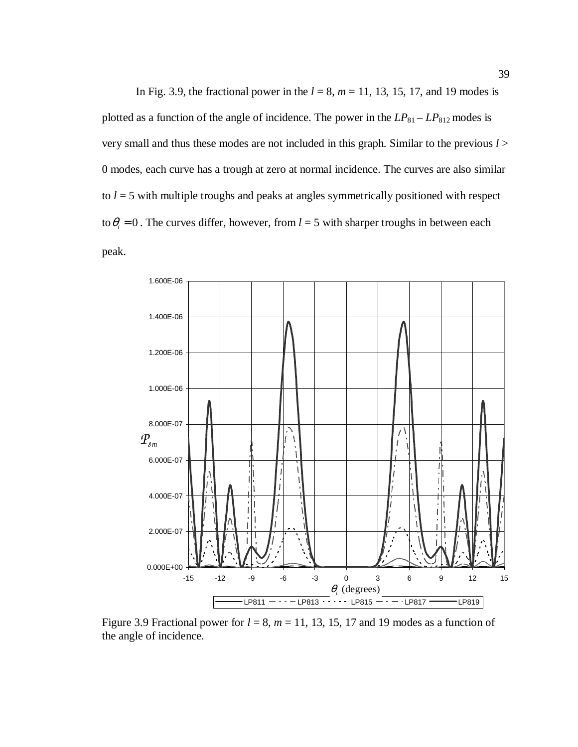In Fig. 3.9, the fractional power in the $l$ = 8, $m$ = 11, 13, 15, 17, and 19 modes is plotted as a function of the angle of incidence. The power in the $LP_{81} - LP_{812}$ modes is very small and thus these modes are not included in this graph. Similar to the previous $l$ > 0 modes, each curve has a trough at zero at normal incidence. The curves are also similar to $l$ = 5 with multiple troughs and peaks at angles symmetrically positioned with respect to $\theta_i = 0$. The curves differ, however, from $l$ = 5 with sharper troughs in between each peak.

Figure 3.9 Fractional power for $l$ = 8, $m$ = 11, 13, 15, 17 and 19 modes as a function of the angle of incidence.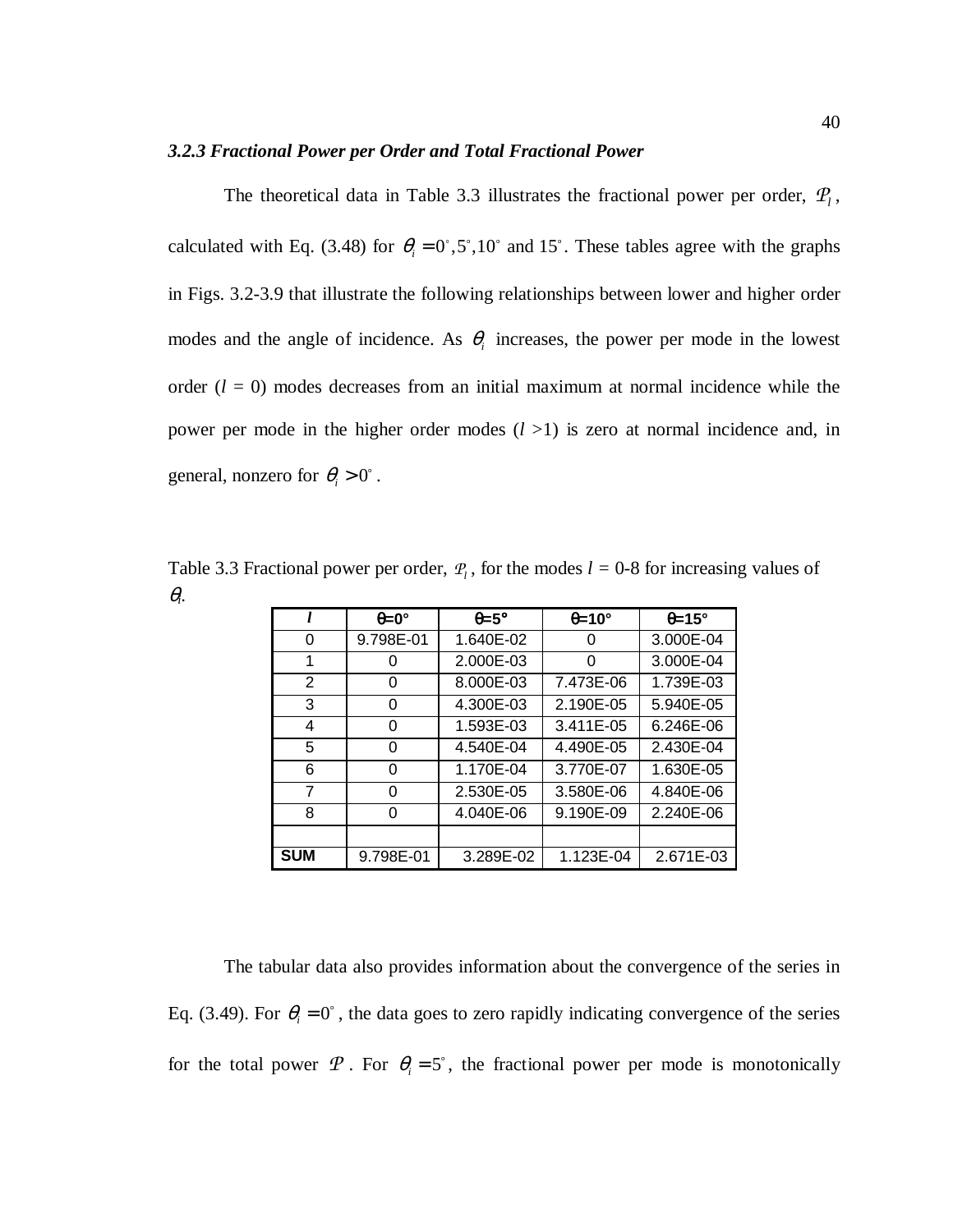### *3.2.3 Fractional Power per Order and Total Fractional Power*

The theoretical data in Table 3.3 illustrates the fractional power per order, $\mathcal{P}_l$, calculated with Eq. (3.48) for $\theta_i = 0^\circ, 5^\circ, 10^\circ$ and $15^\circ$. These tables agree with the graphs in Figs. 3.2-3.9 that illustrate the following relationships between lower and higher order modes and the angle of incidence. As $\theta_i$ increases, the power per mode in the lowest order ($l$ = 0) modes decreases from an initial maximum at normal incidence while the power per mode in the higher order modes ($l$ >1) is zero at normal incidence and, in general, nonzero for $\theta_i > 0^\circ$.

Table 3.3 Fractional power per order, $\mathcal{P}_l$, for the modes $l$ = 0-8 for increasing values of $\theta_i$.

| *l* | θ=0° | θ=5° | θ=10° | θ=15° |
|---|---|---|---|---|
| 0 | 9.798E-01 | 1.640E-02 | 0 | 3.000E-04 |
| 1 | 0 | 2.000E-03 | 0 | 3.000E-04 |
| 2 | 0 | 8.000E-03 | 7.473E-06 | 1.739E-03 |
| 3 | 0 | 4.300E-03 | 2.190E-05 | 5.940E-05 |
| 4 | 0 | 1.593E-03 | 3.411E-05 | 6.246E-06 |
| 5 | 0 | 4.540E-04 | 4.490E-05 | 2.430E-04 |
| 6 | 0 | 1.170E-04 | 3.770E-07 | 1.630E-05 |
| 7 | 0 | 2.530E-05 | 3.580E-06 | 4.840E-06 |
| 8 | 0 | 4.040E-06 | 9.190E-09 | 2.240E-06 |
| | | | | |
| **SUM** | 9.798E-01 | 3.289E-02 | 1.123E-04 | 2.671E-03 |

The tabular data also provides information about the convergence of the series in Eq. (3.49). For $\theta_i = 0^\circ$, the data goes to zero rapidly indicating convergence of the series for the total power $\mathcal{P}$. For $\theta_i = 5^\circ$, the fractional power per mode is monotonically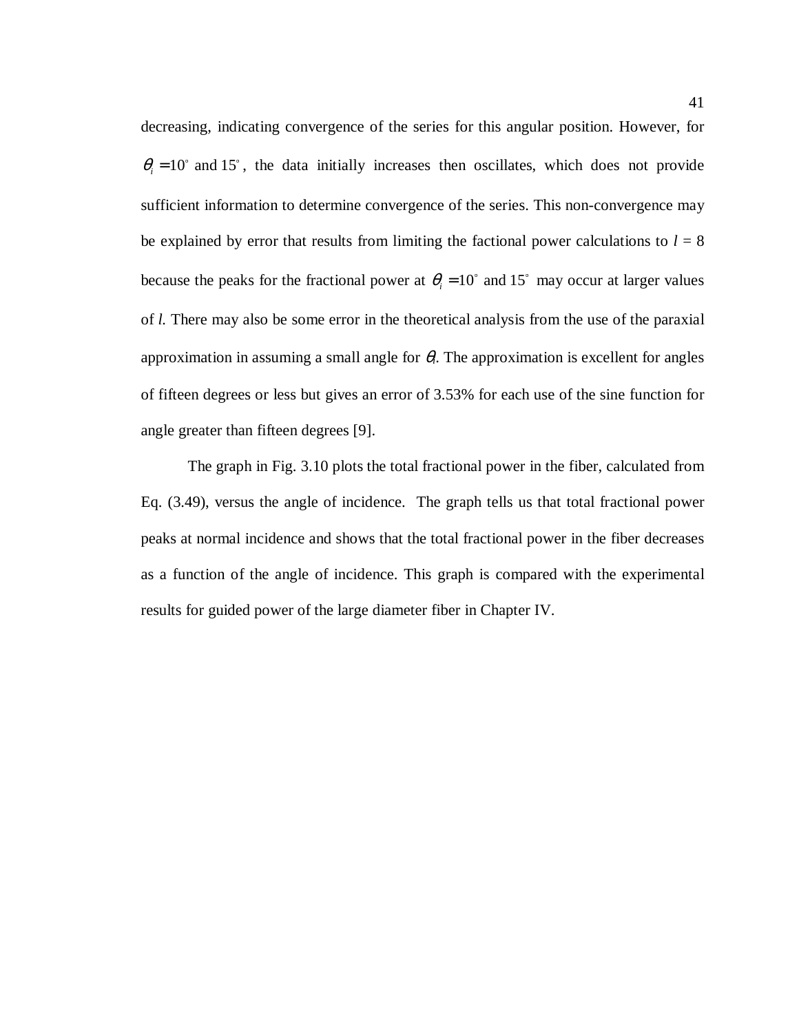decreasing, indicating convergence of the series for this angular position. However, for $\theta_i = 10^\circ$ and $15^\circ$, the data initially increases then oscillates, which does not provide sufficient information to determine convergence of the series. This non-convergence may be explained by error that results from limiting the factional power calculations to $l = 8$ because the peaks for the fractional power at $\theta_i = 10^\circ$ and $15^\circ$ may occur at larger values of $l$. There may also be some error in the theoretical analysis from the use of the paraxial approximation in assuming a small angle for $\theta_i$. The approximation is excellent for angles of fifteen degrees or less but gives an error of 3.53% for each use of the sine function for angle greater than fifteen degrees [9].

The graph in Fig. 3.10 plots the total fractional power in the fiber, calculated from Eq. (3.49), versus the angle of incidence. The graph tells us that total fractional power peaks at normal incidence and shows that the total fractional power in the fiber decreases as a function of the angle of incidence. This graph is compared with the experimental results for guided power of the large diameter fiber in Chapter IV.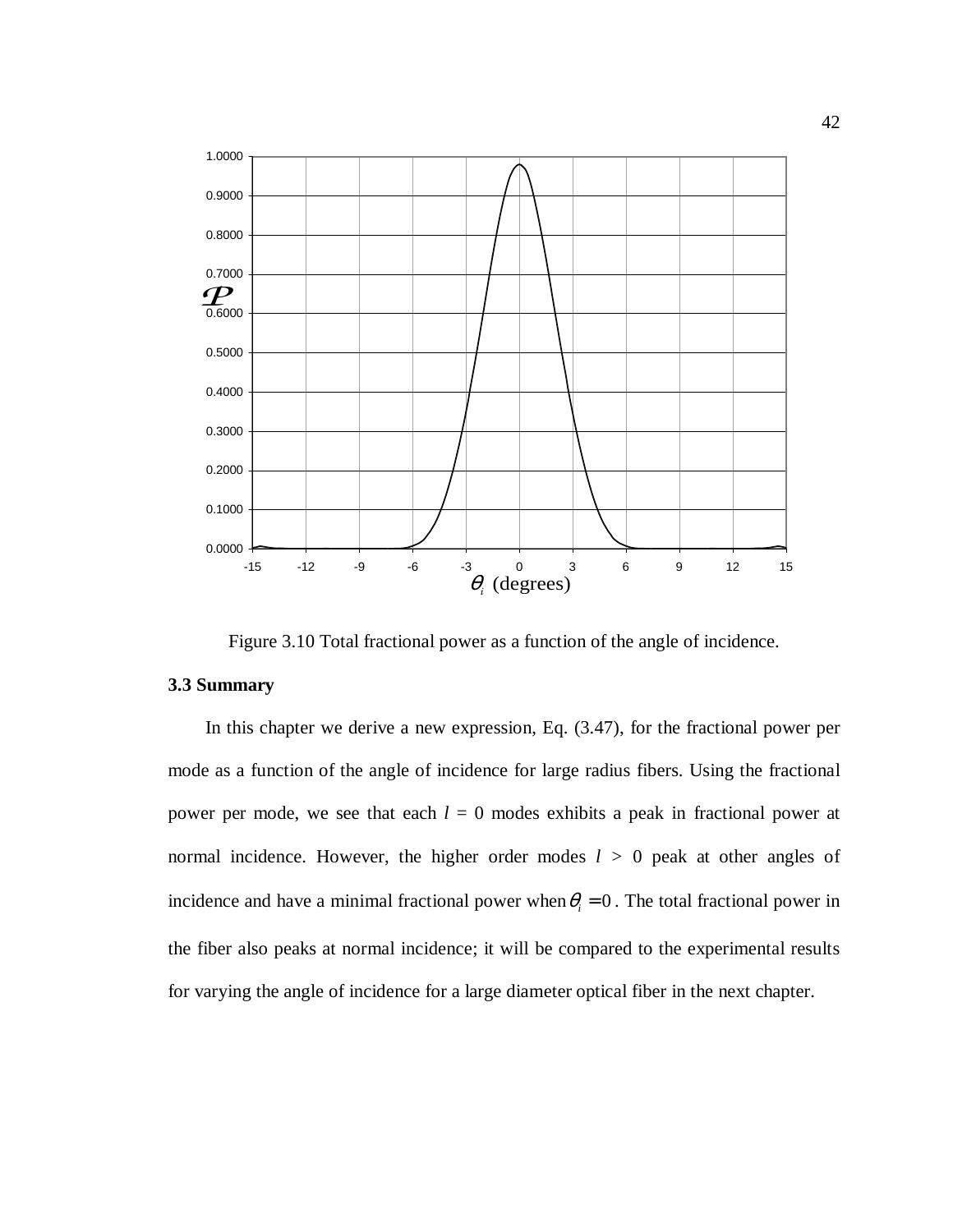Figure 3.10 Total fractional power as a function of the angle of incidence.

### 3.3 Summary

In this chapter we derive a new expression, Eq. (3.47), for the fractional power per mode as a function of the angle of incidence for large radius fibers. Using the fractional power per mode, we see that each $l = 0$ modes exhibits a peak in fractional power at normal incidence. However, the higher order modes $l > 0$ peak at other angles of incidence and have a minimal fractional power when $\theta_i = 0$. The total fractional power in the fiber also peaks at normal incidence; it will be compared to the experimental results for varying the angle of incidence for a large diameter optical fiber in the next chapter.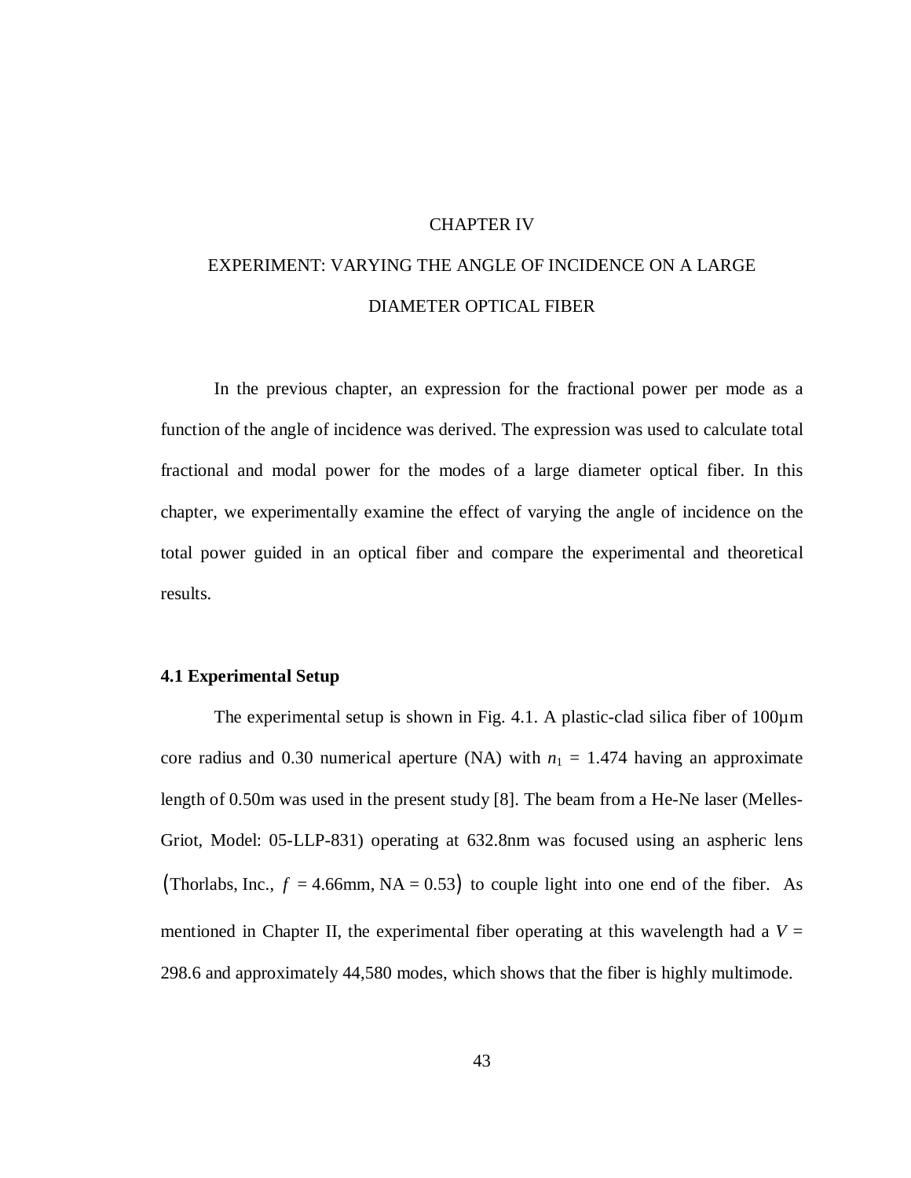# CHAPTER IV

# EXPERIMENT: VARYING THE ANGLE OF INCIDENCE ON A LARGE DIAMETER OPTICAL FIBER

In the previous chapter, an expression for the fractional power per mode as a function of the angle of incidence was derived. The expression was used to calculate total fractional and modal power for the modes of a large diameter optical fiber. In this chapter, we experimentally examine the effect of varying the angle of incidence on the total power guided in an optical fiber and compare the experimental and theoretical results.

## 4.1 Experimental Setup

The experimental setup is shown in Fig. 4.1. A plastic-clad silica fiber of 100μm core radius and 0.30 numerical aperture (NA) with $n_1$ = 1.474 having an approximate length of 0.50m was used in the present study [8]. The beam from a He-Ne laser (Melles-Griot, Model: 05-LLP-831) operating at 632.8nm was focused using an aspheric lens (Thorlabs, Inc., $f$ = 4.66mm, NA = 0.53) to couple light into one end of the fiber. As mentioned in Chapter II, the experimental fiber operating at this wavelength had a $V$ = 298.6 and approximately 44,580 modes, which shows that the fiber is highly multimode.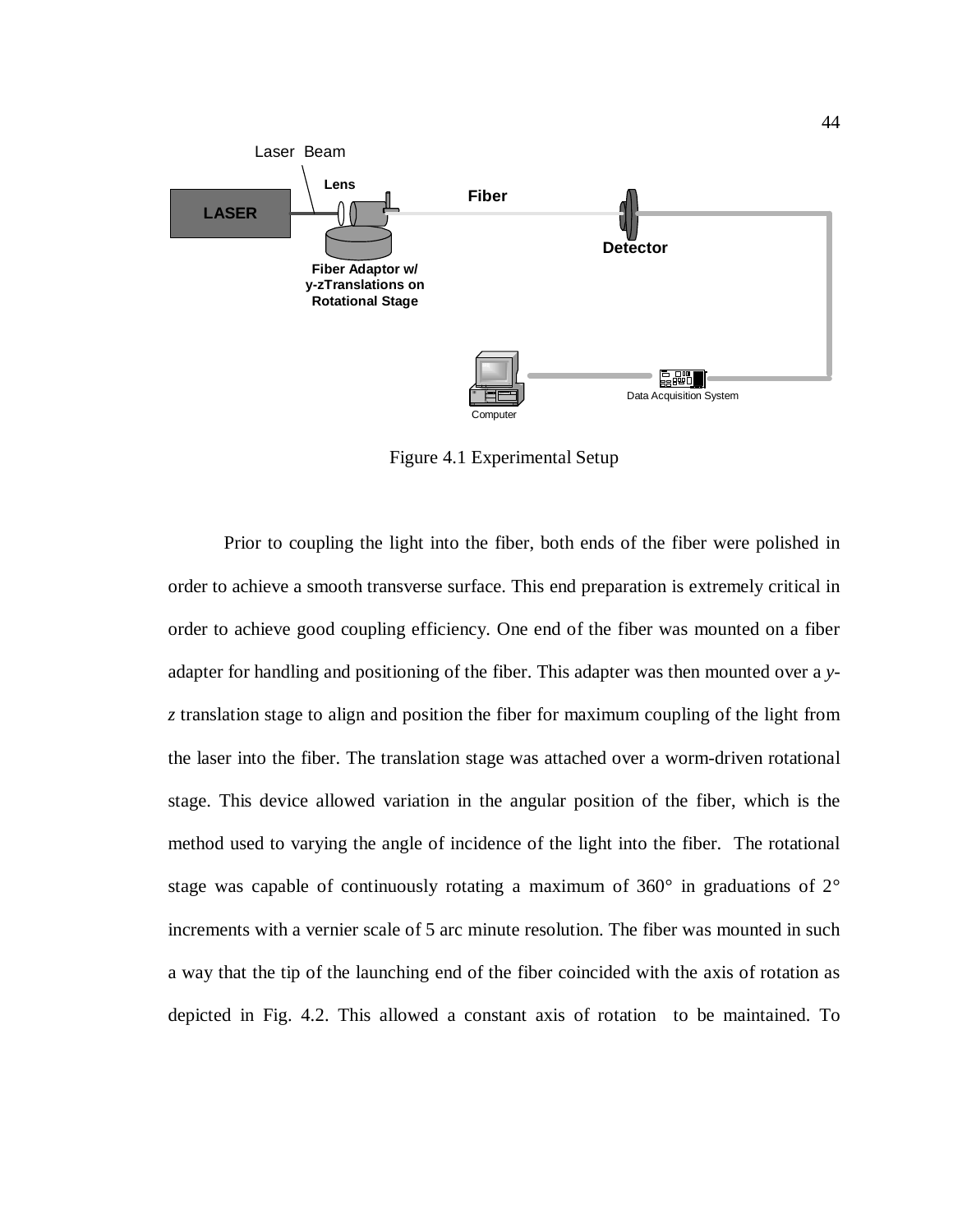Figure 4.1 Experimental Setup

Prior to coupling the light into the fiber, both ends of the fiber were polished in order to achieve a smooth transverse surface. This end preparation is extremely critical in order to achieve good coupling efficiency. One end of the fiber was mounted on a fiber adapter for handling and positioning of the fiber. This adapter was then mounted over a *y*-*z* translation stage to align and position the fiber for maximum coupling of the light from the laser into the fiber. The translation stage was attached over a worm-driven rotational stage. This device allowed variation in the angular position of the fiber, which is the method used to varying the angle of incidence of the light into the fiber. The rotational stage was capable of continuously rotating a maximum of 360° in graduations of 2° increments with a vernier scale of 5 arc minute resolution. The fiber was mounted in such a way that the tip of the launching end of the fiber coincided with the axis of rotation as depicted in Fig. 4.2. This allowed a constant axis of rotation to be maintained. To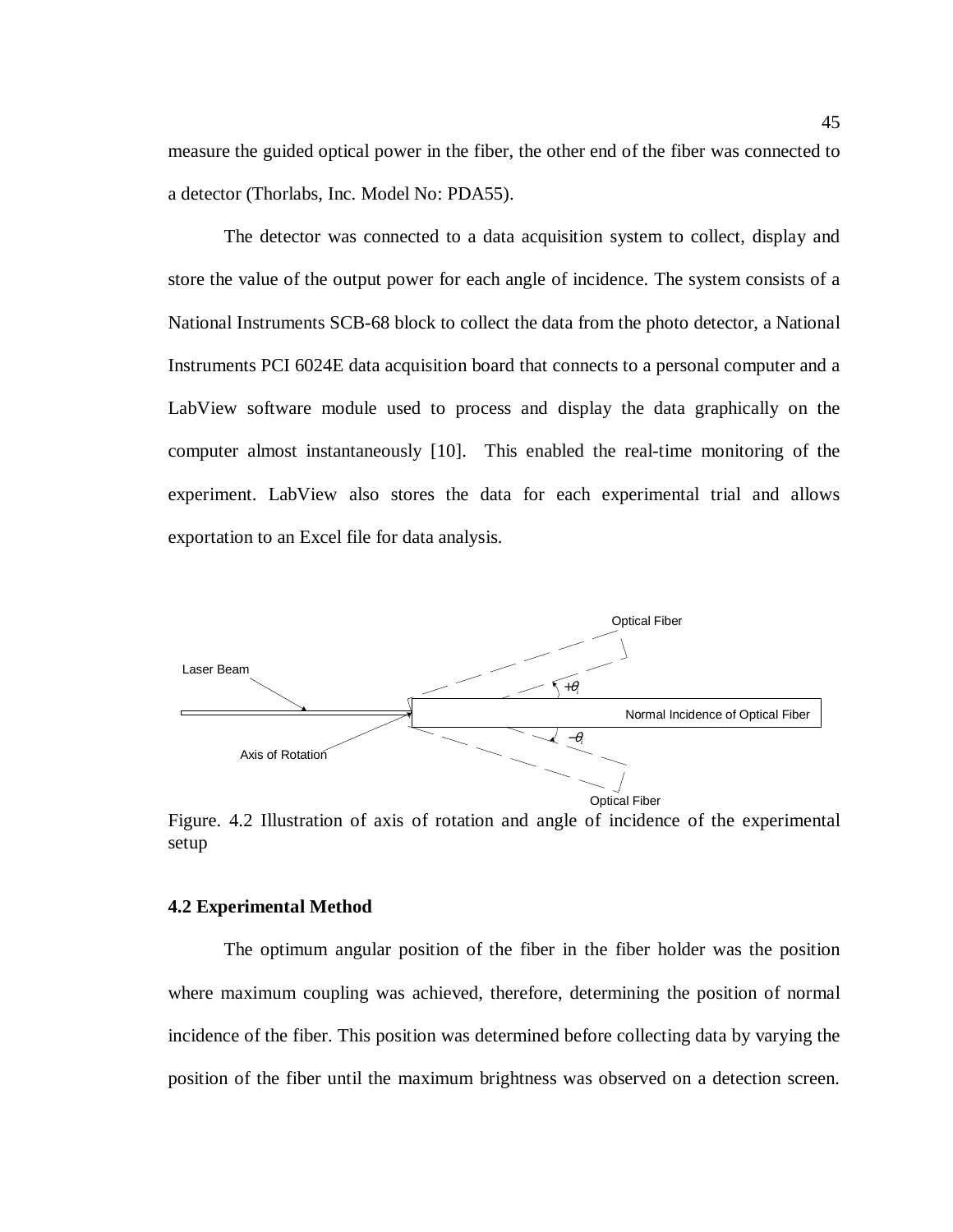measure the guided optical power in the fiber, the other end of the fiber was connected to a detector (Thorlabs, Inc. Model No: PDA55).

The detector was connected to a data acquisition system to collect, display and store the value of the output power for each angle of incidence. The system consists of a National Instruments SCB-68 block to collect the data from the photo detector, a National Instruments PCI 6024E data acquisition board that connects to a personal computer and a LabView software module used to process and display the data graphically on the computer almost instantaneously [10]. This enabled the real-time monitoring of the experiment. LabView also stores the data for each experimental trial and allows exportation to an Excel file for data analysis.

Figure. 4.2 Illustration of axis of rotation and angle of incidence of the experimental setup

**4.2 Experimental Method**

The optimum angular position of the fiber in the fiber holder was the position where maximum coupling was achieved, therefore, determining the position of normal incidence of the fiber. This position was determined before collecting data by varying the position of the fiber until the maximum brightness was observed on a detection screen.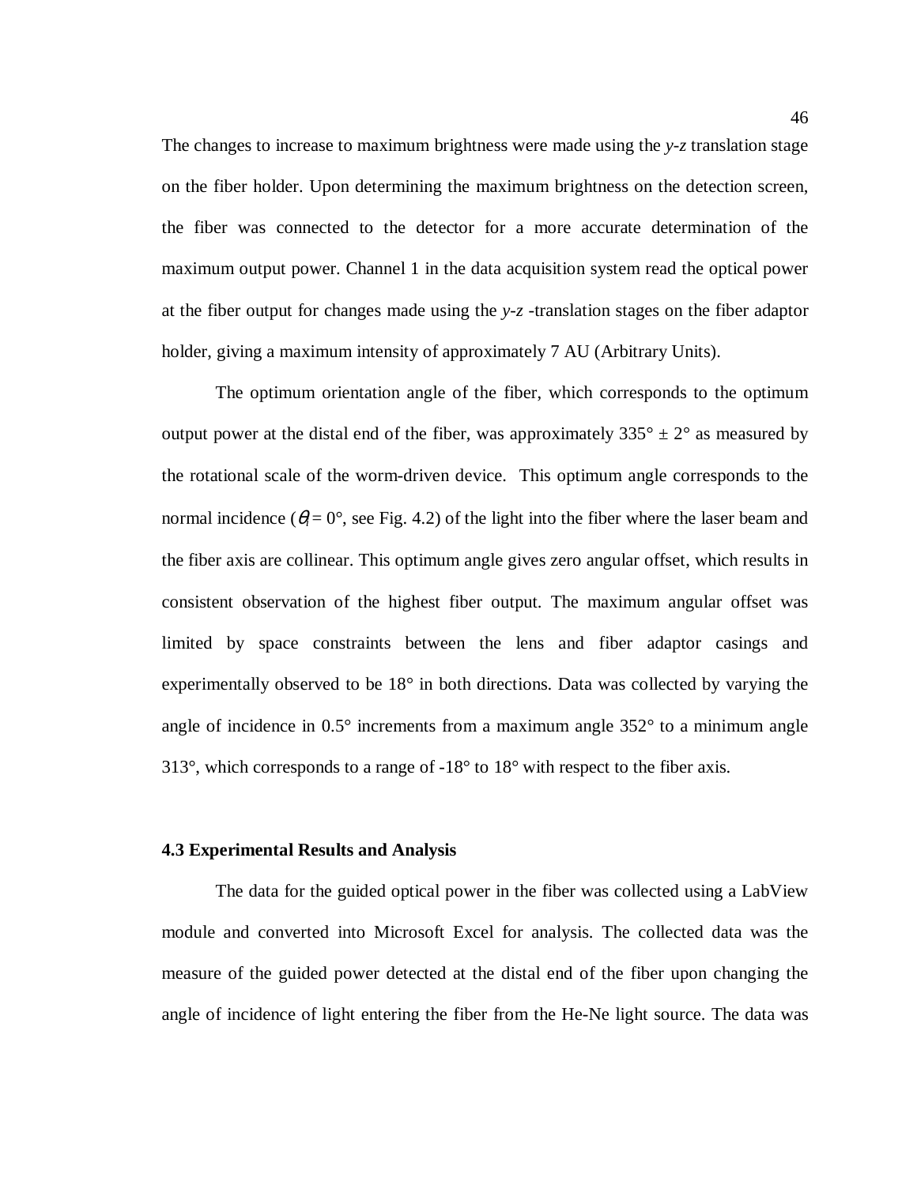The changes to increase to maximum brightness were made using the *y-z* translation stage on the fiber holder. Upon determining the maximum brightness on the detection screen, the fiber was connected to the detector for a more accurate determination of the maximum output power. Channel 1 in the data acquisition system read the optical power at the fiber output for changes made using the *y-z* -translation stages on the fiber adaptor holder, giving a maximum intensity of approximately 7 AU (Arbitrary Units).

The optimum orientation angle of the fiber, which corresponds to the optimum output power at the distal end of the fiber, was approximately 335° ± 2° as measured by the rotational scale of the worm-driven device. This optimum angle corresponds to the normal incidence ($\theta_i = 0°$, see Fig. 4.2) of the light into the fiber where the laser beam and the fiber axis are collinear. This optimum angle gives zero angular offset, which results in consistent observation of the highest fiber output. The maximum angular offset was limited by space constraints between the lens and fiber adaptor casings and experimentally observed to be 18° in both directions. Data was collected by varying the angle of incidence in 0.5° increments from a maximum angle 352° to a minimum angle 313°, which corresponds to a range of -18° to 18° with respect to the fiber axis.

### 4.3 Experimental Results and Analysis

The data for the guided optical power in the fiber was collected using a LabView module and converted into Microsoft Excel for analysis. The collected data was the measure of the guided power detected at the distal end of the fiber upon changing the angle of incidence of light entering the fiber from the He-Ne light source. The data was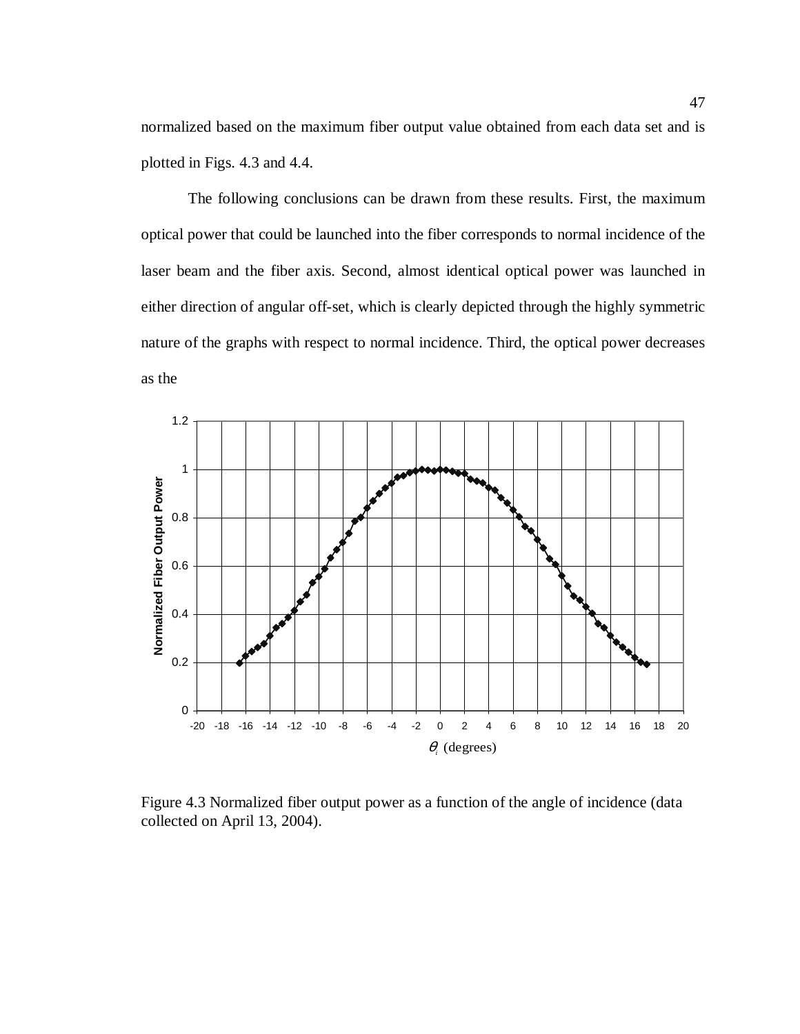normalized based on the maximum fiber output value obtained from each data set and is plotted in Figs. 4.3 and 4.4.

The following conclusions can be drawn from these results. First, the maximum optical power that could be launched into the fiber corresponds to normal incidence of the laser beam and the fiber axis. Second, almost identical optical power was launched in either direction of angular off-set, which is clearly depicted through the highly symmetric nature of the graphs with respect to normal incidence. Third, the optical power decreases as the

Figure 4.3 Normalized fiber output power as a function of the angle of incidence (data collected on April 13, 2004).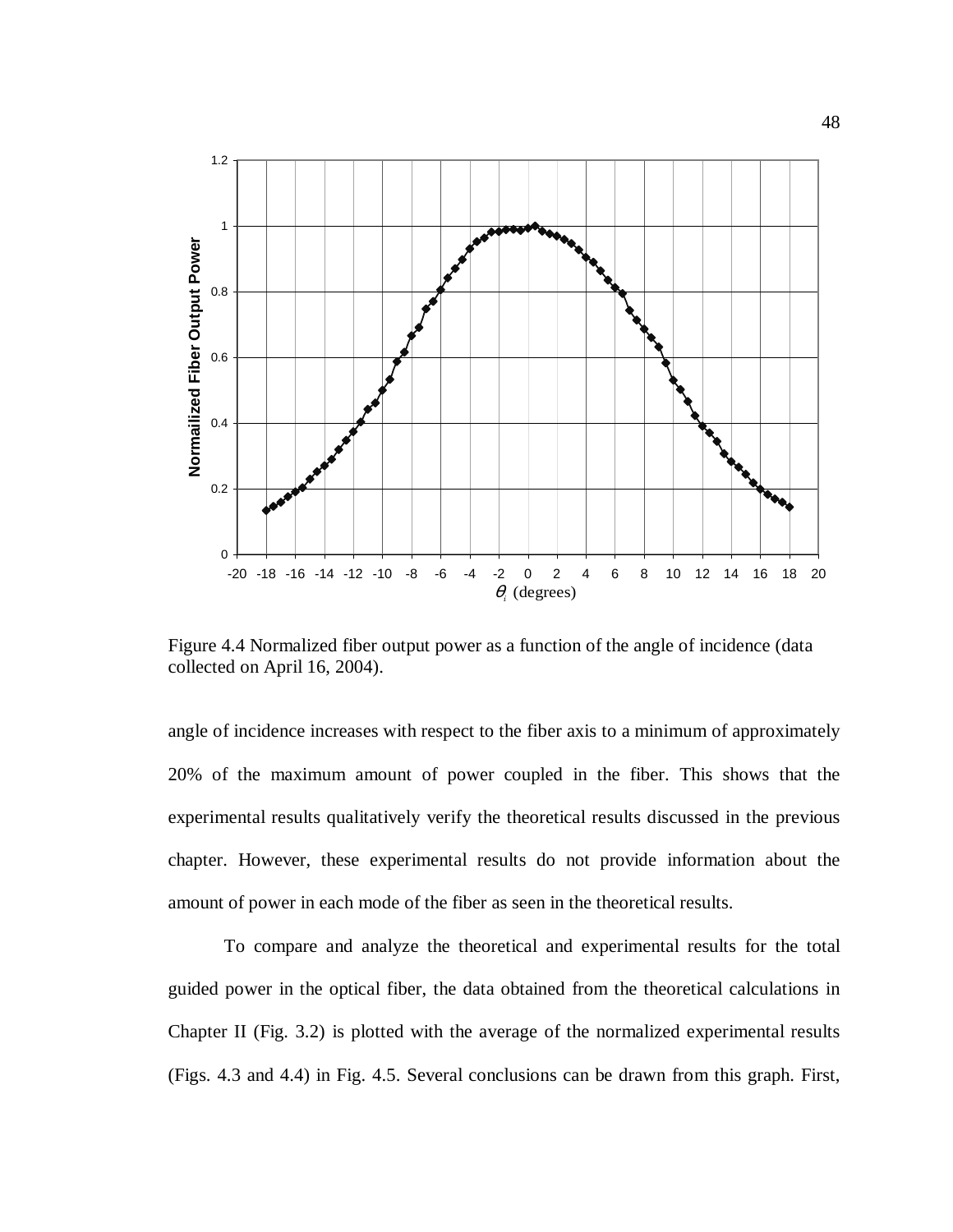Figure 4.4 Normalized fiber output power as a function of the angle of incidence (data collected on April 16, 2004).

angle of incidence increases with respect to the fiber axis to a minimum of approximately 20% of the maximum amount of power coupled in the fiber. This shows that the experimental results qualitatively verify the theoretical results discussed in the previous chapter. However, these experimental results do not provide information about the amount of power in each mode of the fiber as seen in the theoretical results.

To compare and analyze the theoretical and experimental results for the total guided power in the optical fiber, the data obtained from the theoretical calculations in Chapter II (Fig. 3.2) is plotted with the average of the normalized experimental results (Figs. 4.3 and 4.4) in Fig. 4.5. Several conclusions can be drawn from this graph. First,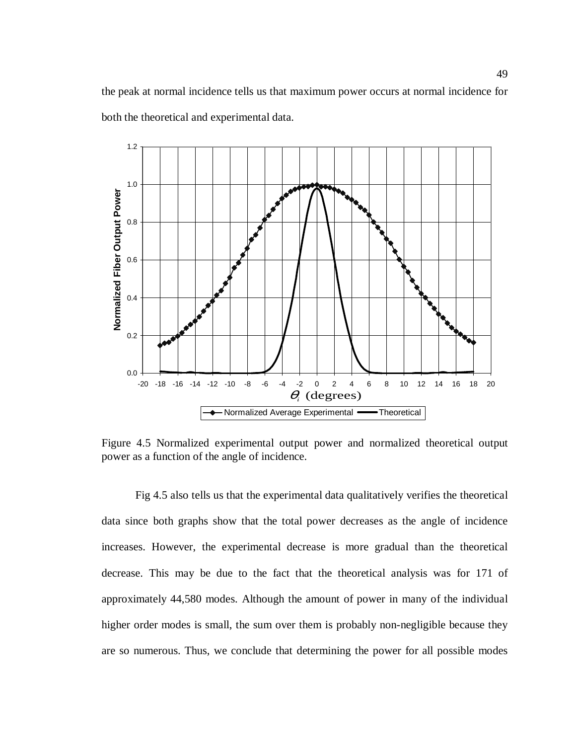the peak at normal incidence tells us that maximum power occurs at normal incidence for both the theoretical and experimental data.

Figure 4.5 Normalized experimental output power and normalized theoretical output power as a function of the angle of incidence.

Fig 4.5 also tells us that the experimental data qualitatively verifies the theoretical data since both graphs show that the total power decreases as the angle of incidence increases. However, the experimental decrease is more gradual than the theoretical decrease. This may be due to the fact that the theoretical analysis was for 171 of approximately 44,580 modes. Although the amount of power in many of the individual higher order modes is small, the sum over them is probably non-negligible because they are so numerous. Thus, we conclude that determining the power for all possible modes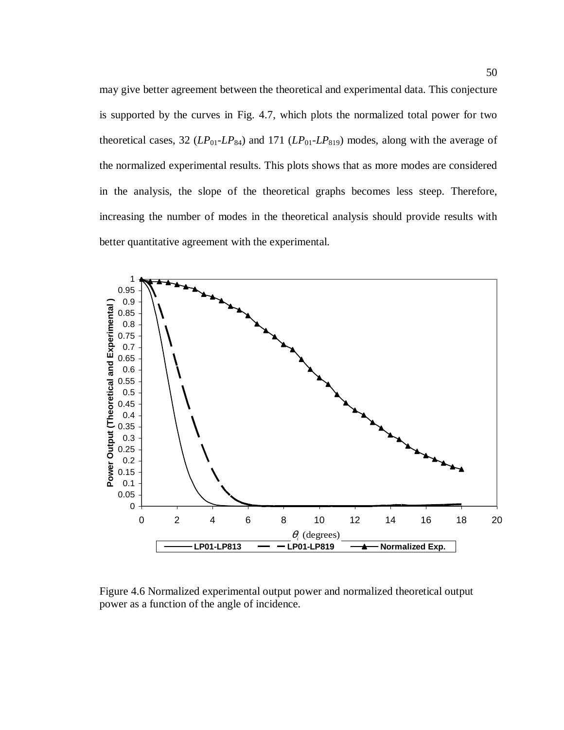may give better agreement between the theoretical and experimental data. This conjecture is supported by the curves in Fig. 4.7, which plots the normalized total power for two theoretical cases, 32 ($LP_{01}$-$LP_{84}$) and 171 ($LP_{01}$-$LP_{819}$) modes, along with the average of the normalized experimental results. This plots shows that as more modes are considered in the analysis, the slope of the theoretical graphs becomes less steep. Therefore, increasing the number of modes in the theoretical analysis should provide results with better quantitative agreement with the experimental.

Figure 4.6 Normalized experimental output power and normalized theoretical output power as a function of the angle of incidence.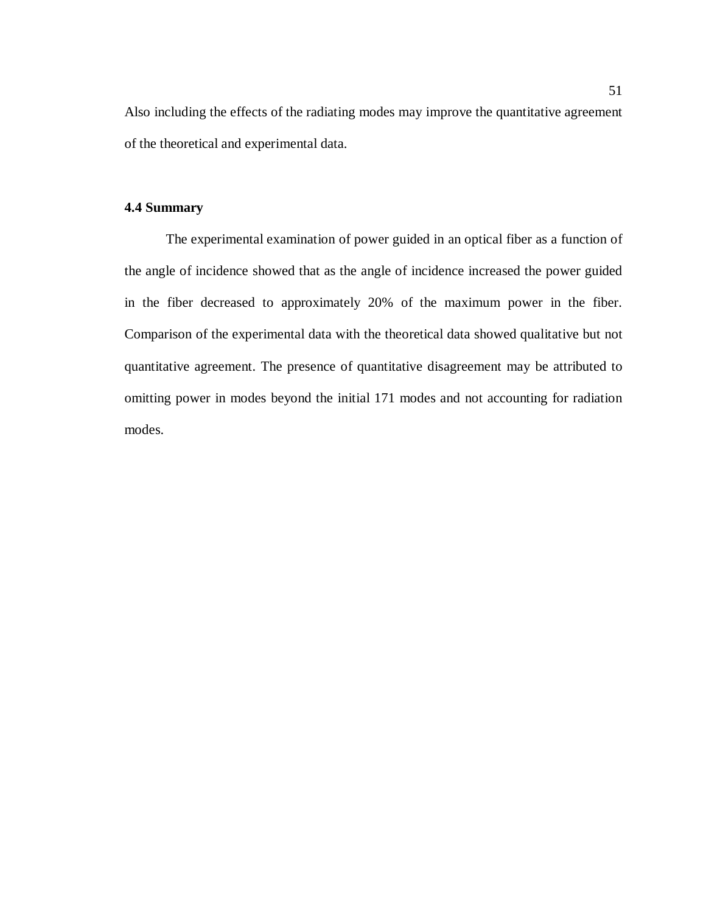Also including the effects of the radiating modes may improve the quantitative agreement of the theoretical and experimental data.

### 4.4 Summary

The experimental examination of power guided in an optical fiber as a function of the angle of incidence showed that as the angle of incidence increased the power guided in the fiber decreased to approximately 20% of the maximum power in the fiber. Comparison of the experimental data with the theoretical data showed qualitative but not quantitative agreement. The presence of quantitative disagreement may be attributed to omitting power in modes beyond the initial 171 modes and not accounting for radiation modes.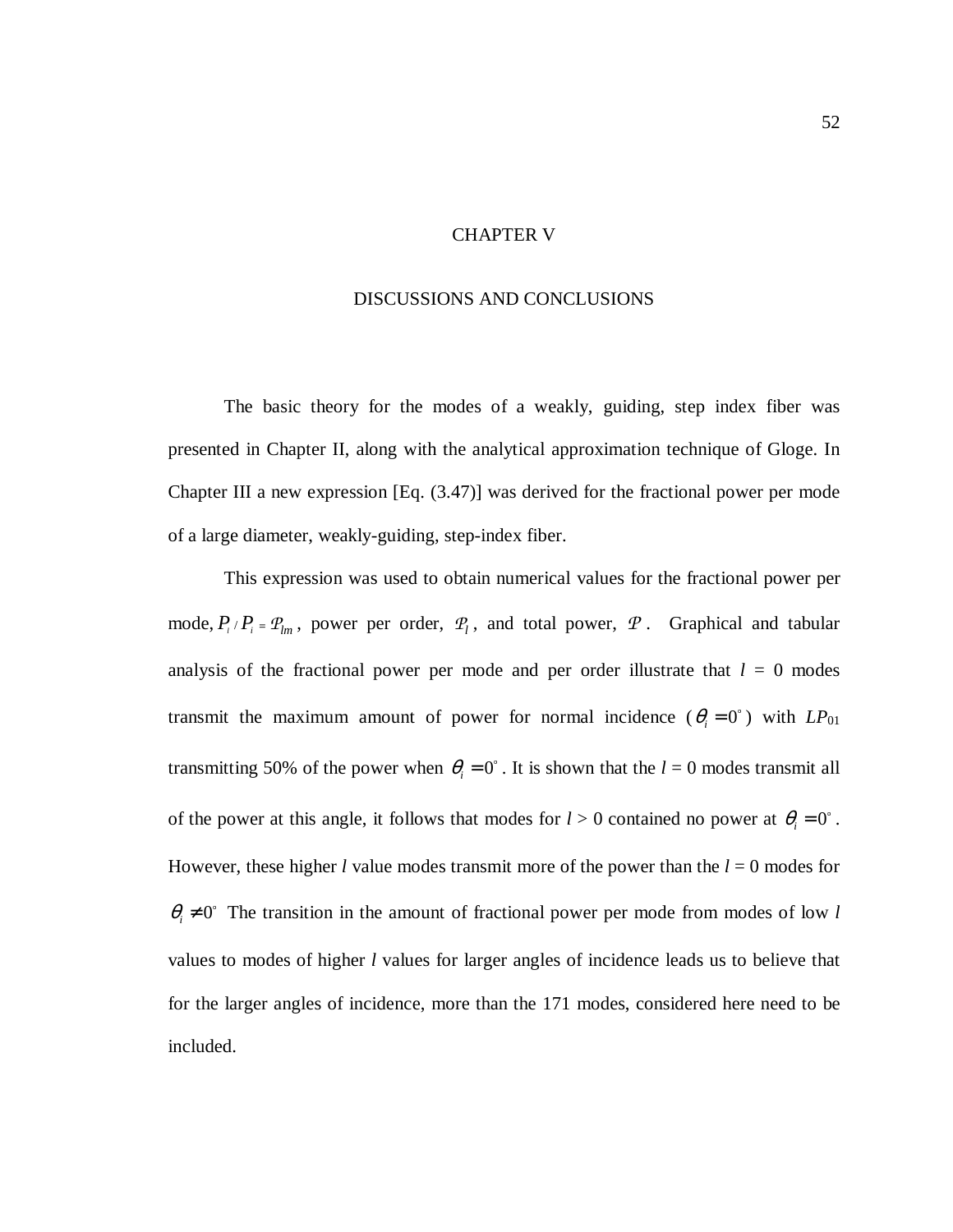# CHAPTER V

## DISCUSSIONS AND CONCLUSIONS

The basic theory for the modes of a weakly, guiding, step index fiber was presented in Chapter II, along with the analytical approximation technique of Gloge. In Chapter III a new expression [Eq. (3.47)] was derived for the fractional power per mode of a large diameter, weakly-guiding, step-index fiber.

This expression was used to obtain numerical values for the fractional power per mode, $P_t / P_i = \mathcal{P}_{lm}$, power per order, $\mathcal{P}_l$, and total power, $\mathcal{P}$. Graphical and tabular analysis of the fractional power per mode and per order illustrate that *l* = 0 modes transmit the maximum amount of power for normal incidence ($\theta_i = 0^\circ$) with $LP_{01}$ transmitting 50% of the power when $\theta_i = 0^\circ$. It is shown that the *l* = 0 modes transmit all of the power at this angle, it follows that modes for *l* > 0 contained no power at $\theta_i = 0^\circ$. However, these higher *l* value modes transmit more of the power than the *l* = 0 modes for $\theta_i \neq 0^\circ$ The transition in the amount of fractional power per mode from modes of low *l* values to modes of higher *l* values for larger angles of incidence leads us to believe that for the larger angles of incidence, more than the 171 modes, considered here need to be included.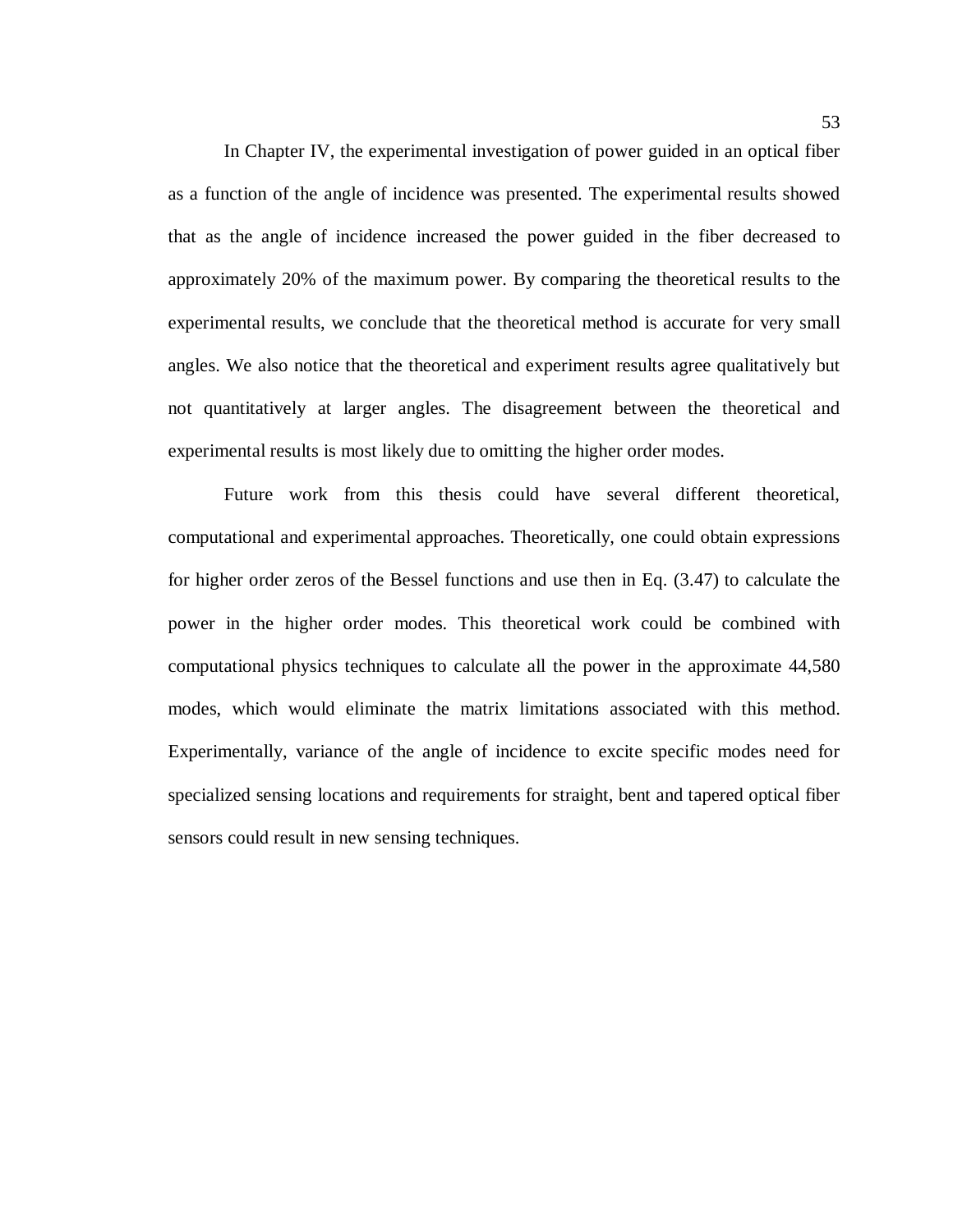In Chapter IV, the experimental investigation of power guided in an optical fiber as a function of the angle of incidence was presented. The experimental results showed that as the angle of incidence increased the power guided in the fiber decreased to approximately 20% of the maximum power. By comparing the theoretical results to the experimental results, we conclude that the theoretical method is accurate for very small angles. We also notice that the theoretical and experiment results agree qualitatively but not quantitatively at larger angles. The disagreement between the theoretical and experimental results is most likely due to omitting the higher order modes.

Future work from this thesis could have several different theoretical, computational and experimental approaches. Theoretically, one could obtain expressions for higher order zeros of the Bessel functions and use then in Eq. (3.47) to calculate the power in the higher order modes. This theoretical work could be combined with computational physics techniques to calculate all the power in the approximate 44,580 modes, which would eliminate the matrix limitations associated with this method. Experimentally, variance of the angle of incidence to excite specific modes need for specialized sensing locations and requirements for straight, bent and tapered optical fiber sensors could result in new sensing techniques.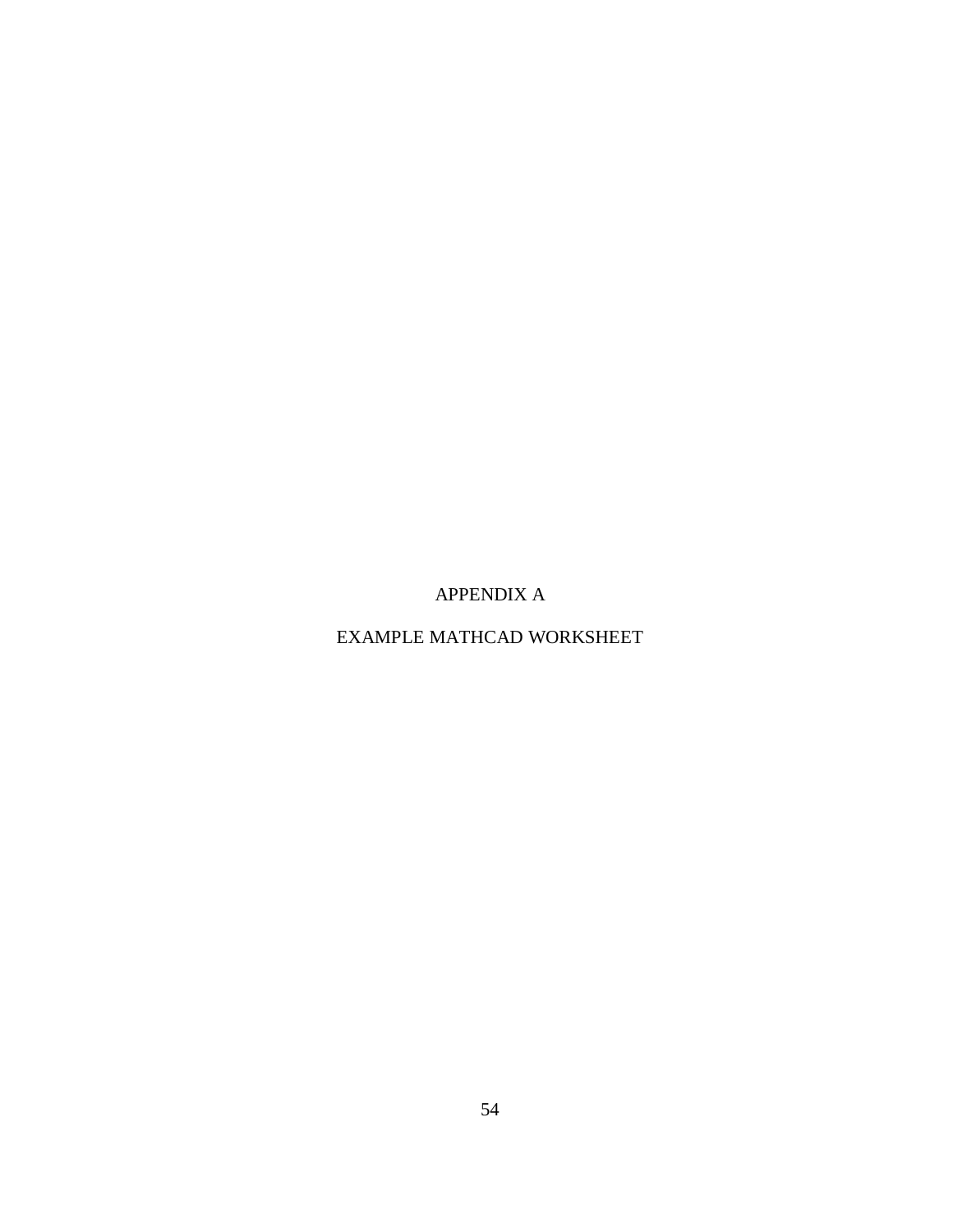# APPENDIX A

# EXAMPLE MATHCAD WORKSHEET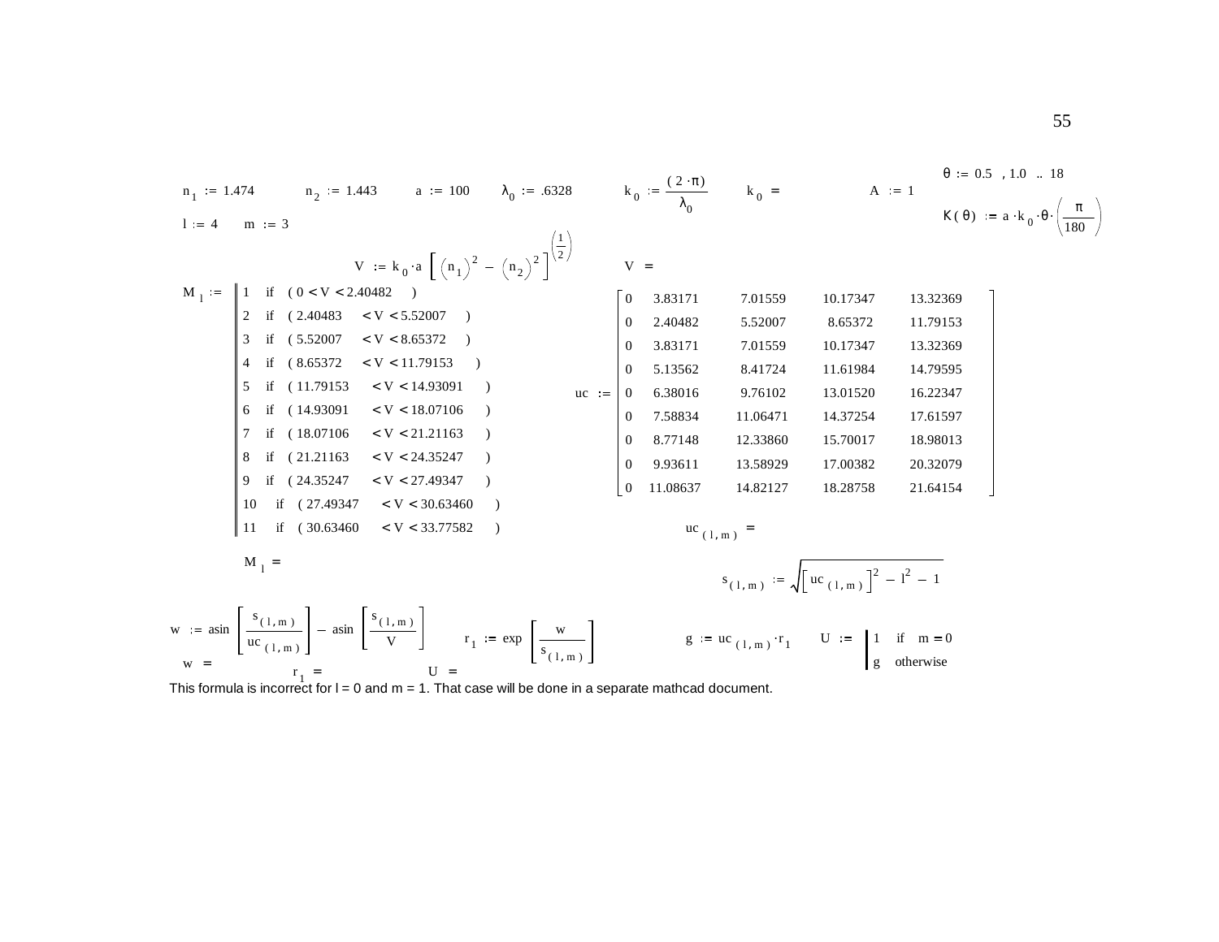$n_1 := 1.474$ $n_2 := 1.443$ $a := 100$ $\lambda_0 := .6328$ $k_0 := \frac{(2 \cdot \pi)}{\lambda_0}$ $k_0 =$ $A := 1$

$\theta := 0.5, 1.0 .. 18$

$K(\theta) := a \cdot k_0 \cdot \theta \cdot \left(\frac{\pi}{180}\right)$

$l := 4$ $m := 3$

$$V := k_0 \cdot a \left[ \left(n_1\right)^2 - \left(n_2\right)^2 \right]^{\left(\frac{1}{2}\right)} \qquad V =$$

$$M_l := \begin{array}{|l} 1 \ \text{ if } \ (0 < V < 2.40482) \\ 2 \ \text{ if } \ (2.40483 < V < 5.52007) \\ 3 \ \text{ if } \ (5.52007 < V < 8.65372) \\ 4 \ \text{ if } \ (8.65372 < V < 11.79153) \\ 5 \ \text{ if } \ (11.79153 < V < 14.93091) \\ 6 \ \text{ if } \ (14.93091 < V < 18.07106) \\ 7 \ \text{ if } \ (18.07106 < V < 21.21163) \\ 8 \ \text{ if } \ (21.21163 < V < 24.35247) \\ 9 \ \text{ if } \ (24.35247 < V < 27.49347) \\ 10 \ \text{ if } \ (27.49347 < V < 30.63460) \\ 11 \ \text{ if } \ (30.63460 < V < 33.77582) \end{array}$$

$$uc := \begin{bmatrix} 0 & 3.83171 & 7.01559 & 10.17347 & 13.32369 \\ 0 & 2.40482 & 5.52007 & 8.65372 & 11.79153 \\ 0 & 3.83171 & 7.01559 & 10.17347 & 13.32369 \\ 0 & 5.13562 & 8.41724 & 11.61984 & 14.79595 \\ 0 & 6.38016 & 9.76102 & 13.01520 & 16.22347 \\ 0 & 7.58834 & 11.06471 & 14.37254 & 17.61597 \\ 0 & 8.77148 & 12.33860 & 15.70017 & 18.98013 \\ 0 & 9.93611 & 13.58929 & 17.00382 & 20.32079 \\ 0 & 11.08637 & 14.82127 & 18.28758 & 21.64154 \end{bmatrix}$$

$M_l =$

$uc_{(l,m)} =$

$$s_{(l,m)} := \sqrt{\left[uc_{(l,m)}\right]^2 - l^2 - 1}$$

$$w := \operatorname{asin}\left[\frac{s_{(l,m)}}{uc_{(l,m)}}\right] - \operatorname{asin}\left[\frac{s_{(l,m)}}{V}\right] \qquad r_1 := \exp\left[\frac{w}{s_{(l,m)}}\right] \qquad g := uc_{(l,m)} \cdot r_1 \qquad U := \begin{array}{|l} 1 \ \text{ if } \ m = 0 \\ g \ \text{ otherwise} \end{array}$$

$w =$ $r_1 =$ $U =$

This formula is incorrect for l = 0 and m = 1. That case will be done in a separate mathcad document.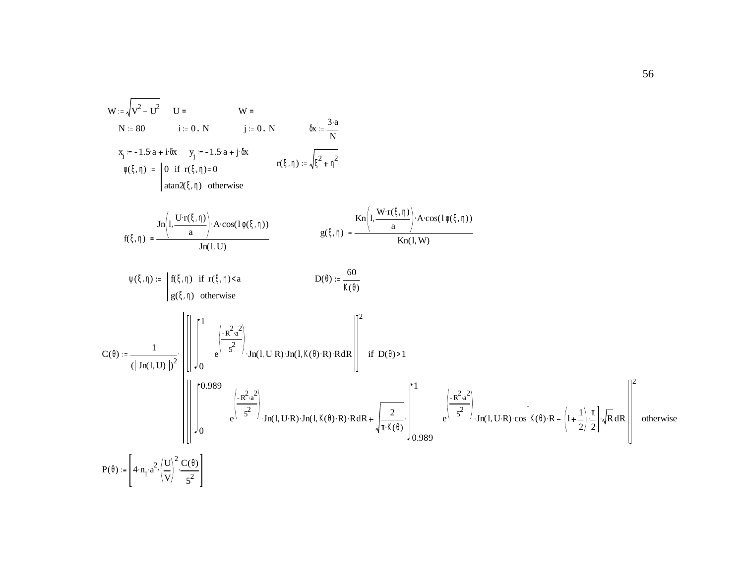$W := \sqrt{V^2 - U^2}$ $\quad U =$ $\quad W =$

$N := 80$ $\quad i := 0..N$ $\quad j := 0..N$ $\quad \delta x := \dfrac{3 \cdot a}{N}$

$x_i := -1.5 \cdot a + i \cdot \delta x$ $\quad y_j := -1.5 \cdot a + j \cdot \delta x$

$$r(\xi, \eta) := \sqrt{\xi^2 + \eta^2}$$

$$\varphi(\xi, \eta) := \begin{cases} 0 & \text{if } r(\xi, \eta) = 0 \\ \operatorname{atan2}(\xi, \eta) & \text{otherwise} \end{cases}$$

$$f(\xi, \eta) := \frac{\operatorname{Jn}\left(l, \dfrac{U \cdot r(\xi, \eta)}{a}\right) \cdot A \cdot \cos(l\,\varphi(\xi, \eta))}{\operatorname{Jn}(l, U)} \qquad g(\xi, \eta) := \frac{\operatorname{Kn}\left(l, \dfrac{W \cdot r(\xi, \eta)}{a}\right) \cdot A \cdot \cos(l\,\varphi(\xi, \eta))}{\operatorname{Kn}(l, W)}$$

$$\psi(\xi, \eta) := \begin{cases} f(\xi, \eta) & \text{if } r(\xi, \eta) < a \\ g(\xi, \eta) & \text{otherwise} \end{cases} \qquad D(\theta) := \frac{60}{K(\theta)}$$

$$C(\theta) := \frac{1}{(|\operatorname{Jn}(l, U)|)^2} \cdot \begin{cases} \left[\left|\displaystyle\int_0^1 e^{\left(\frac{-R^2 \cdot a^2}{5^2}\right)} \cdot \operatorname{Jn}(l, U \cdot R) \cdot \operatorname{Jn}(l, K(\theta) \cdot R) \cdot R \, dR\right|\right]^2 & \text{if } D(\theta) > 1 \\ \left[\left|\displaystyle\int_0^{0.989} e^{\left(\frac{-R^2 \cdot a^2}{5^2}\right)} \cdot \operatorname{Jn}(l, U \cdot R) \cdot \operatorname{Jn}(l, K(\theta) \cdot R) \cdot R \, dR + \sqrt{\frac{2}{\pi \cdot K(\theta)}} \cdot \int_{0.989}^1 e^{\left(\frac{-R^2 \cdot a^2}{5^2}\right)} \cdot \operatorname{Jn}(l, U \cdot R) \cdot \cos\left[K(\theta) \cdot R - \left(l + \frac{1}{2}\right) \cdot \frac{\pi}{2}\right] \cdot \sqrt{R} \, dR\right|\right]^2 & \text{otherwise} \end{cases}$$

$$P(\theta) := \left[4 \cdot n_1 \cdot a^2 \cdot \left(\frac{U}{V}\right)^2 \cdot \frac{C(\theta)}{5^2}\right]$$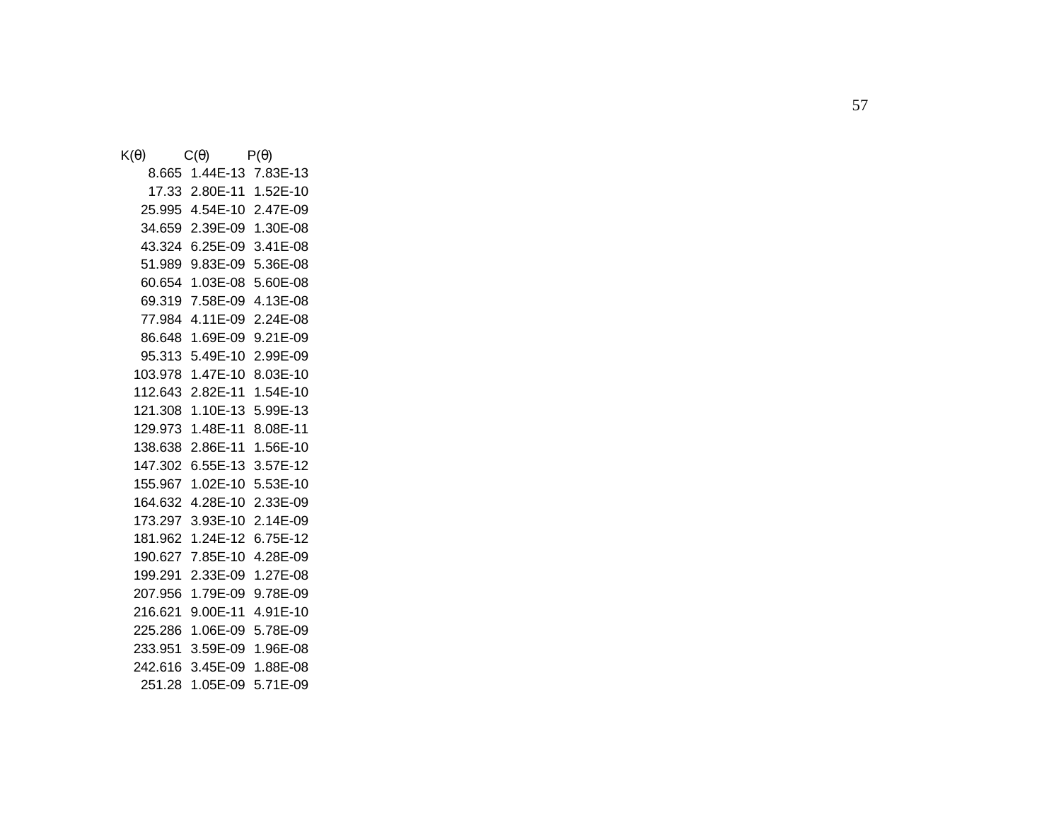| K(θ) | C(θ) | P(θ) |
|---|---|---|
| 8.665 | 1.44E-13 | 7.83E-13 |
| 17.33 | 2.80E-11 | 1.52E-10 |
| 25.995 | 4.54E-10 | 2.47E-09 |
| 34.659 | 2.39E-09 | 1.30E-08 |
| 43.324 | 6.25E-09 | 3.41E-08 |
| 51.989 | 9.83E-09 | 5.36E-08 |
| 60.654 | 1.03E-08 | 5.60E-08 |
| 69.319 | 7.58E-09 | 4.13E-08 |
| 77.984 | 4.11E-09 | 2.24E-08 |
| 86.648 | 1.69E-09 | 9.21E-09 |
| 95.313 | 5.49E-10 | 2.99E-09 |
| 103.978 | 1.47E-10 | 8.03E-10 |
| 112.643 | 2.82E-11 | 1.54E-10 |
| 121.308 | 1.10E-13 | 5.99E-13 |
| 129.973 | 1.48E-11 | 8.08E-11 |
| 138.638 | 2.86E-11 | 1.56E-10 |
| 147.302 | 6.55E-13 | 3.57E-12 |
| 155.967 | 1.02E-10 | 5.53E-10 |
| 164.632 | 4.28E-10 | 2.33E-09 |
| 173.297 | 3.93E-10 | 2.14E-09 |
| 181.962 | 1.24E-12 | 6.75E-12 |
| 190.627 | 7.85E-10 | 4.28E-09 |
| 199.291 | 2.33E-09 | 1.27E-08 |
| 207.956 | 1.79E-09 | 9.78E-09 |
| 216.621 | 9.00E-11 | 4.91E-10 |
| 225.286 | 1.06E-09 | 5.78E-09 |
| 233.951 | 3.59E-09 | 1.96E-08 |
| 242.616 | 3.45E-09 | 1.88E-08 |
| 251.28 | 1.05E-09 | 5.71E-09 |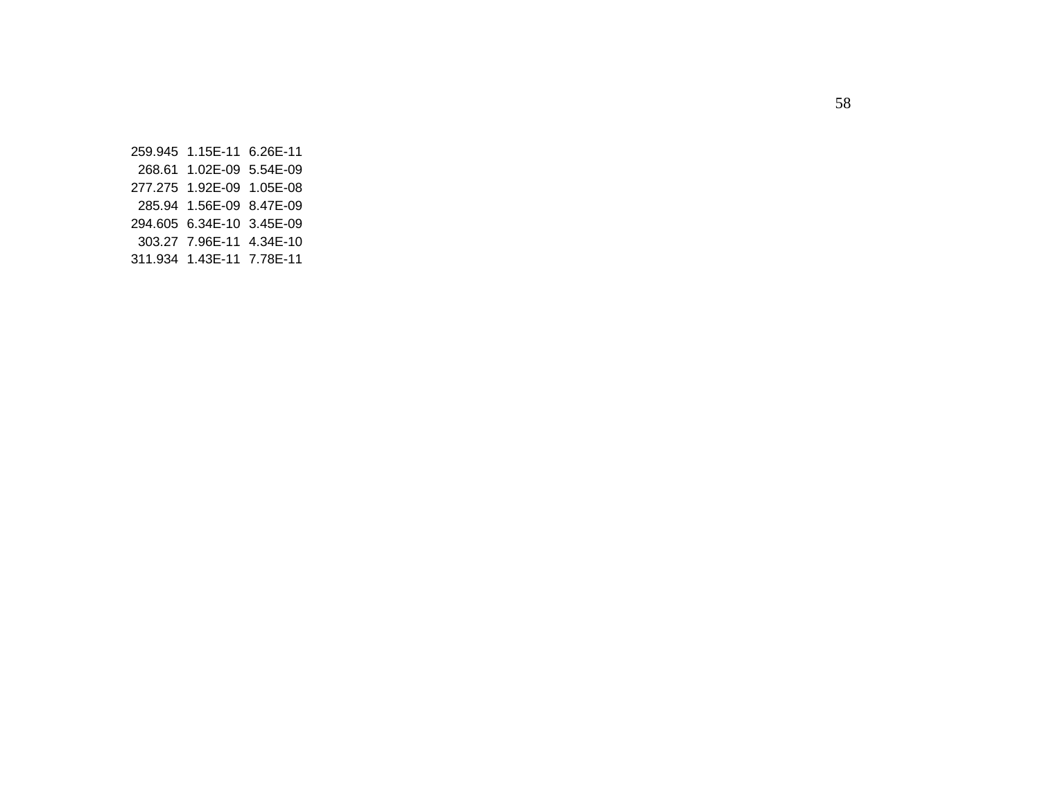| | | |
|---|---|---|
| 259.945 | 1.15E-11 | 6.26E-11 |
| 268.61 | 1.02E-09 | 5.54E-09 |
| 277.275 | 1.92E-09 | 1.05E-08 |
| 285.94 | 1.56E-09 | 8.47E-09 |
| 294.605 | 6.34E-10 | 3.45E-09 |
| 303.27 | 7.96E-11 | 4.34E-10 |
| 311.934 | 1.43E-11 | 7.78E-11 |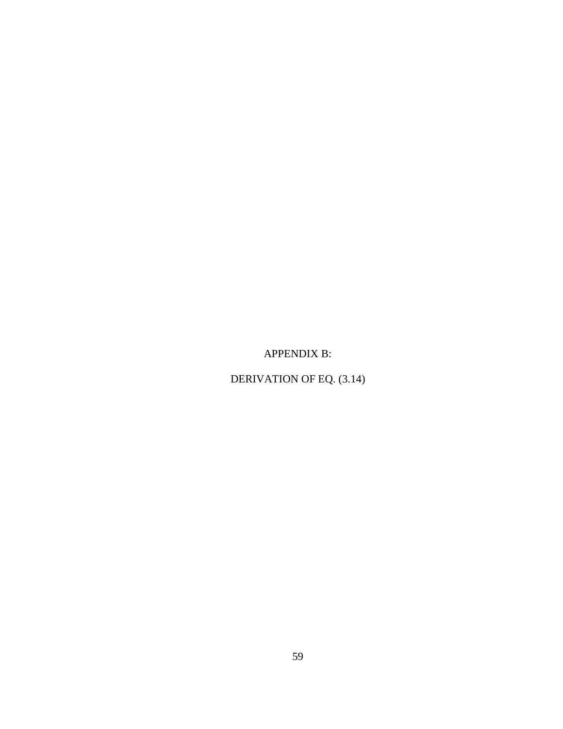# APPENDIX B:

# DERIVATION OF EQ. (3.14)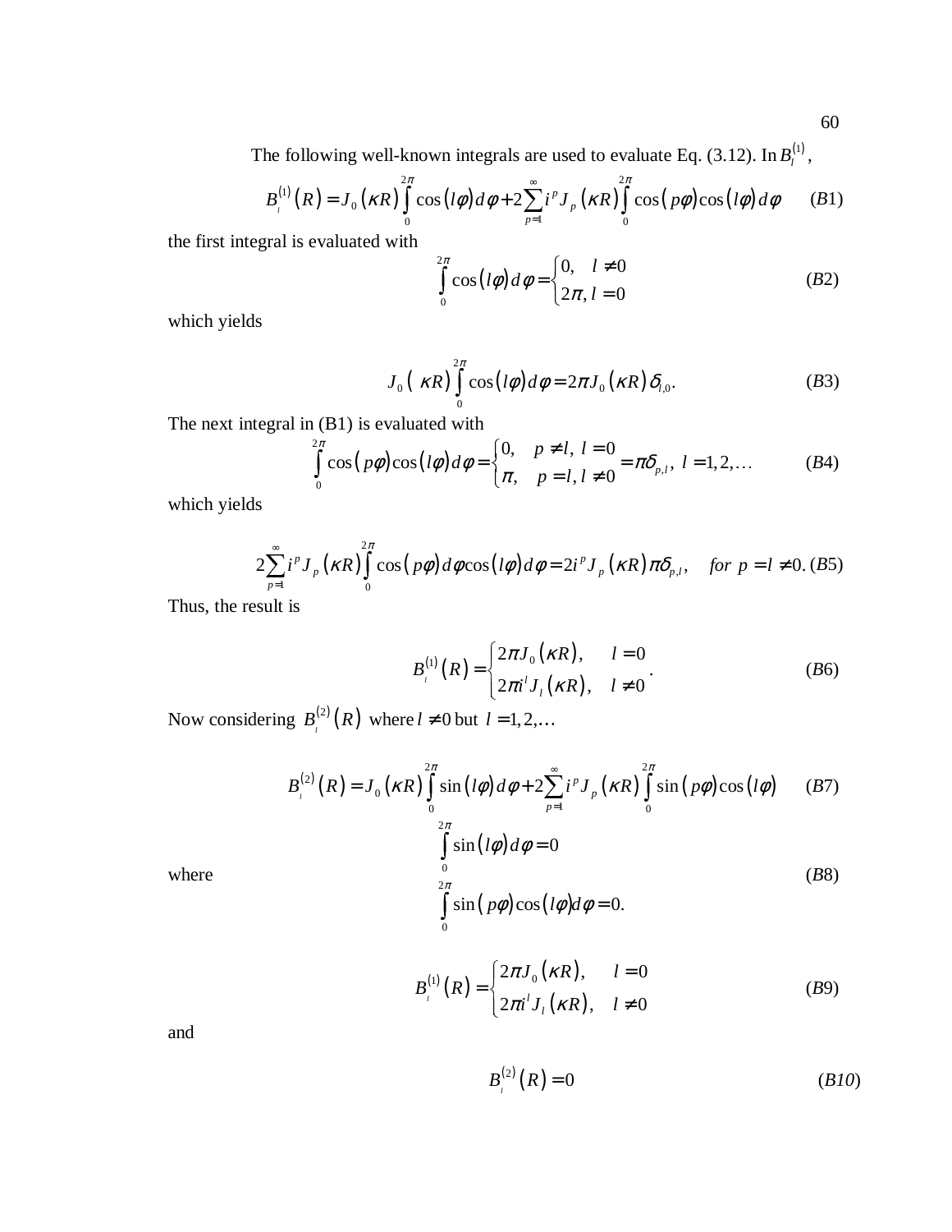The following well-known integrals are used to evaluate Eq. (3.12). In $B_l^{(1)}$,

$$B_l^{(1)}(R) = J_0(\kappa R)\int_0^{2\pi}\cos(l\phi)\,d\phi + 2\sum_{p=1}^{\infty} i^p J_p(\kappa R)\int_0^{2\pi}\cos(p\phi)\cos(l\phi)\,d\phi \qquad (B1)$$

the first integral is evaluated with

$$\int_0^{2\pi}\cos(l\phi)\,d\phi = \begin{cases} 0, & l \neq 0 \\ 2\pi, & l = 0 \end{cases} \qquad (B2)$$

which yields

$$J_0(\kappa R)\int_0^{2\pi}\cos(l\phi)\,d\phi = 2\pi J_0(\kappa R)\,\delta_{l,0}. \qquad (B3)$$

The next integral in (B1) is evaluated with

$$\int_0^{2\pi}\cos(p\phi)\cos(l\phi)\,d\phi = \begin{cases} 0, & p \neq l,\ l = 0 \\ \pi, & p = l,\ l \neq 0 \end{cases} = \pi\delta_{p,l},\ l = 1, 2, \ldots \qquad (B4)$$

which yields

$$2\sum_{p=1}^{\infty} i^p J_p(\kappa R)\int_0^{2\pi}\cos(p\phi)\,d\phi\cos(l\phi)\,d\phi = 2i^p J_p(\kappa R)\,\pi\delta_{p,l}, \quad for\ p = l \neq 0. \ (B5)$$

Thus, the result is

$$B_l^{(1)}(R) = \begin{cases} 2\pi J_0(\kappa R), & l = 0 \\ 2\pi i^l J_l(\kappa R), & l \neq 0 \end{cases}. \qquad (B6)$$

Now considering $B_l^{(2)}(R)$ where $l \neq 0$ but $l = 1, 2, \ldots$

$$B_l^{(2)}(R) = J_0(\kappa R)\int_0^{2\pi}\sin(l\phi)\,d\phi + 2\sum_{p=1}^{\infty} i^p J_p(\kappa R)\int_0^{2\pi}\sin(p\phi)\cos(l\phi) \qquad (B7)$$

where

$$\int_0^{2\pi}\sin(l\phi)\,d\phi = 0$$
$$\int_0^{2\pi}\sin(p\phi)\cos(l\phi)\,d\phi = 0. \qquad (B8)$$

$$B_l^{(1)}(R) = \begin{cases} 2\pi J_0(\kappa R), & l = 0 \\ 2\pi i^l J_l(\kappa R), & l \neq 0 \end{cases} \qquad (B9)$$

and

$$B_l^{(2)}(R) = 0 \qquad (B10)$$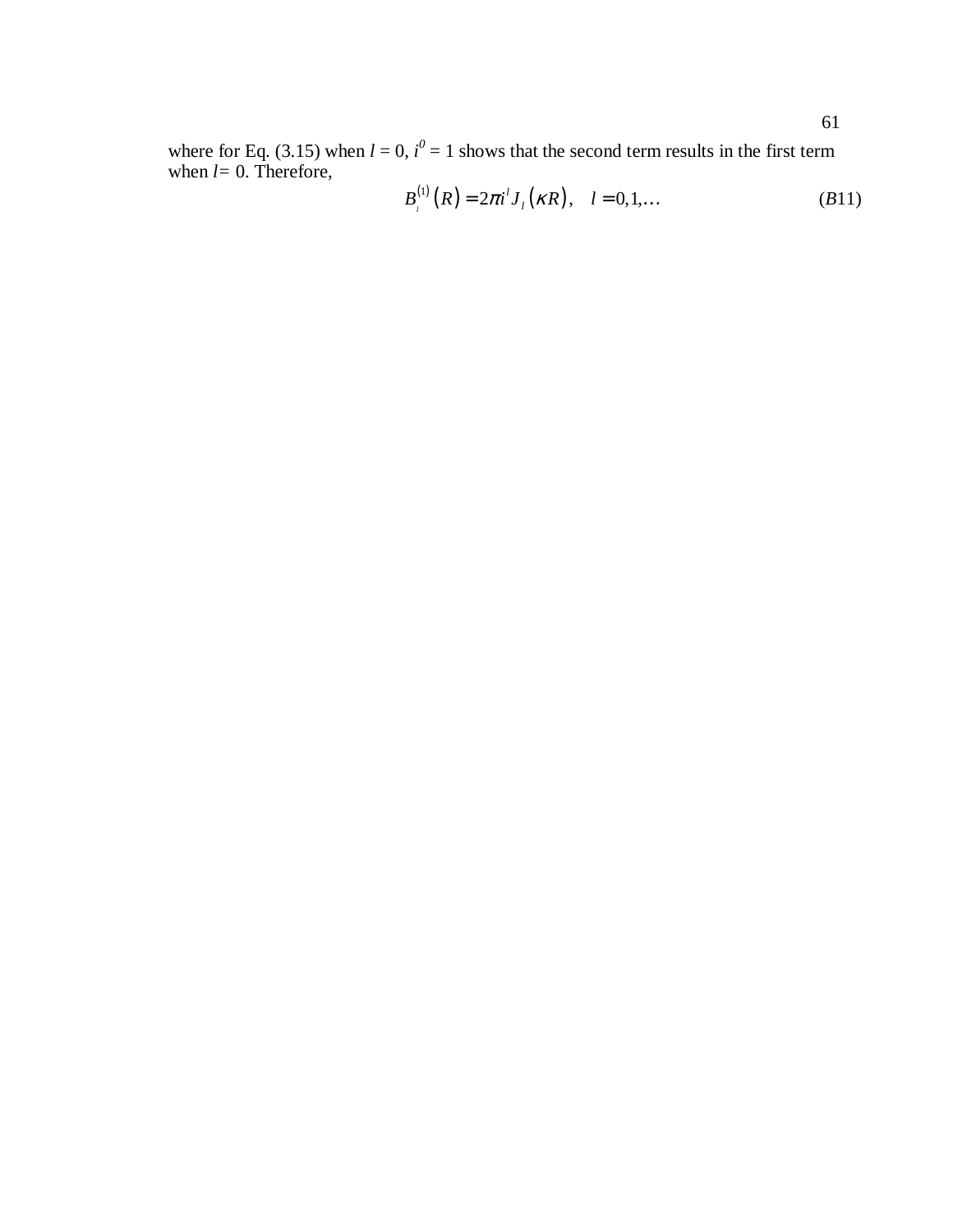where for Eq. (3.15) when $l$ = 0, $i^0$ = 1 shows that the second term results in the first term when $l$= 0. Therefore,

$$B_l^{(1)}(R) = 2\pi i^l J_l(\kappa R), \quad l = 0,1,\ldots \tag{B11}$$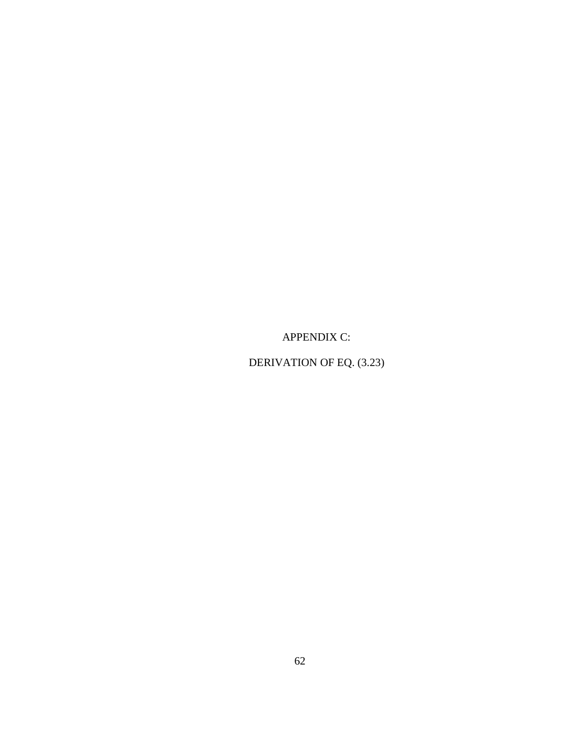# APPENDIX C:

# DERIVATION OF EQ. (3.23)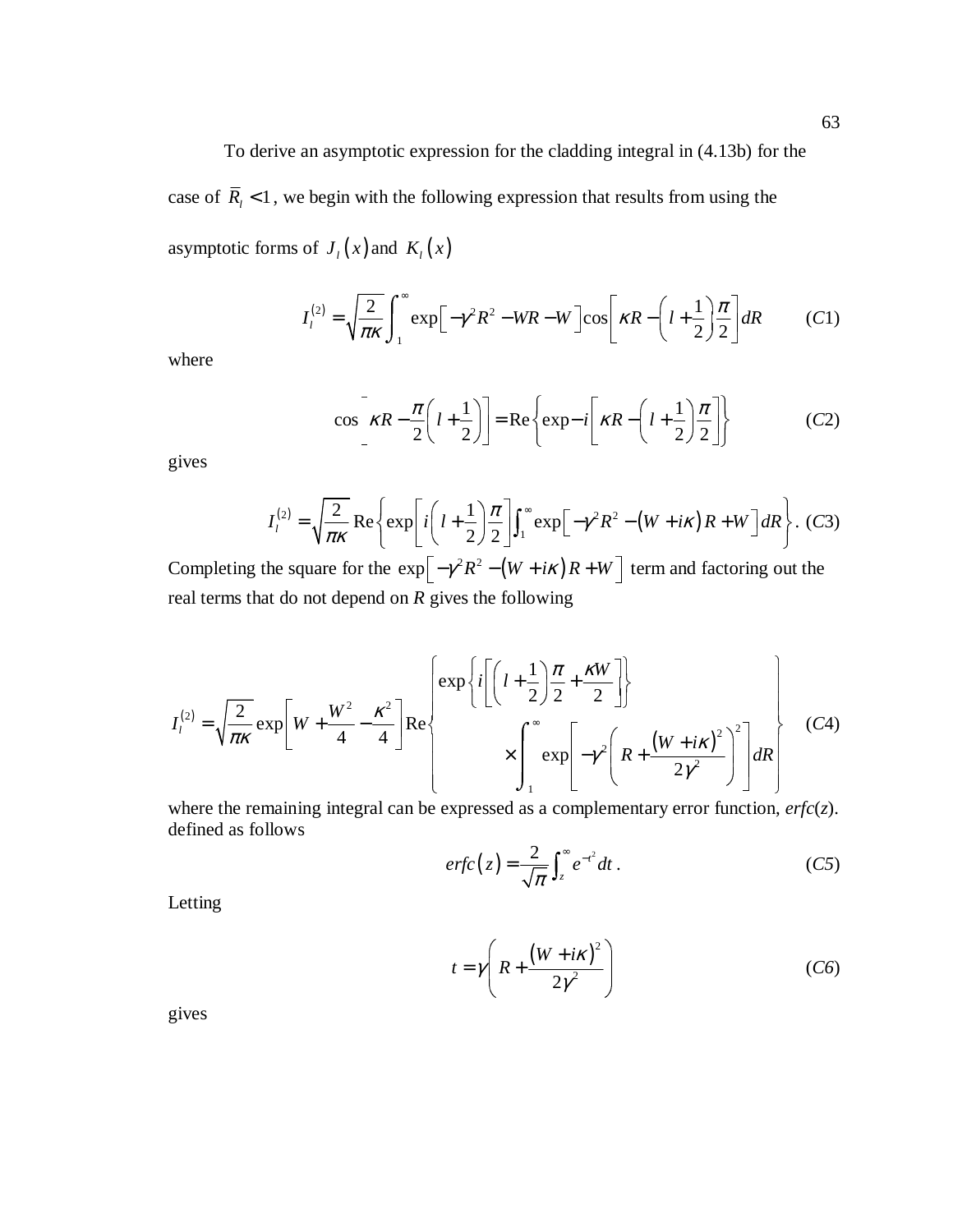To derive an asymptotic expression for the cladding integral in (4.13b) for the case of $\bar{R}_l < 1$, we begin with the following expression that results from using the asymptotic forms of $J_l(x)$ and $K_l(x)$

$$I_l^{(2)} = \sqrt{\frac{2}{\pi\kappa}} \int_1^{\infty} \exp\left[-\gamma^2 R^2 - WR - W\right] \cos\left[\kappa R - \left(l + \frac{1}{2}\right)\frac{\pi}{2}\right] dR \qquad (C1)$$

where

$$\cos\left[\kappa R - \frac{\pi}{2}\left(l + \frac{1}{2}\right)\right] = \operatorname{Re}\left\{\exp - i\left[\kappa R - \left(l + \frac{1}{2}\right)\frac{\pi}{2}\right]\right\} \qquad (C2)$$

gives

$$I_l^{(2)} = \sqrt{\frac{2}{\pi\kappa}} \operatorname{Re}\left\{\exp\left[i\left(l + \frac{1}{2}\right)\frac{\pi}{2}\right] \int_1^{\infty} \exp\left[-\gamma^2 R^2 - (W + i\kappa)R + W\right] dR\right\}. \qquad (C3)$$

Completing the square for the $\exp\left[-\gamma^2 R^2 - (W + i\kappa)R + W\right]$ term and factoring out the real terms that do not depend on *R* gives the following

$$I_l^{(2)} = \sqrt{\frac{2}{\pi\kappa}} \exp\left[W + \frac{W^2}{4} - \frac{\kappa^2}{4}\right] \operatorname{Re}\left\{ \begin{array}{c} \exp\left\{i\left[\left(l + \frac{1}{2}\right)\frac{\pi}{2} + \frac{\kappa W}{2}\right]\right\} \\ \times \displaystyle\int_1^{\infty} \exp\left[-\gamma^2\left(R + \frac{(W + i\kappa)^2}{2\gamma^2}\right)^2\right] dR \end{array} \right\} \qquad (C4)$$

where the remaining integral can be expressed as a complementary error function, *erfc*(*z*). defined as follows

$$erfc(z) = \frac{2}{\sqrt{\pi}} \int_z^{\infty} e^{-t^2} dt\,. \qquad (C5)$$

Letting

$$t = \gamma\left(R + \frac{(W + i\kappa)^2}{2\gamma^2}\right) \qquad (C6)$$

gives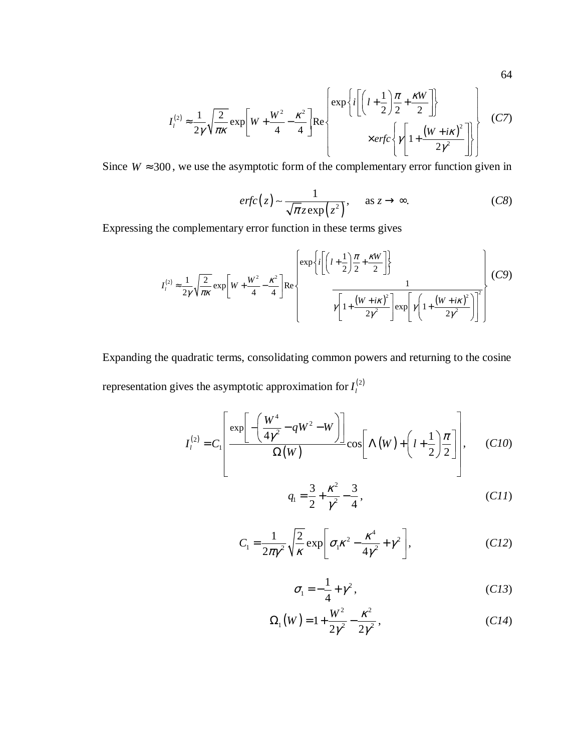$$I_l^{(2)} \approx \frac{1}{2\gamma}\sqrt{\frac{2}{\pi\kappa}}\exp\left[W+\frac{W^2}{4}-\frac{\kappa^2}{4}\right]\mathrm{Re}\left\{\begin{array}{r}\exp\left\{i\left[\left(l+\frac{1}{2}\right)\frac{\pi}{2}+\frac{\kappa W}{2}\right]\right\} \\ \times erfc\left\{\gamma\left[1+\frac{(W+i\kappa)^2}{2\gamma^2}\right]\right\}\end{array}\right\} \qquad (C7)$$

Since $W \approx 300$, we use the asymptotic form of the complementary error function given in

$$erfc(z) \sim \frac{1}{\sqrt{\pi}z\exp(z^2)}, \qquad \text{as } z \to \infty. \qquad (C8)$$

Expressing the complementary error function in these terms gives

$$I_l^{(2)} \approx \frac{1}{2\gamma}\sqrt{\frac{2}{\pi\kappa}}\exp\left[W+\frac{W^2}{4}-\frac{\kappa^2}{4}\right]\mathrm{Re}\left\{\begin{array}{l}\exp\left\{i\left[\left(l+\frac{1}{2}\right)\frac{\pi}{2}+\frac{\kappa W}{2}\right]\right\} \\ \qquad \dfrac{1}{\gamma\left[1+\frac{(W+i\kappa)^2}{2\gamma^2}\right]\exp\left[\gamma\left(1+\frac{(W+i\kappa)^2}{2\gamma^2}\right)\right]^2}\end{array}\right\} \quad (C9)$$

Expanding the quadratic terms, consolidating common powers and returning to the cosine representation gives the asymptotic approximation for $I_l^{(2)}$

$$I_l^{(2)} = C_1\left[\frac{\exp\left[-\left(\frac{W^4}{4\gamma^2}-qW^2-W\right)\right]}{\Omega(W)}\cos\left[\Lambda(W)+\left(l+\frac{1}{2}\right)\frac{\pi}{2}\right]\right], \qquad (C10)$$

$$q_1 = \frac{3}{2}+\frac{\kappa^2}{\gamma^2}-\frac{3}{4}, \qquad (C11)$$

$$C_1 = \frac{1}{2\pi\gamma^2}\sqrt{\frac{2}{\kappa}}\exp\left[\sigma_1\kappa^2-\frac{\kappa^4}{4\gamma^2}+\gamma^2\right], \qquad (C12)$$

$$\sigma_1 = -\frac{1}{4}+\gamma^2, \qquad (C13)$$

$$\Omega_1(W) = 1+\frac{W^2}{2\gamma^2}-\frac{\kappa^2}{2\gamma^2}, \qquad (C14)$$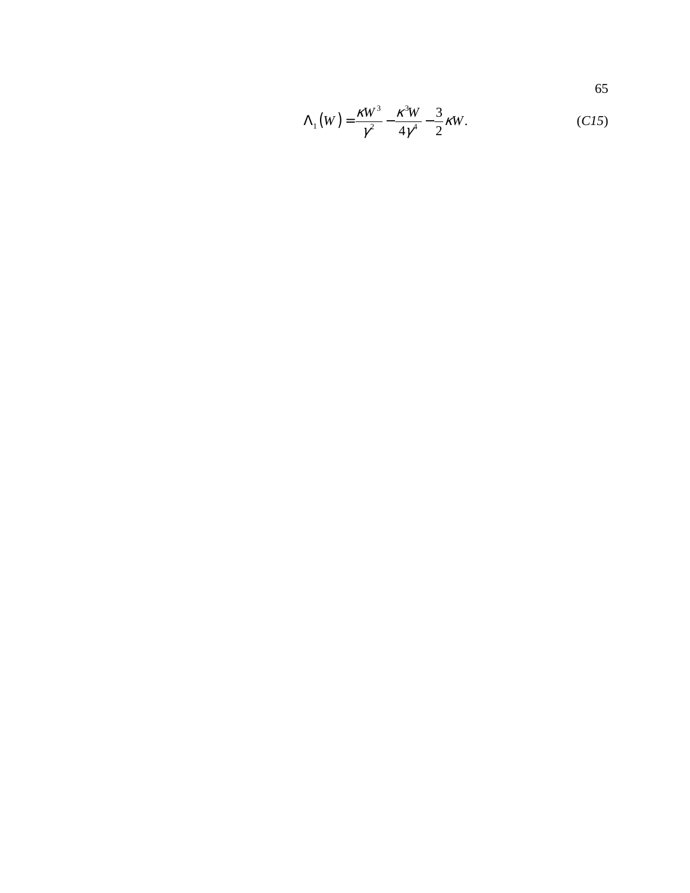$$\Lambda_1(W) = \frac{\kappa W^3}{\gamma^2} - \frac{\kappa^3 W}{4\gamma^4} - \frac{3}{2}\kappa W. \tag{C15}$$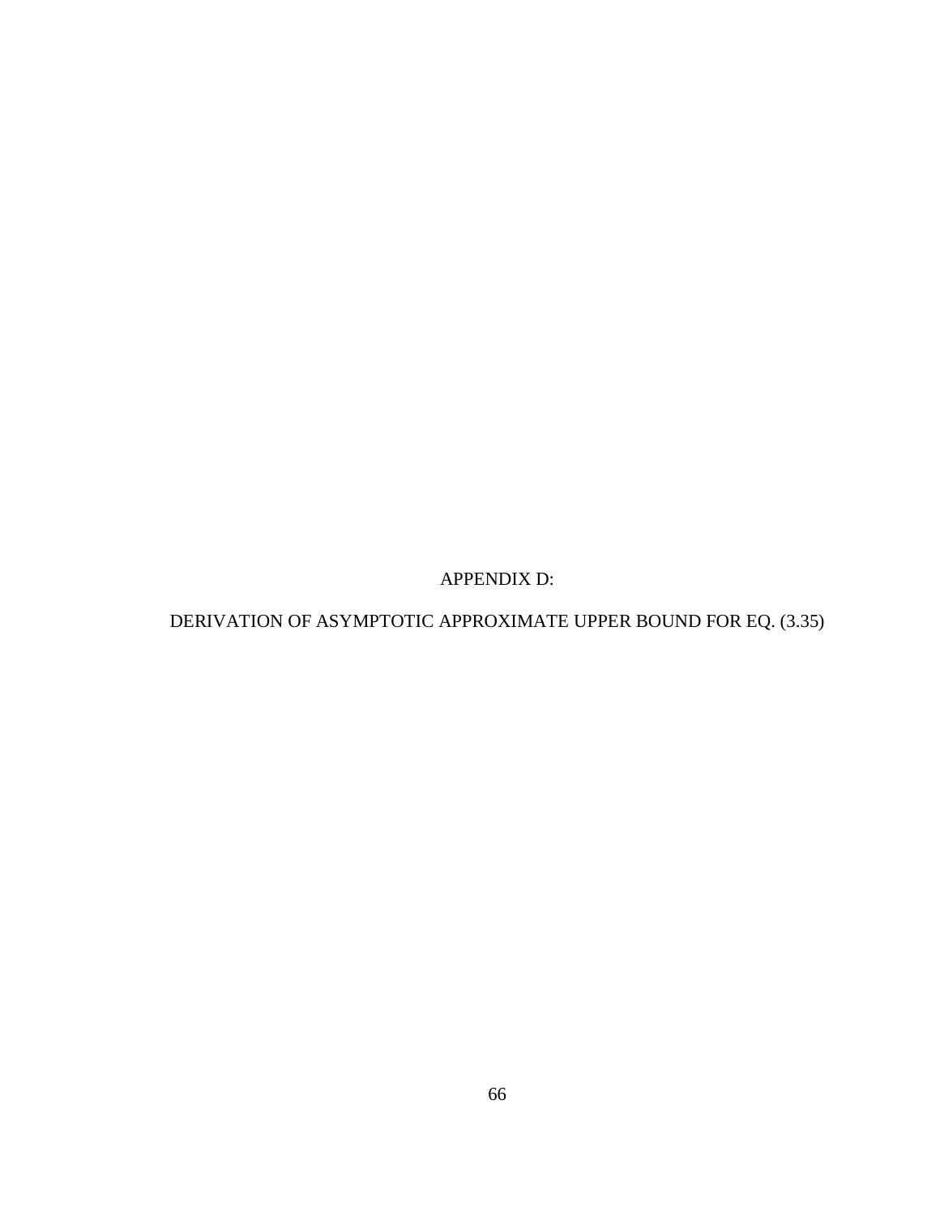# APPENDIX D:

## DERIVATION OF ASYMPTOTIC APPROXIMATE UPPER BOUND FOR EQ. (3.35)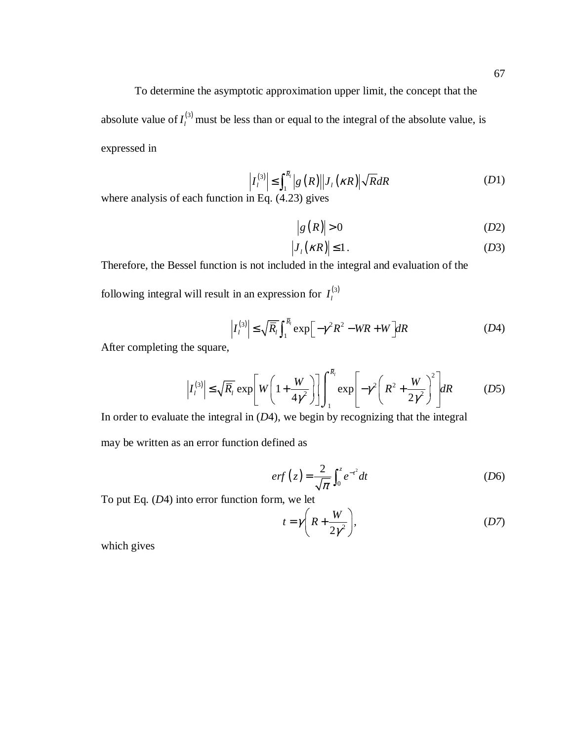To determine the asymptotic approximation upper limit, the concept that the absolute value of $I_l^{(3)}$ must be less than or equal to the integral of the absolute value, is expressed in

$$\left|I_l^{(3)}\right| \leq \int_1^{\bar{R}_l} \left|g\left(R\right)\right| \left|J_l\left(\kappa R\right)\right| \sqrt{R} dR \tag{D1}$$

where analysis of each function in Eq. (4.23) gives

$$\left|g\left(R\right)\right| > 0 \tag{D2}$$

$$\left|J_l\left(\kappa R\right)\right| \leq 1 . \tag{D3}$$

Therefore, the Bessel function is not included in the integral and evaluation of the following integral will result in an expression for $I_l^{(3)}$

$$\left|I_l^{(3)}\right| \leq \sqrt{\bar{R}_l} \int_1^{\bar{R}_l} \exp\left[-\gamma^2 R^2 - WR + W\right] dR \tag{D4}$$

After completing the square,

$$\left|I_l^{(3)}\right| \leq \sqrt{\bar{R}_l} \exp\left[W\left(1 + \frac{W}{4\gamma^2}\right)\right] \int_1^{\bar{R}_l} \exp\left[-\gamma^2\left(R^2 + \frac{W}{2\gamma^2}\right)^2\right] dR \tag{D5}$$

In order to evaluate the integral in ($D$4), we begin by recognizing that the integral may be written as an error function defined as

$$erf\left(z\right) = \frac{2}{\sqrt{\pi}} \int_0^z e^{-t^2} dt \tag{D6}$$

To put Eq. ($D$4) into error function form, we let

$$t = \gamma\left(R + \frac{W}{2\gamma^2}\right), \tag{D7}$$

which gives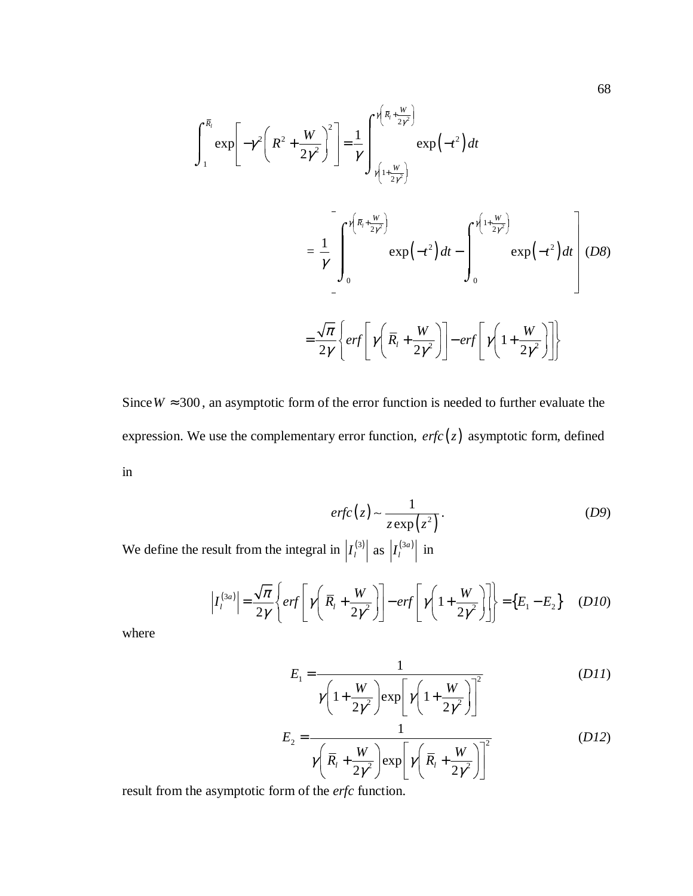$$\int_{1}^{\bar{R}_l} \exp\left[-\gamma^2\left(R^2+\frac{W}{2\gamma^2}\right)^2\right] = \frac{1}{\gamma}\int_{\gamma\left(1+\frac{W}{2\gamma^2}\right)}^{\gamma\left(\bar{R}_l+\frac{W}{2\gamma^2}\right)} \exp\left(-t^2\right)dt$$

$$= \frac{1}{\gamma}\left[\int_{0}^{\gamma\left(\bar{R}_l+\frac{W}{2\gamma^2}\right)} \exp\left(-t^2\right)dt - \int_{0}^{\gamma\left(1+\frac{W}{2\gamma^2}\right)} \exp\left(-t^2\right)dt\right] \quad (D8)$$

$$= \frac{\sqrt{\pi}}{2\gamma}\left\{erf\left[\gamma\left(\bar{R}_l+\frac{W}{2\gamma^2}\right)\right] - erf\left[\gamma\left(1+\frac{W}{2\gamma^2}\right)\right]\right\}$$

Since $W \approx 300$, an asymptotic form of the error function is needed to further evaluate the expression. We use the complementary error function, $erfc(z)$ asymptotic form, defined in

$$erfc(z) \sim \frac{1}{z\exp\left(z^2\right)}. \quad (D9)$$

We define the result from the integral in $\left|I_l^{(3)}\right|$ as $\left|I_l^{(3a)}\right|$ in

$$\left|I_l^{(3a)}\right| = \frac{\sqrt{\pi}}{2\gamma}\left\{erf\left[\gamma\left(\bar{R}_l+\frac{W}{2\gamma^2}\right)\right] - erf\left[\gamma\left(1+\frac{W}{2\gamma^2}\right)\right]\right\} = \left\{E_1 - E_2\right\} \quad (D10)$$

where

$$E_1 = \frac{1}{\gamma\left(1+\frac{W}{2\gamma^2}\right)\exp\left[\gamma\left(1+\frac{W}{2\gamma^2}\right)\right]^2} \quad (D11)$$

$$E_2 = \frac{1}{\gamma\left(\bar{R}_l+\frac{W}{2\gamma^2}\right)\exp\left[\gamma\left(\bar{R}_l+\frac{W}{2\gamma^2}\right)\right]^2} \quad (D12)$$

result from the asymptotic form of the *erfc* function.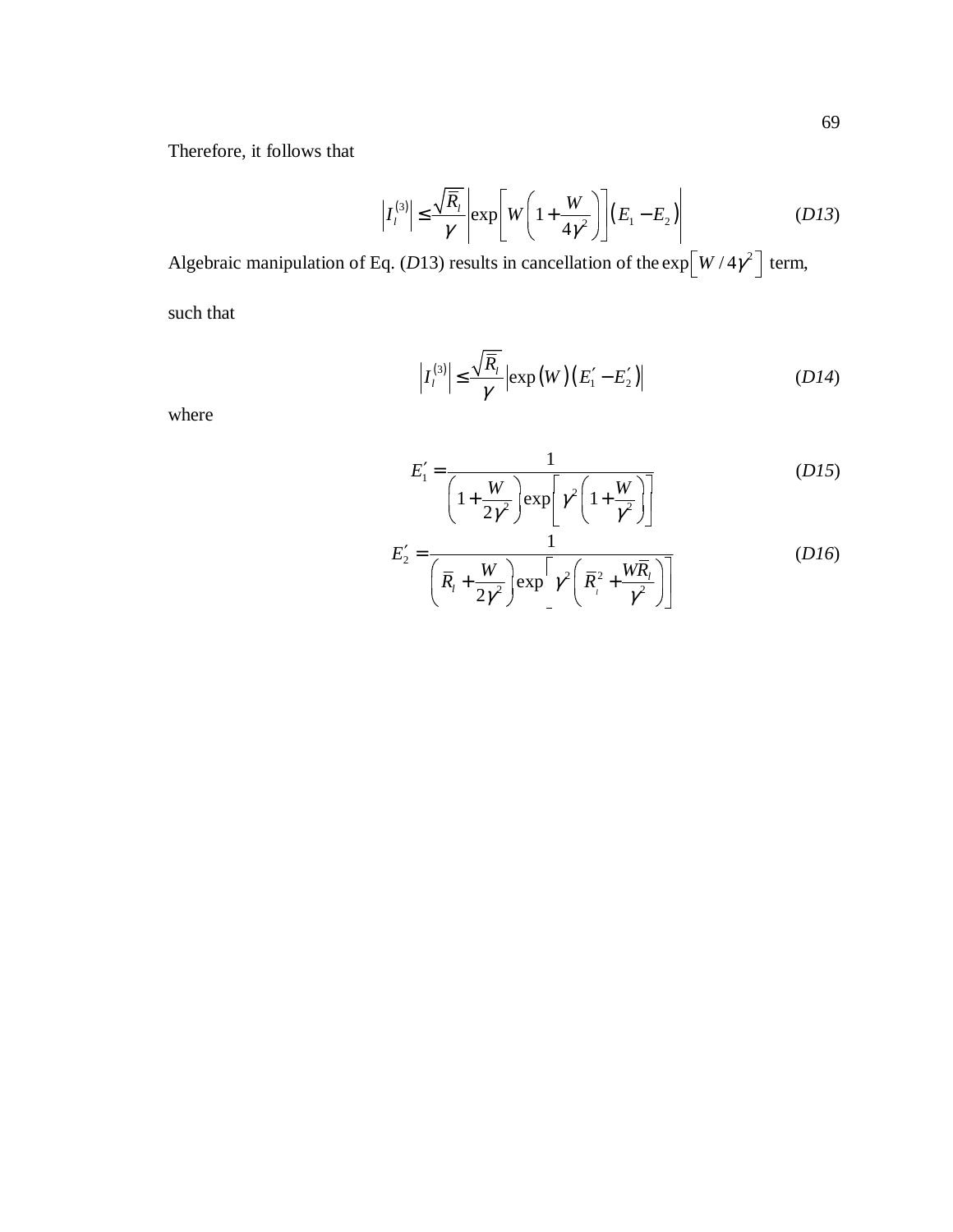Therefore, it follows that

$$\left|I_l^{(3)}\right| \leq \frac{\sqrt{\bar{R}_l}}{\gamma}\left|\exp\left[W\left(1+\frac{W}{4\gamma^2}\right)\right]\left(E_1 - E_2\right)\right| \tag{D13}$$

Algebraic manipulation of Eq. (*D*13) results in cancellation of the $\exp\left[W/4\gamma^2\right]$ term,

such that

$$\left|I_l^{(3)}\right| \leq \frac{\sqrt{\bar{R}_l}}{\gamma}\left|\exp\left(W\right)\left(E_1' - E_2'\right)\right| \tag{D14}$$

where

$$E_1' = \frac{1}{\left(1+\frac{W}{2\gamma^2}\right)\exp\left[\gamma^2\left(1+\frac{W}{\gamma^2}\right)\right]} \tag{D15}$$

$$E_2' = \frac{1}{\left(\bar{R}_l+\frac{W}{2\gamma^2}\right)\exp\left[\gamma^2\left(\bar{R}_l^2+\frac{W\bar{R}_l}{\gamma^2}\right)\right]} \tag{D16}$$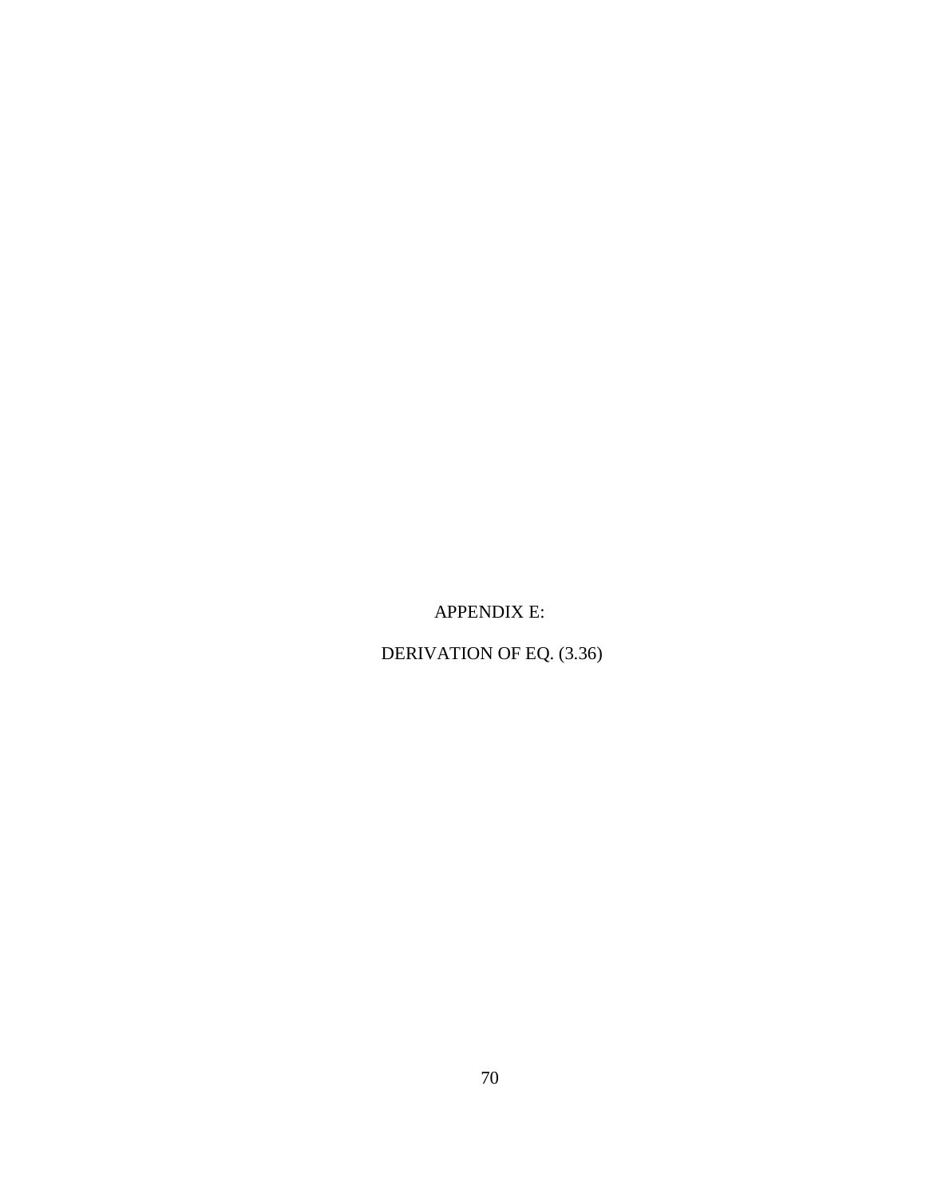# APPENDIX E:

# DERIVATION OF EQ. (3.36)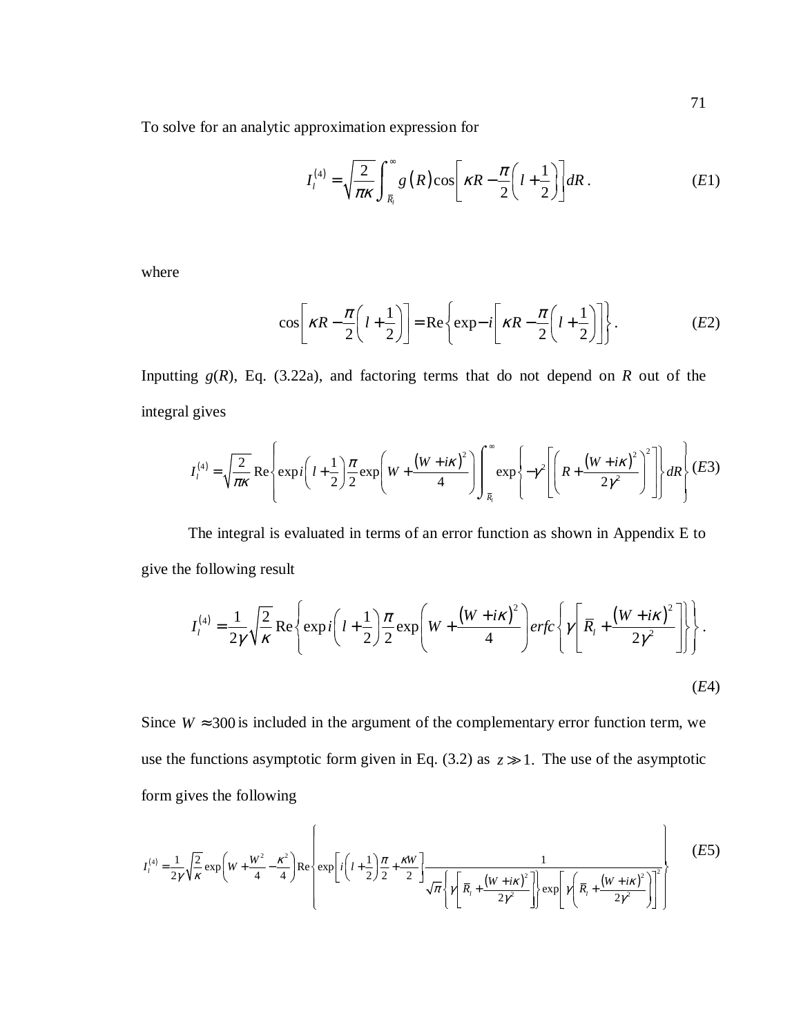To solve for an analytic approximation expression for

$$I_l^{(4)} = \sqrt{\frac{2}{\pi\kappa}} \int_{\bar{R}_l}^{\infty} g(R) \cos\left[\kappa R - \frac{\pi}{2}\left(l + \frac{1}{2}\right)\right] dR . \tag{E1}$$

where

$$\cos\left[\kappa R - \frac{\pi}{2}\left(l + \frac{1}{2}\right)\right] = \mathrm{Re}\left\{\exp - i\left[\kappa R - \frac{\pi}{2}\left(l + \frac{1}{2}\right)\right]\right\}. \tag{E2}$$

Inputting $g(R)$, Eq. (3.22a), and factoring terms that do not depend on $R$ out of the integral gives

$$I_l^{(4)} = \sqrt{\frac{2}{\pi\kappa}} \mathrm{Re}\left\{\exp i\left(l + \frac{1}{2}\right)\frac{\pi}{2} \exp\left(W + \frac{(W + i\kappa)^2}{4}\right) \int_{\bar{R}_l}^{\infty} \exp\left\{-\gamma^2\left[\left(R + \frac{(W + i\kappa)^2}{2\gamma^2}\right)^2\right]\right\} dR\right\} \tag{E3}$$

The integral is evaluated in terms of an error function as shown in Appendix E to give the following result

$$I_l^{(4)} = \frac{1}{2\gamma}\sqrt{\frac{2}{\kappa}} \mathrm{Re}\left\{\exp i\left(l + \frac{1}{2}\right)\frac{\pi}{2} \exp\left(W + \frac{(W + i\kappa)^2}{4}\right) erfc\left\{\gamma\left[\bar{R}_l + \frac{(W + i\kappa)^2}{2\gamma^2}\right]\right\}\right\}. \tag{E4}$$

Since $W \approx 300$ is included in the argument of the complementary error function term, we use the functions asymptotic form given in Eq. (3.2) as $z \gg 1.$ The use of the asymptotic form gives the following

$$I_l^{(4)} = \frac{1}{2\gamma}\sqrt{\frac{2}{\kappa}} \exp\left(W + \frac{W^2}{4} - \frac{\kappa^2}{4}\right) \mathrm{Re}\left\{\exp\left[i\left(l + \frac{1}{2}\right)\frac{\pi}{2} + \frac{\kappa W}{2}\right] \frac{1}{\sqrt{\pi}\left\{\gamma\left[\bar{R}_l + \frac{(W + i\kappa)^2}{2\gamma^2}\right]\right\} \exp\left[\gamma\left(\bar{R}_l + \frac{(W + i\kappa)^2}{2\gamma^2}\right)\right]^2}\right\} \tag{E5}$$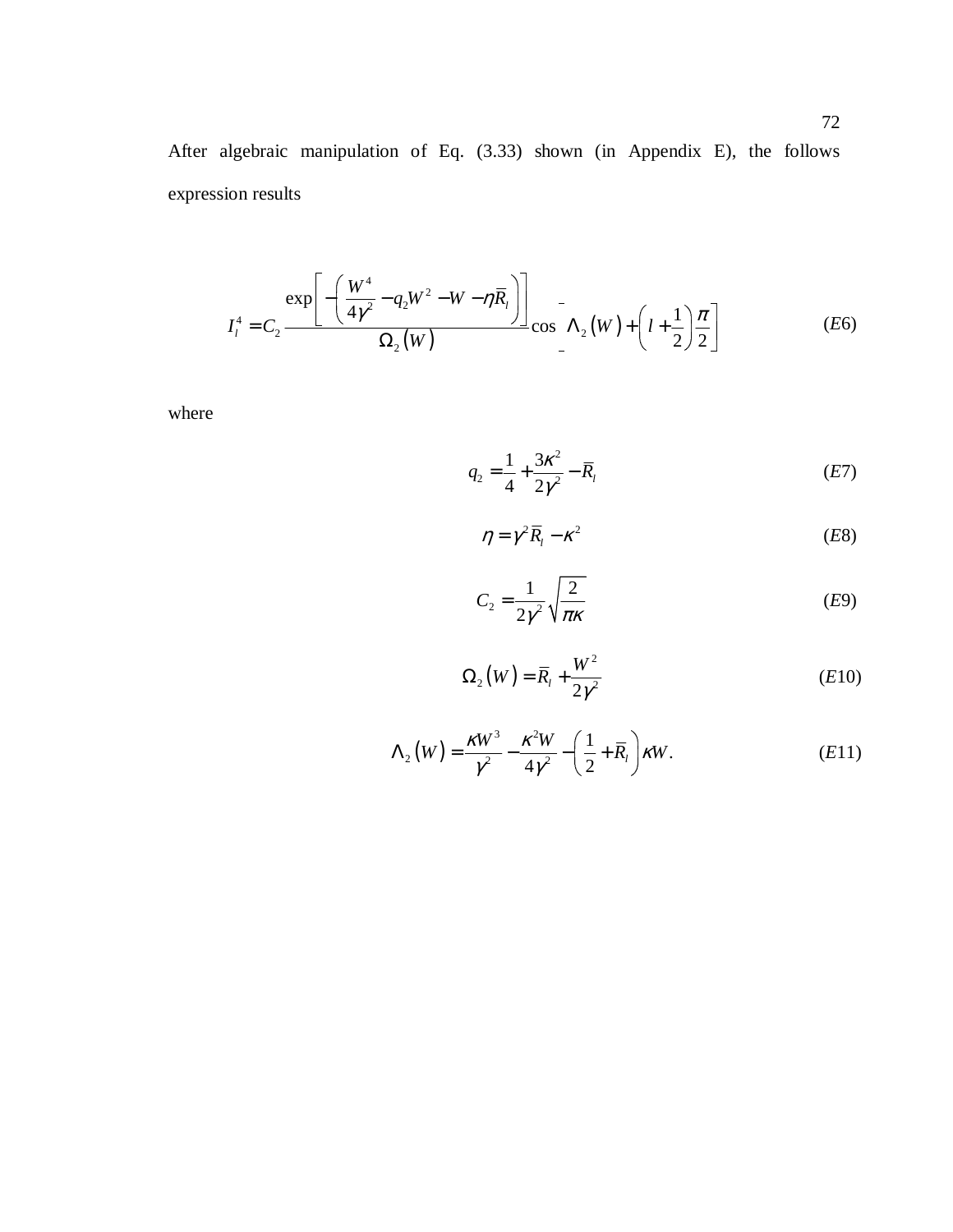After algebraic manipulation of Eq. (3.33) shown (in Appendix E), the follows expression results

$$I_l^4 = C_2 \frac{\exp\left[-\left(\frac{W^4}{4\gamma^2} - q_2 W^2 - W - \eta \bar{R}_l\right)\right]}{\Omega_2(W)} \cos\left[\Lambda_2(W) + \left(l + \frac{1}{2}\right)\frac{\pi}{2}\right] \tag{E6}$$

where

$$q_2 = \frac{1}{4} + \frac{3\kappa^2}{2\gamma^2} - \bar{R}_l \tag{E7}$$

$$\eta = \gamma^2 \bar{R}_l - \kappa^2 \tag{E8}$$

$$C_2 = \frac{1}{2\gamma^2}\sqrt{\frac{2}{\pi\kappa}} \tag{E9}$$

$$\Omega_2(W) = \bar{R}_l + \frac{W^2}{2\gamma^2} \tag{E10}$$

$$\Lambda_2(W) = \frac{\kappa W^3}{\gamma^2} - \frac{\kappa^2 W}{4\gamma^2} - \left(\frac{1}{2} + \bar{R}_l\right)\kappa W. \tag{E11}$$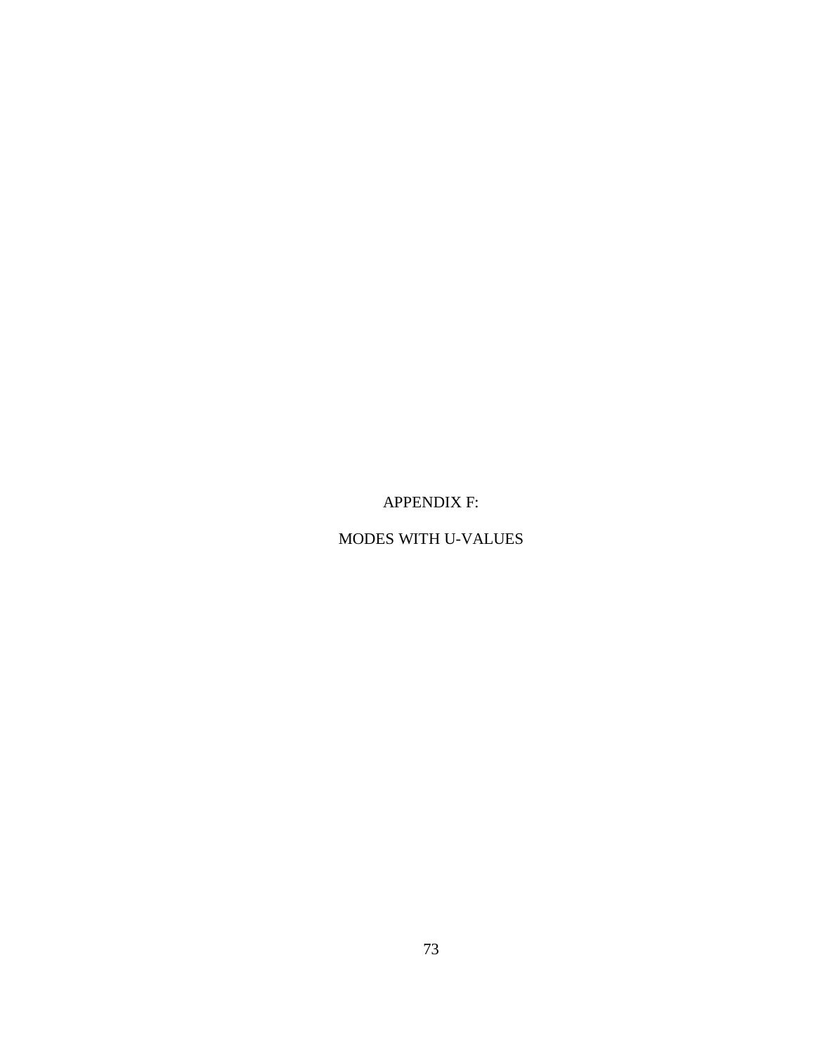# APPENDIX F:

# MODES WITH U-VALUES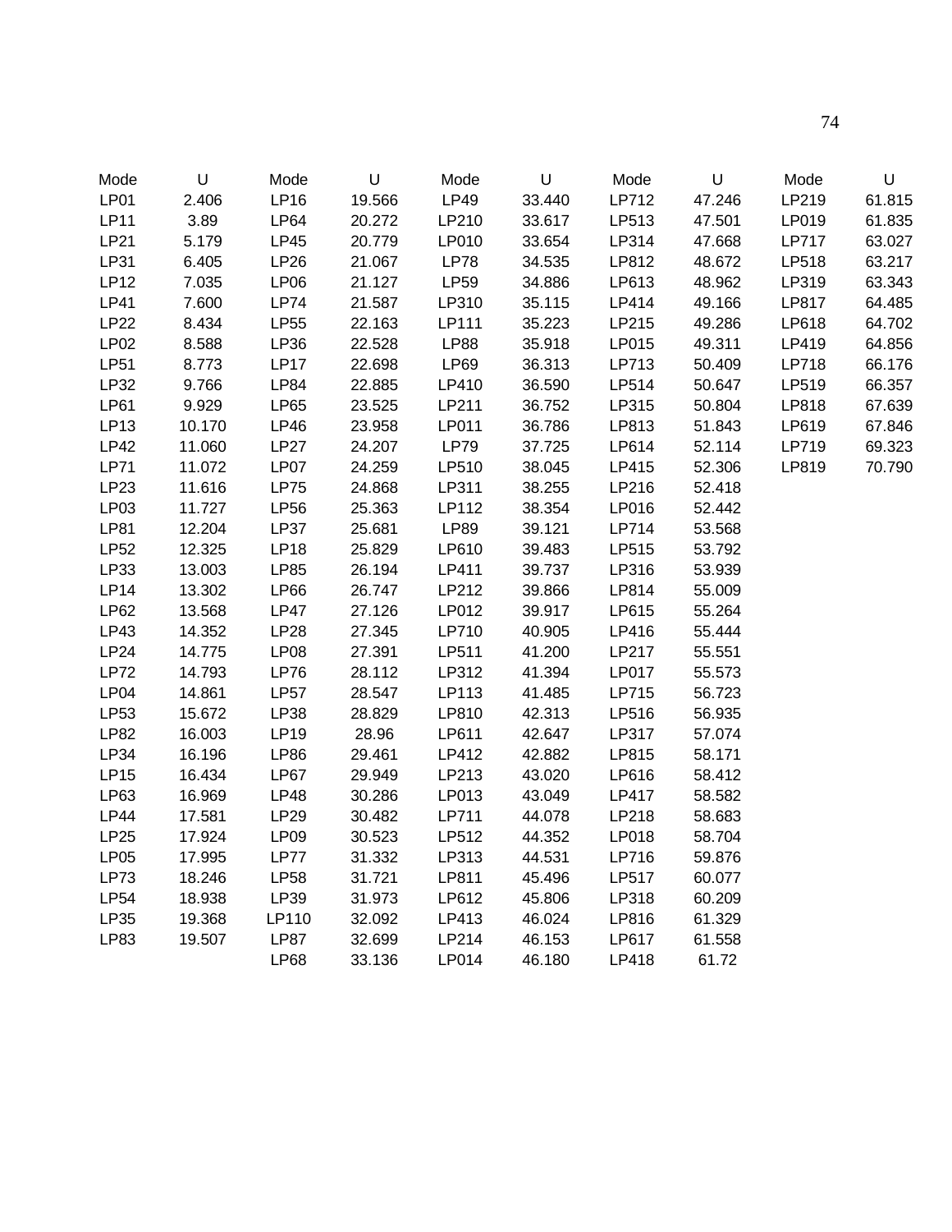| Mode | U | Mode | U | Mode | U | Mode | U | Mode | U |
|---|---|---|---|---|---|---|---|---|---|
| LP01 | 2.406 | LP16 | 19.566 | LP49 | 33.440 | LP712 | 47.246 | LP219 | 61.815 |
| LP11 | 3.89 | LP64 | 20.272 | LP210 | 33.617 | LP513 | 47.501 | LP019 | 61.835 |
| LP21 | 5.179 | LP45 | 20.779 | LP010 | 33.654 | LP314 | 47.668 | LP717 | 63.027 |
| LP31 | 6.405 | LP26 | 21.067 | LP78 | 34.535 | LP812 | 48.672 | LP518 | 63.217 |
| LP12 | 7.035 | LP06 | 21.127 | LP59 | 34.886 | LP613 | 48.962 | LP319 | 63.343 |
| LP41 | 7.600 | LP74 | 21.587 | LP310 | 35.115 | LP414 | 49.166 | LP817 | 64.485 |
| LP22 | 8.434 | LP55 | 22.163 | LP111 | 35.223 | LP215 | 49.286 | LP618 | 64.702 |
| LP02 | 8.588 | LP36 | 22.528 | LP88 | 35.918 | LP015 | 49.311 | LP419 | 64.856 |
| LP51 | 8.773 | LP17 | 22.698 | LP69 | 36.313 | LP713 | 50.409 | LP718 | 66.176 |
| LP32 | 9.766 | LP84 | 22.885 | LP410 | 36.590 | LP514 | 50.647 | LP519 | 66.357 |
| LP61 | 9.929 | LP65 | 23.525 | LP211 | 36.752 | LP315 | 50.804 | LP818 | 67.639 |
| LP13 | 10.170 | LP46 | 23.958 | LP011 | 36.786 | LP813 | 51.843 | LP619 | 67.846 |
| LP42 | 11.060 | LP27 | 24.207 | LP79 | 37.725 | LP614 | 52.114 | LP719 | 69.323 |
| LP71 | 11.072 | LP07 | 24.259 | LP510 | 38.045 | LP415 | 52.306 | LP819 | 70.790 |
| LP23 | 11.616 | LP75 | 24.868 | LP311 | 38.255 | LP216 | 52.418 | | |
| LP03 | 11.727 | LP56 | 25.363 | LP112 | 38.354 | LP016 | 52.442 | | |
| LP81 | 12.204 | LP37 | 25.681 | LP89 | 39.121 | LP714 | 53.568 | | |
| LP52 | 12.325 | LP18 | 25.829 | LP610 | 39.483 | LP515 | 53.792 | | |
| LP33 | 13.003 | LP85 | 26.194 | LP411 | 39.737 | LP316 | 53.939 | | |
| LP14 | 13.302 | LP66 | 26.747 | LP212 | 39.866 | LP814 | 55.009 | | |
| LP62 | 13.568 | LP47 | 27.126 | LP012 | 39.917 | LP615 | 55.264 | | |
| LP43 | 14.352 | LP28 | 27.345 | LP710 | 40.905 | LP416 | 55.444 | | |
| LP24 | 14.775 | LP08 | 27.391 | LP511 | 41.200 | LP217 | 55.551 | | |
| LP72 | 14.793 | LP76 | 28.112 | LP312 | 41.394 | LP017 | 55.573 | | |
| LP04 | 14.861 | LP57 | 28.547 | LP113 | 41.485 | LP715 | 56.723 | | |
| LP53 | 15.672 | LP38 | 28.829 | LP810 | 42.313 | LP516 | 56.935 | | |
| LP82 | 16.003 | LP19 | 28.96 | LP611 | 42.647 | LP317 | 57.074 | | |
| LP34 | 16.196 | LP86 | 29.461 | LP412 | 42.882 | LP815 | 58.171 | | |
| LP15 | 16.434 | LP67 | 29.949 | LP213 | 43.020 | LP616 | 58.412 | | |
| LP63 | 16.969 | LP48 | 30.286 | LP013 | 43.049 | LP417 | 58.582 | | |
| LP44 | 17.581 | LP29 | 30.482 | LP711 | 44.078 | LP218 | 58.683 | | |
| LP25 | 17.924 | LP09 | 30.523 | LP512 | 44.352 | LP018 | 58.704 | | |
| LP05 | 17.995 | LP77 | 31.332 | LP313 | 44.531 | LP716 | 59.876 | | |
| LP73 | 18.246 | LP58 | 31.721 | LP811 | 45.496 | LP517 | 60.077 | | |
| LP54 | 18.938 | LP39 | 31.973 | LP612 | 45.806 | LP318 | 60.209 | | |
| LP35 | 19.368 | LP110 | 32.092 | LP413 | 46.024 | LP816 | 61.329 | | |
| LP83 | 19.507 | LP87 | 32.699 | LP214 | 46.153 | LP617 | 61.558 | | |
| | | LP68 | 33.136 | LP014 | 46.180 | LP418 | 61.72 | | |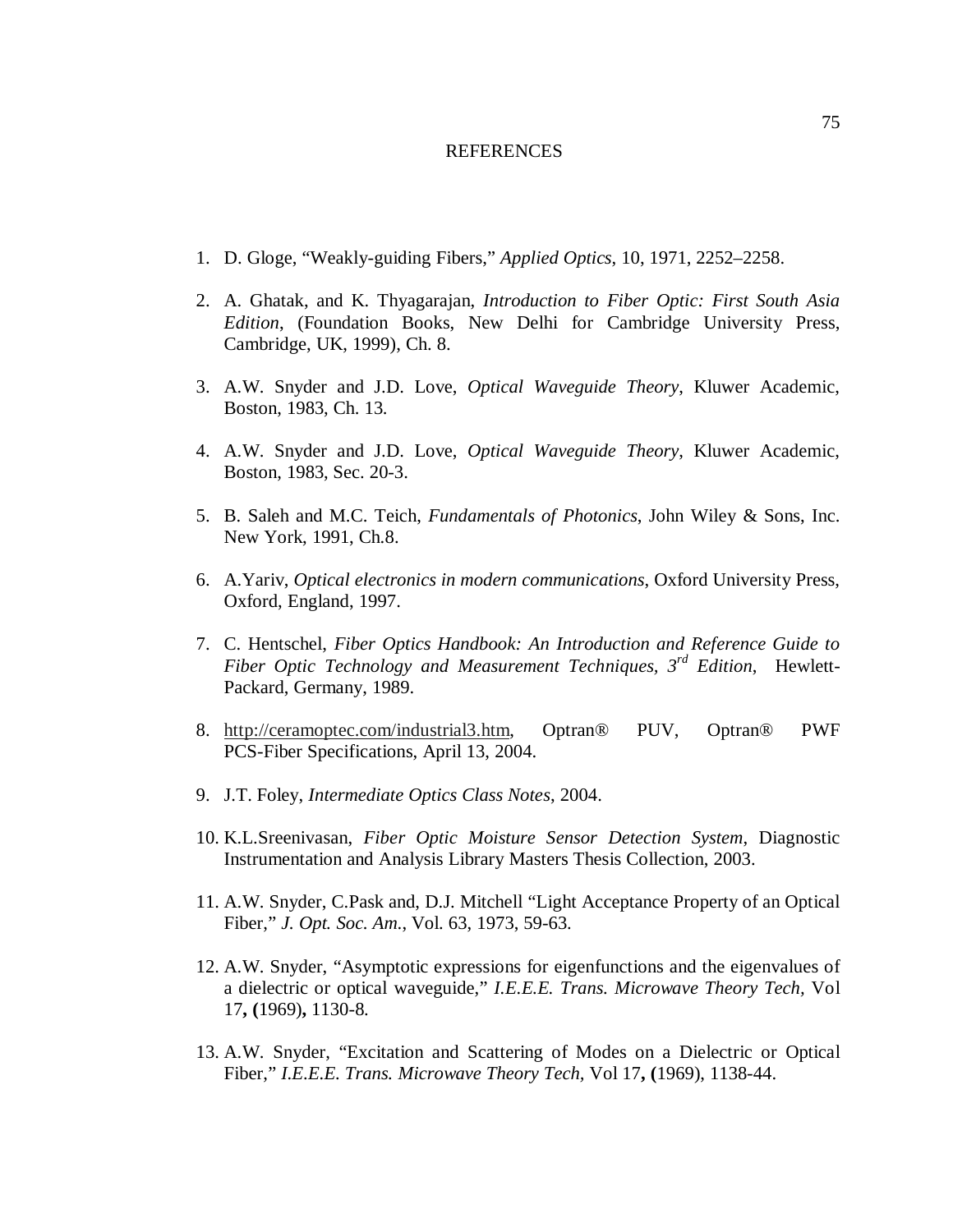# REFERENCES

1. D. Gloge, "Weakly-guiding Fibers," *Applied Optics*, 10, 1971, 2252–2258.

2. A. Ghatak, and K. Thyagarajan, *Introduction to Fiber Optic: First South Asia Edition*, (Foundation Books, New Delhi for Cambridge University Press, Cambridge, UK, 1999), Ch. 8.

3. A.W. Snyder and J.D. Love, *Optical Waveguide Theory*, Kluwer Academic, Boston, 1983, Ch. 13.

4. A.W. Snyder and J.D. Love, *Optical Waveguide Theory*, Kluwer Academic, Boston, 1983, Sec. 20-3.

5. B. Saleh and M.C. Teich, *Fundamentals of Photonics*, John Wiley & Sons, Inc. New York, 1991, Ch.8.

6. A.Yariv, *Optical electronics in modern communications*, Oxford University Press, Oxford, England, 1997.

7. C. Hentschel, *Fiber Optics Handbook: An Introduction and Reference Guide to Fiber Optic Technology and Measurement Techniques, 3rd Edition*, Hewlett-Packard, Germany, 1989.

8. http://ceramoptec.com/industrial3.htm, Optran® PUV, Optran® PWF PCS-Fiber Specifications, April 13, 2004.

9. J.T. Foley, *Intermediate Optics Class Notes*, 2004.

10. K.L.Sreenivasan, *Fiber Optic Moisture Sensor Detection System*, Diagnostic Instrumentation and Analysis Library Masters Thesis Collection, 2003.

11. A.W. Snyder, C.Pask and, D.J. Mitchell "Light Acceptance Property of an Optical Fiber," *J. Opt. Soc. Am.*, Vol. 63, 1973, 59-63.

12. A.W. Snyder, "Asymptotic expressions for eigenfunctions and the eigenvalues of a dielectric or optical waveguide," *I.E.E.E. Trans. Microwave Theory Tech*, Vol 17**, (**1969)**,** 1130-8.

13. A.W. Snyder, "Excitation and Scattering of Modes on a Dielectric or Optical Fiber," *I.E.E.E. Trans. Microwave Theory Tech,* Vol 17**, (**1969), 1138-44.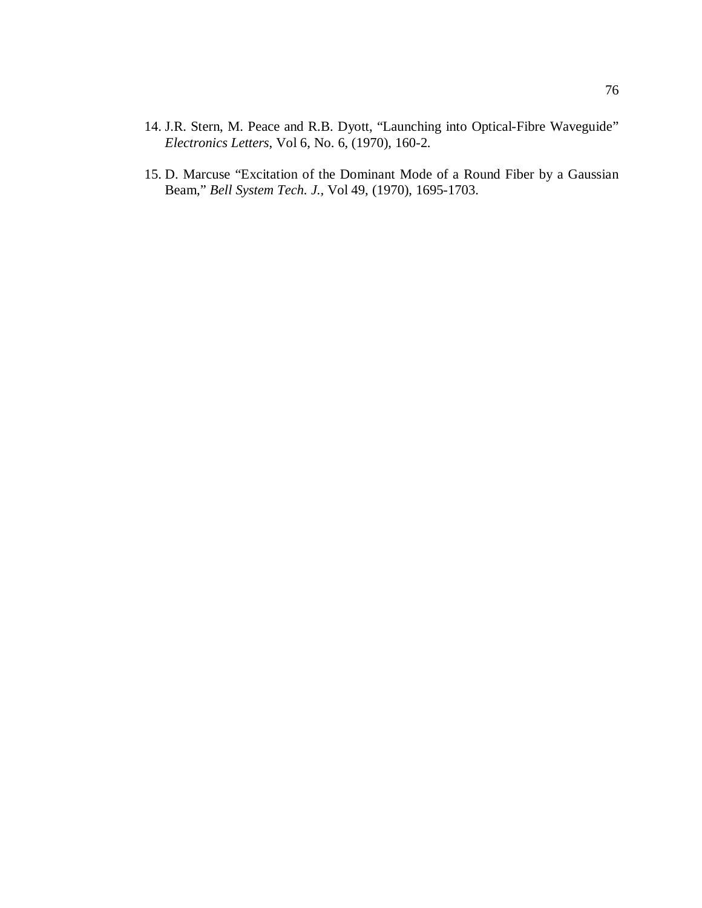14. J.R. Stern, M. Peace and R.B. Dyott, "Launching into Optical-Fibre Waveguide" *Electronics Letters*, Vol 6, No. 6, (1970), 160-2.

15. D. Marcuse "Excitation of the Dominant Mode of a Round Fiber by a Gaussian Beam," *Bell System Tech. J.*, Vol 49, (1970), 1695-1703.